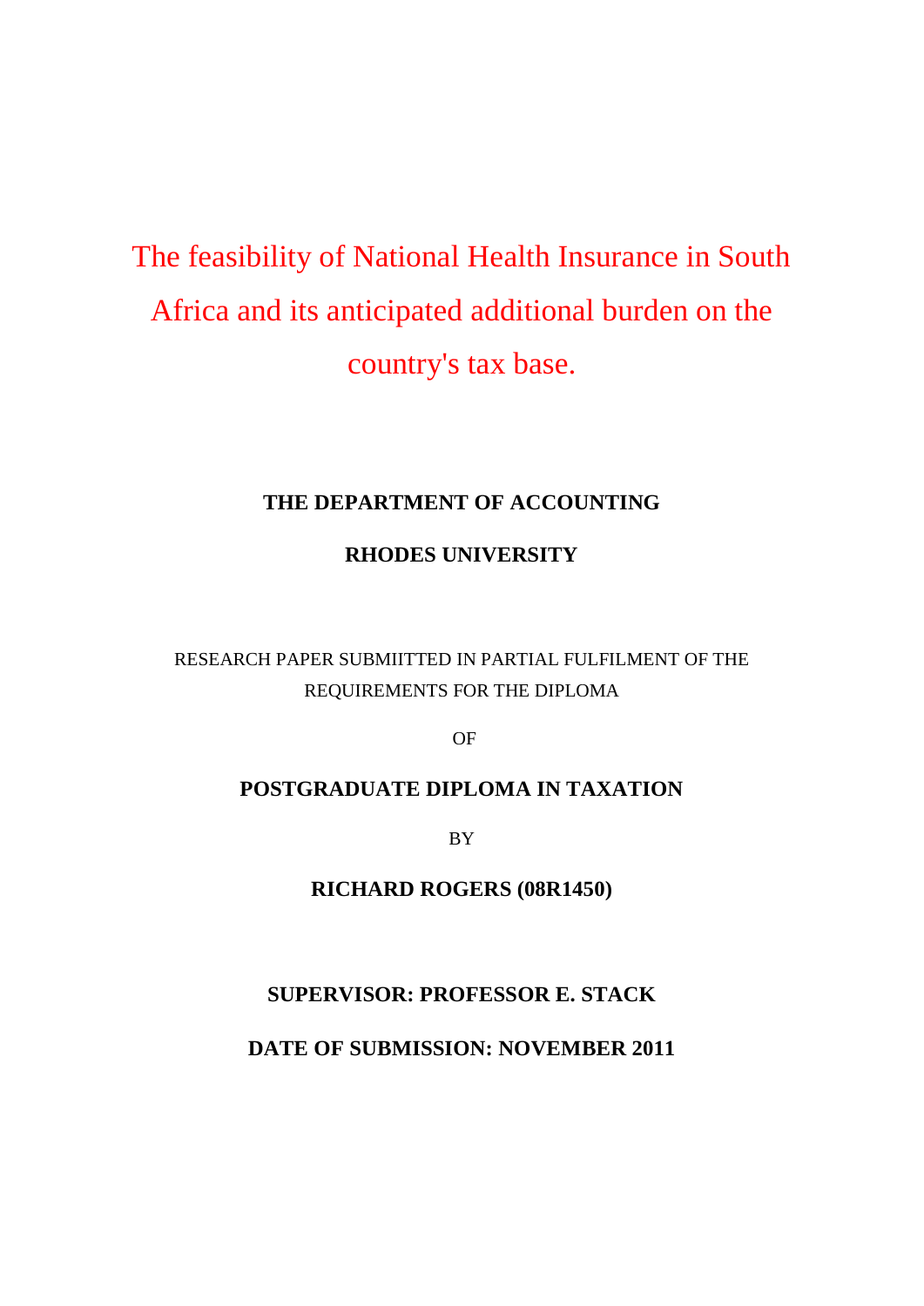# The feasibility of National Health Insurance in South Africa and its anticipated additional burden on the country's tax base.

**THE DEPARTMENT OF ACCOUNTING**

**RHODES UNIVERSITY**

RESEARCH PAPER SUBMIITTED IN PARTIAL FULFILMENT OF THE REQUIREMENTS FOR THE DIPLOMA

OF

**POSTGRADUATE DIPLOMA IN TAXATION**

BY

**RICHARD ROGERS (08R1450)**

**SUPERVISOR: PROFESSOR E. STACK**

**DATE OF SUBMISSION: NOVEMBER 2011**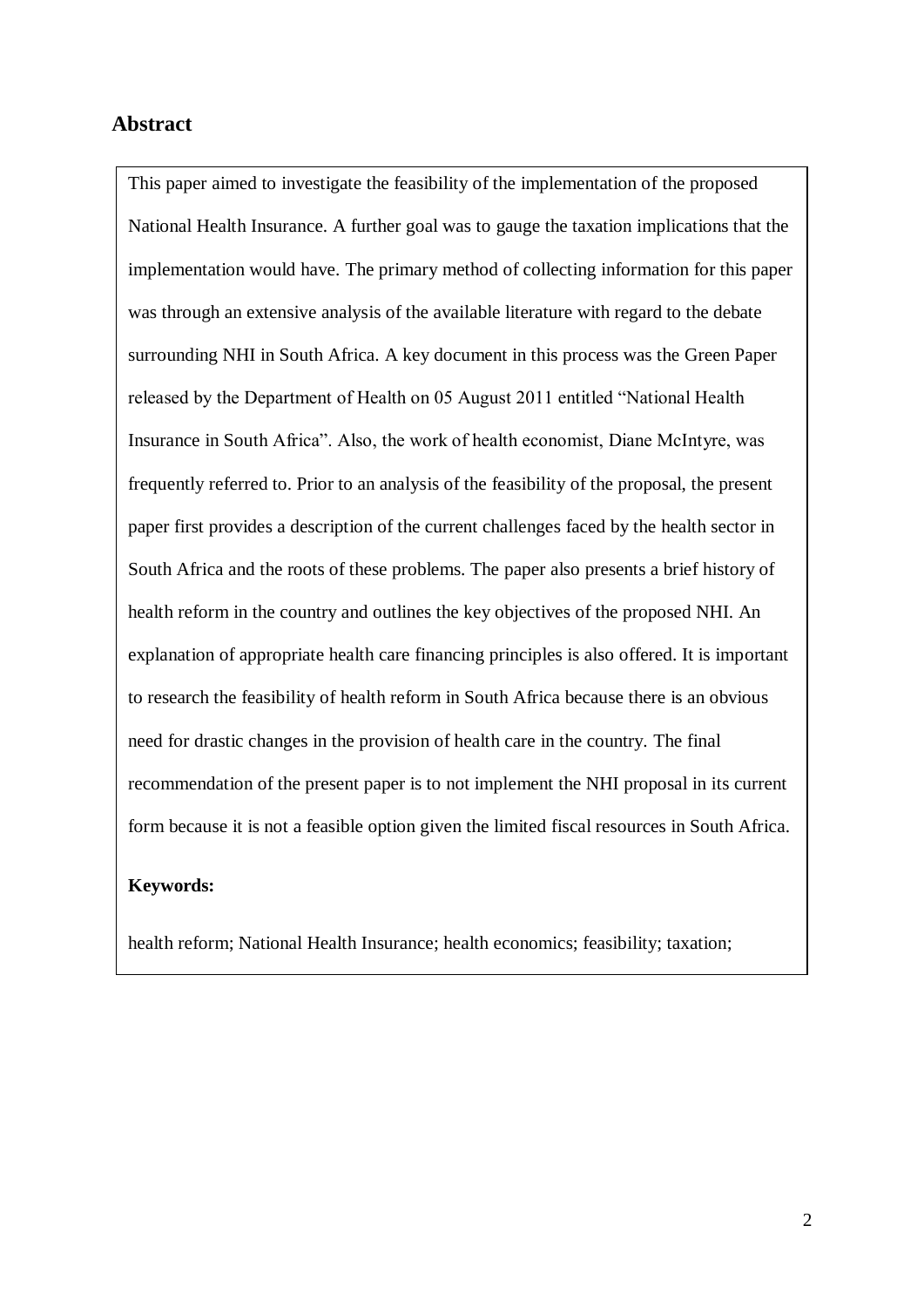## Abstract

This paper aimed to investigate the feasibility of the implementation of the proposed National Health Insurance. A further goal was to gauge the taxation implications that the implementation would have. The primary method of collecting information for this paper was through an extensive analysis of the available literature with regard to the debate surrounding NHI in South Africa. A key document in this process was the Green Paper released by the Department of Health on 05 August 2011 entitled "National Health Insurance in South Africa". Also, the work of health economist, Diane McIntyre, was frequently referred to. Prior to an analysis of the feasibility of the proposal, the present paper first provides a description of the current challenges faced by the health sector in South Africa and the roots of these problems. The paper also presents a brief history of health reform in the country and outlines the key objectives of the proposed NHI. An explanation of appropriate health care financing principles is also offered. It is important to research the feasibility of health reform in South Africa because there is an obvious need for drastic changes in the provision of health care in the country. The final recommendation of the present paper is to not implement the NHI proposal in its current form because it is not a feasible option given the limited fiscal resources in South Africa.

**Keywords:**

health reform; National Health Insurance; health economics; feasibility; taxation;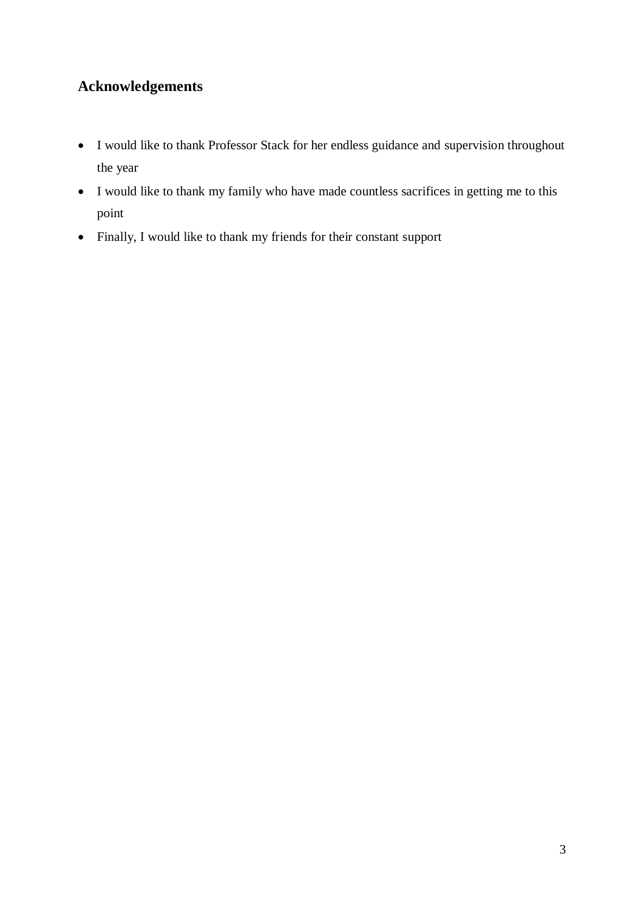## Acknowledgements

- I would like to thank Professor Stack for her endless guidance and supervision throughout the year
- I would like to thank my family who have made countless sacrifices in getting me to this point
- Finally, I would like to thank my friends for their constant support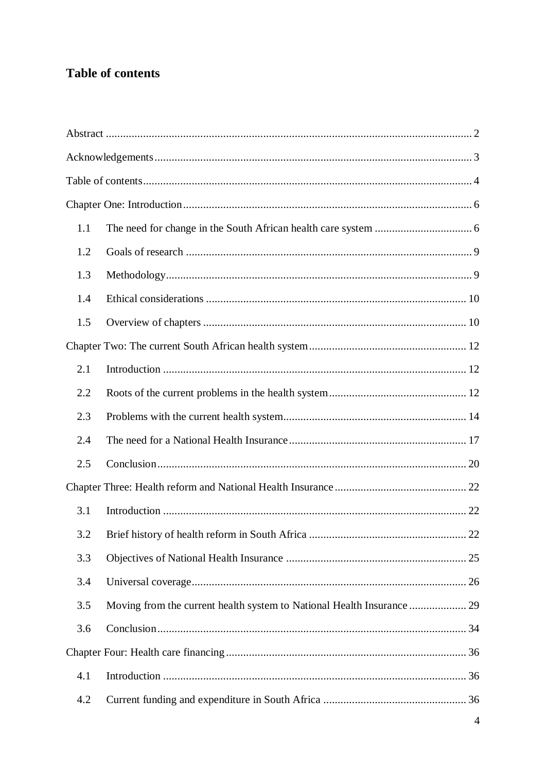## Table of contents

Abstract ........................................................................................................................ 2

Acknowledgements ........................................................................................................ 3

Table of contents ............................................................................................................ 4

Chapter One: Introduction ............................................................................................ 6

1.1 The need for change in the South African health care system .............................. 6

1.2 Goals of research ...................................................................................................... 9

1.3 Methodology ............................................................................................................ 9

1.4 Ethical considerations ............................................................................................ 10

1.5 Overview of chapters ............................................................................................. 10

Chapter Two: The current South African health system ............................................. 12

2.1 Introduction ............................................................................................................ 12

2.2 Roots of the current problems in the health system .............................................. 12

2.3 Problems with the current health system ............................................................... 14

2.4 The need for a National Health Insurance ............................................................. 17

2.5 Conclusion .............................................................................................................. 20

Chapter Three: Health reform and National Health Insurance .................................... 22

3.1 Introduction ............................................................................................................ 22

3.2 Brief history of health reform in South Africa ...................................................... 22

3.3 Objectives of National Health Insurance ............................................................... 25

3.4 Universal coverage ................................................................................................. 26

3.5 Moving from the current health system to National Health Insurance ................. 29

3.6 Conclusion .............................................................................................................. 34

Chapter Four: Health care financing ........................................................................... 36

4.1 Introduction ............................................................................................................ 36

4.2 Current funding and expenditure in South Africa .................................................. 36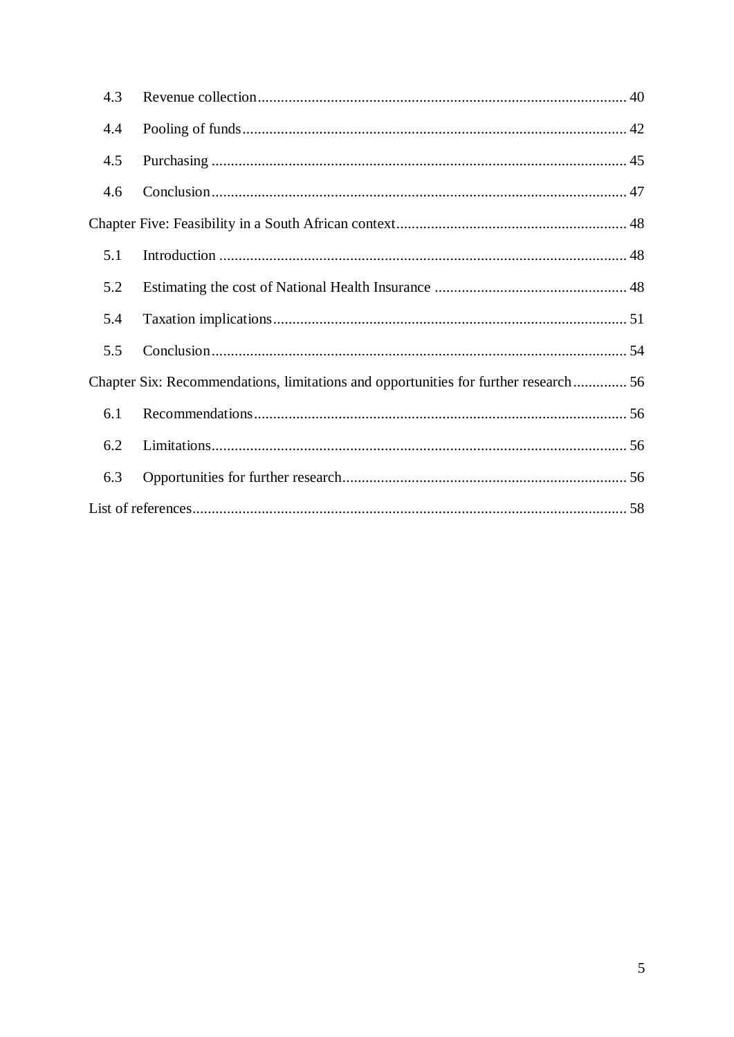- 4.3 Revenue collection ... 40
- 4.4 Pooling of funds ... 42
- 4.5 Purchasing ... 45
- 4.6 Conclusion ... 47

Chapter Five: Feasibility in a South African context ... 48

- 5.1 Introduction ... 48
- 5.2 Estimating the cost of National Health Insurance ... 48
- 5.4 Taxation implications ... 51
- 5.5 Conclusion ... 54

Chapter Six: Recommendations, limitations and opportunities for further research ... 56

- 6.1 Recommendations ... 56
- 6.2 Limitations ... 56
- 6.3 Opportunities for further research ... 56

List of references ... 58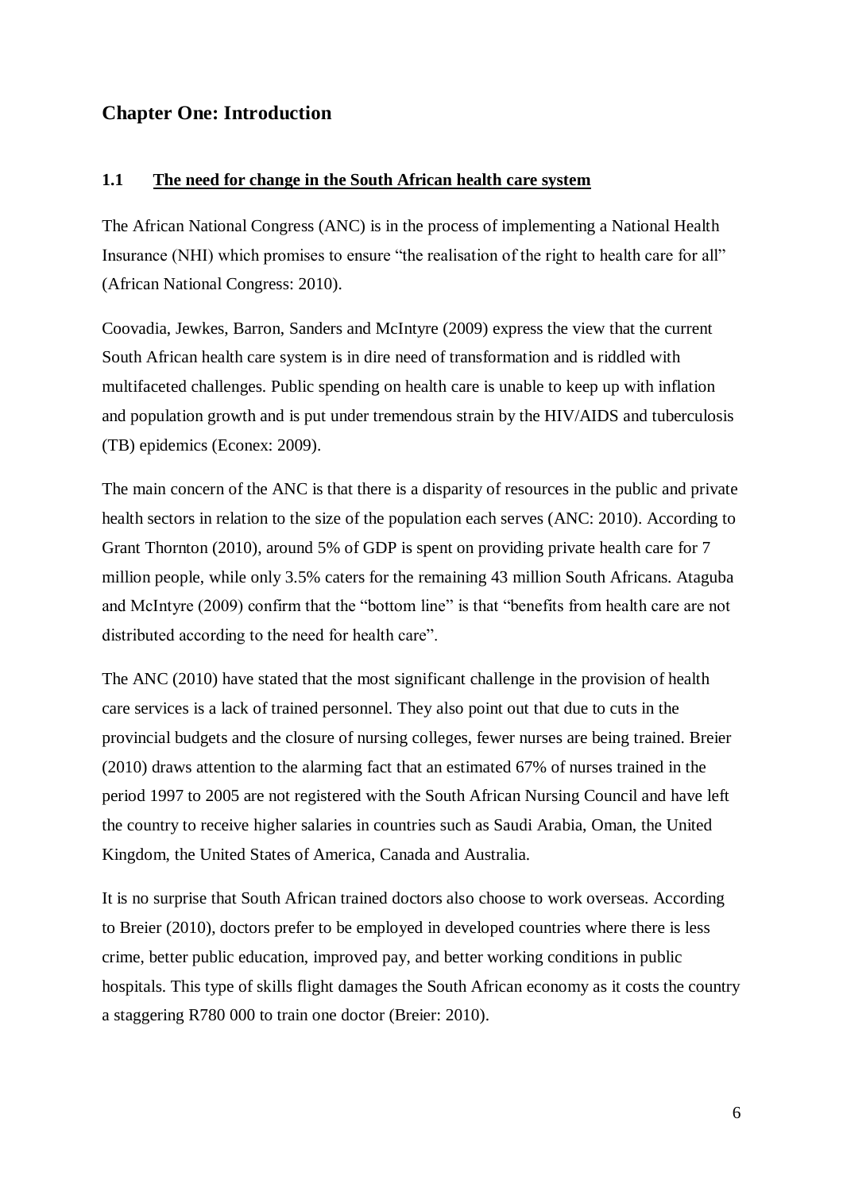# Chapter One: Introduction

## 1.1 <u>The need for change in the South African health care system</u>

The African National Congress (ANC) is in the process of implementing a National Health Insurance (NHI) which promises to ensure “the realisation of the right to health care for all” (African National Congress: 2010).

Coovadia, Jewkes, Barron, Sanders and McIntyre (2009) express the view that the current South African health care system is in dire need of transformation and is riddled with multifaceted challenges. Public spending on health care is unable to keep up with inflation and population growth and is put under tremendous strain by the HIV/AIDS and tuberculosis (TB) epidemics (Econex: 2009).

The main concern of the ANC is that there is a disparity of resources in the public and private health sectors in relation to the size of the population each serves (ANC: 2010). According to Grant Thornton (2010), around 5% of GDP is spent on providing private health care for 7 million people, while only 3.5% caters for the remaining 43 million South Africans. Ataguba and McIntyre (2009) confirm that the “bottom line” is that “benefits from health care are not distributed according to the need for health care”.

The ANC (2010) have stated that the most significant challenge in the provision of health care services is a lack of trained personnel. They also point out that due to cuts in the provincial budgets and the closure of nursing colleges, fewer nurses are being trained. Breier (2010) draws attention to the alarming fact that an estimated 67% of nurses trained in the period 1997 to 2005 are not registered with the South African Nursing Council and have left the country to receive higher salaries in countries such as Saudi Arabia, Oman, the United Kingdom, the United States of America, Canada and Australia.

It is no surprise that South African trained doctors also choose to work overseas. According to Breier (2010), doctors prefer to be employed in developed countries where there is less crime, better public education, improved pay, and better working conditions in public hospitals. This type of skills flight damages the South African economy as it costs the country a staggering R780 000 to train one doctor (Breier: 2010).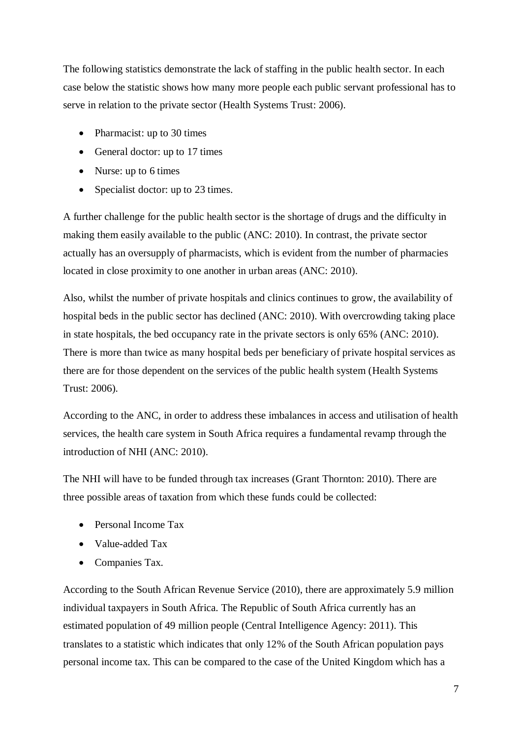The following statistics demonstrate the lack of staffing in the public health sector. In each case below the statistic shows how many more people each public servant professional has to serve in relation to the private sector (Health Systems Trust: 2006).

- Pharmacist: up to 30 times
- General doctor: up to 17 times
- Nurse: up to 6 times
- Specialist doctor: up to 23 times.

A further challenge for the public health sector is the shortage of drugs and the difficulty in making them easily available to the public (ANC: 2010). In contrast, the private sector actually has an oversupply of pharmacists, which is evident from the number of pharmacies located in close proximity to one another in urban areas (ANC: 2010).

Also, whilst the number of private hospitals and clinics continues to grow, the availability of hospital beds in the public sector has declined (ANC: 2010). With overcrowding taking place in state hospitals, the bed occupancy rate in the private sectors is only 65% (ANC: 2010). There is more than twice as many hospital beds per beneficiary of private hospital services as there are for those dependent on the services of the public health system (Health Systems Trust: 2006).

According to the ANC, in order to address these imbalances in access and utilisation of health services, the health care system in South Africa requires a fundamental revamp through the introduction of NHI (ANC: 2010).

The NHI will have to be funded through tax increases (Grant Thornton: 2010). There are three possible areas of taxation from which these funds could be collected:

- Personal Income Tax
- Value-added Tax
- Companies Tax.

According to the South African Revenue Service (2010), there are approximately 5.9 million individual taxpayers in South Africa. The Republic of South Africa currently has an estimated population of 49 million people (Central Intelligence Agency: 2011). This translates to a statistic which indicates that only 12% of the South African population pays personal income tax. This can be compared to the case of the United Kingdom which has a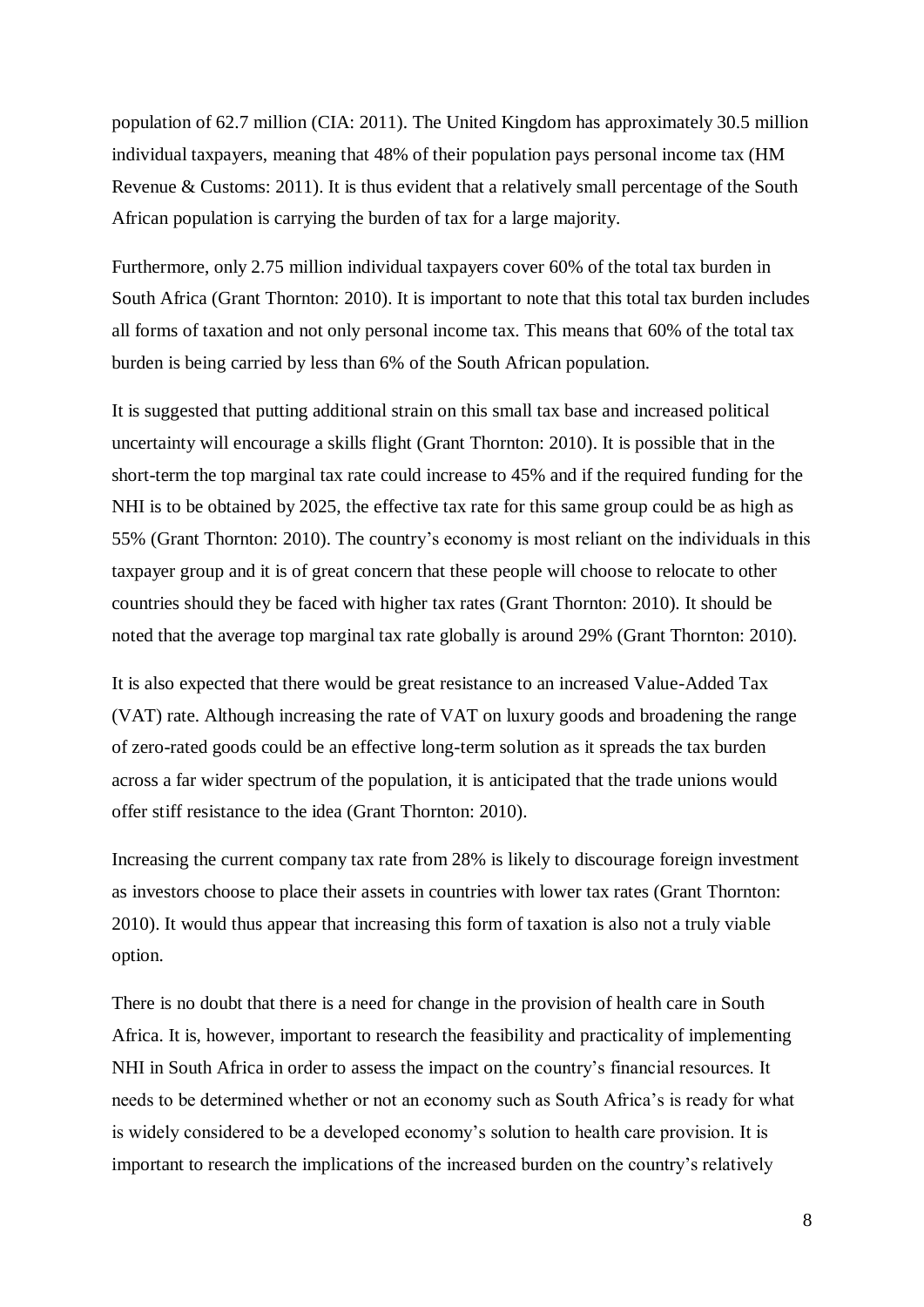population of 62.7 million (CIA: 2011). The United Kingdom has approximately 30.5 million individual taxpayers, meaning that 48% of their population pays personal income tax (HM Revenue & Customs: 2011). It is thus evident that a relatively small percentage of the South African population is carrying the burden of tax for a large majority.

Furthermore, only 2.75 million individual taxpayers cover 60% of the total tax burden in South Africa (Grant Thornton: 2010). It is important to note that this total tax burden includes all forms of taxation and not only personal income tax. This means that 60% of the total tax burden is being carried by less than 6% of the South African population.

It is suggested that putting additional strain on this small tax base and increased political uncertainty will encourage a skills flight (Grant Thornton: 2010). It is possible that in the short-term the top marginal tax rate could increase to 45% and if the required funding for the NHI is to be obtained by 2025, the effective tax rate for this same group could be as high as 55% (Grant Thornton: 2010). The country's economy is most reliant on the individuals in this taxpayer group and it is of great concern that these people will choose to relocate to other countries should they be faced with higher tax rates (Grant Thornton: 2010). It should be noted that the average top marginal tax rate globally is around 29% (Grant Thornton: 2010).

It is also expected that there would be great resistance to an increased Value-Added Tax (VAT) rate. Although increasing the rate of VAT on luxury goods and broadening the range of zero-rated goods could be an effective long-term solution as it spreads the tax burden across a far wider spectrum of the population, it is anticipated that the trade unions would offer stiff resistance to the idea (Grant Thornton: 2010).

Increasing the current company tax rate from 28% is likely to discourage foreign investment as investors choose to place their assets in countries with lower tax rates (Grant Thornton: 2010). It would thus appear that increasing this form of taxation is also not a truly viable option.

There is no doubt that there is a need for change in the provision of health care in South Africa. It is, however, important to research the feasibility and practicality of implementing NHI in South Africa in order to assess the impact on the country's financial resources. It needs to be determined whether or not an economy such as South Africa's is ready for what is widely considered to be a developed economy's solution to health care provision. It is important to research the implications of the increased burden on the country's relatively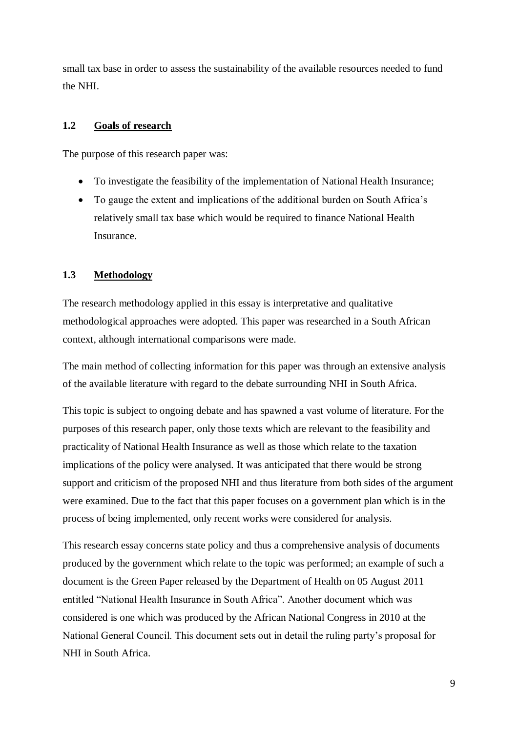small tax base in order to assess the sustainability of the available resources needed to fund the NHI.

## 1.2 Goals of research

The purpose of this research paper was:

- To investigate the feasibility of the implementation of National Health Insurance;
- To gauge the extent and implications of the additional burden on South Africa's relatively small tax base which would be required to finance National Health Insurance.

## 1.3 Methodology

The research methodology applied in this essay is interpretative and qualitative methodological approaches were adopted. This paper was researched in a South African context, although international comparisons were made.

The main method of collecting information for this paper was through an extensive analysis of the available literature with regard to the debate surrounding NHI in South Africa.

This topic is subject to ongoing debate and has spawned a vast volume of literature. For the purposes of this research paper, only those texts which are relevant to the feasibility and practicality of National Health Insurance as well as those which relate to the taxation implications of the policy were analysed. It was anticipated that there would be strong support and criticism of the proposed NHI and thus literature from both sides of the argument were examined. Due to the fact that this paper focuses on a government plan which is in the process of being implemented, only recent works were considered for analysis.

This research essay concerns state policy and thus a comprehensive analysis of documents produced by the government which relate to the topic was performed; an example of such a document is the Green Paper released by the Department of Health on 05 August 2011 entitled "National Health Insurance in South Africa". Another document which was considered is one which was produced by the African National Congress in 2010 at the National General Council. This document sets out in detail the ruling party's proposal for NHI in South Africa.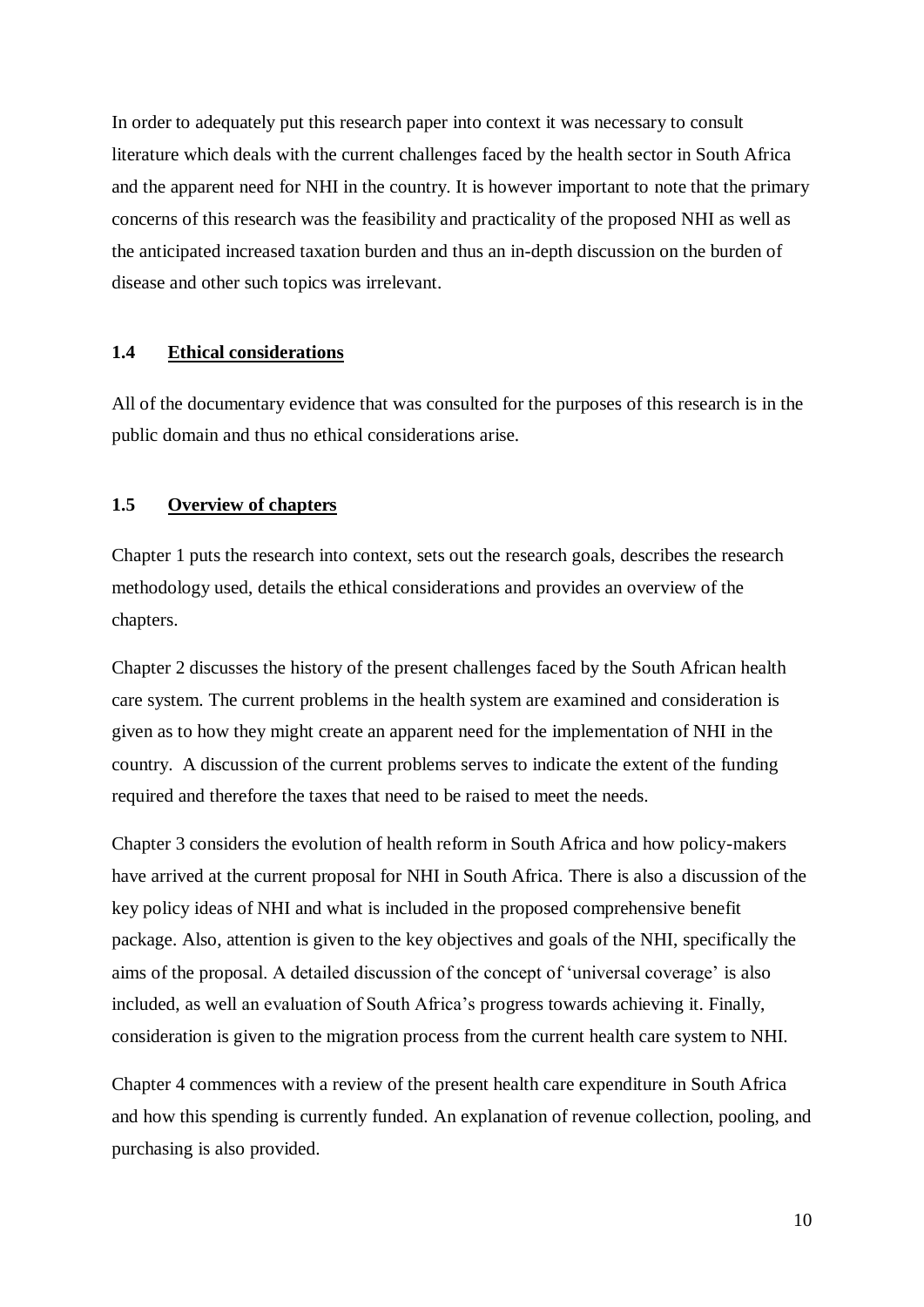In order to adequately put this research paper into context it was necessary to consult literature which deals with the current challenges faced by the health sector in South Africa and the apparent need for NHI in the country. It is however important to note that the primary concerns of this research was the feasibility and practicality of the proposed NHI as well as the anticipated increased taxation burden and thus an in-depth discussion on the burden of disease and other such topics was irrelevant.

### 1.4 Ethical considerations

All of the documentary evidence that was consulted for the purposes of this research is in the public domain and thus no ethical considerations arise.

### 1.5 Overview of chapters

Chapter 1 puts the research into context, sets out the research goals, describes the research methodology used, details the ethical considerations and provides an overview of the chapters.

Chapter 2 discusses the history of the present challenges faced by the South African health care system. The current problems in the health system are examined and consideration is given as to how they might create an apparent need for the implementation of NHI in the country. A discussion of the current problems serves to indicate the extent of the funding required and therefore the taxes that need to be raised to meet the needs.

Chapter 3 considers the evolution of health reform in South Africa and how policy-makers have arrived at the current proposal for NHI in South Africa. There is also a discussion of the key policy ideas of NHI and what is included in the proposed comprehensive benefit package. Also, attention is given to the key objectives and goals of the NHI, specifically the aims of the proposal. A detailed discussion of the concept of 'universal coverage' is also included, as well an evaluation of South Africa's progress towards achieving it. Finally, consideration is given to the migration process from the current health care system to NHI.

Chapter 4 commences with a review of the present health care expenditure in South Africa and how this spending is currently funded. An explanation of revenue collection, pooling, and purchasing is also provided.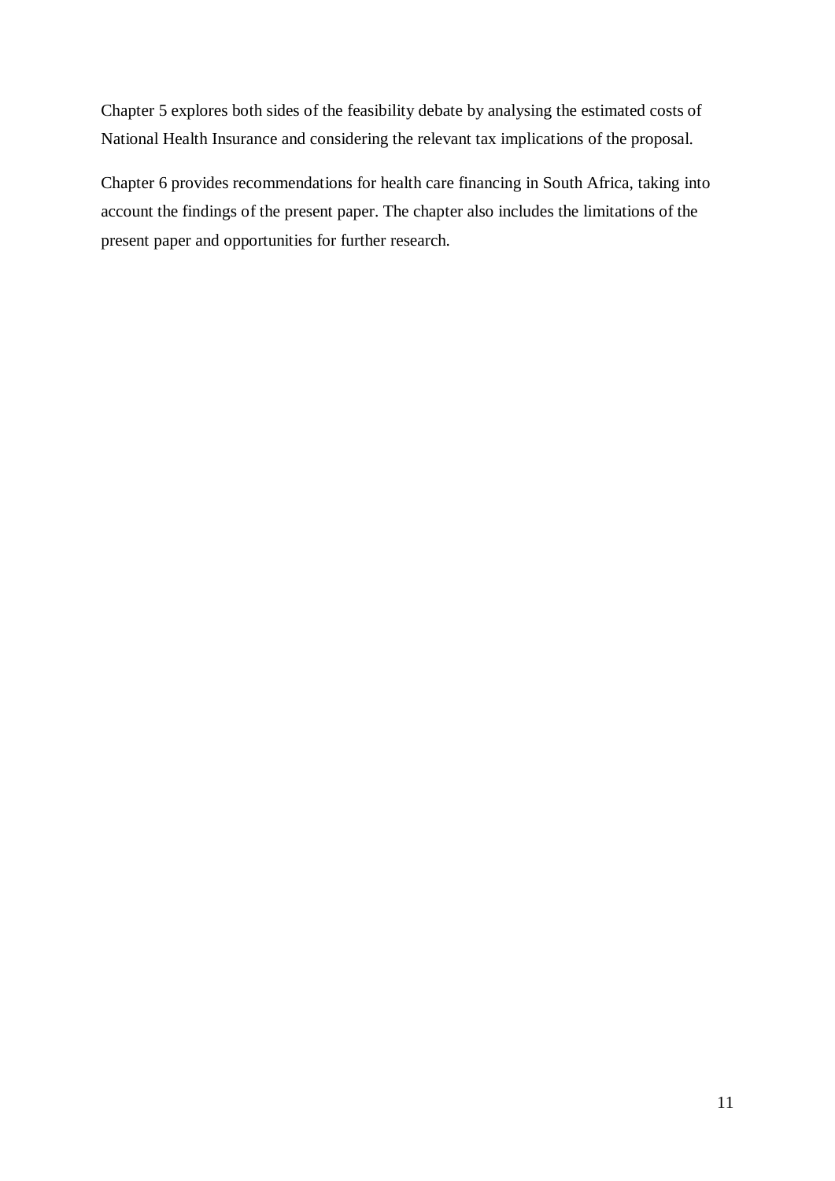Chapter 5 explores both sides of the feasibility debate by analysing the estimated costs of National Health Insurance and considering the relevant tax implications of the proposal.

Chapter 6 provides recommendations for health care financing in South Africa, taking into account the findings of the present paper. The chapter also includes the limitations of the present paper and opportunities for further research.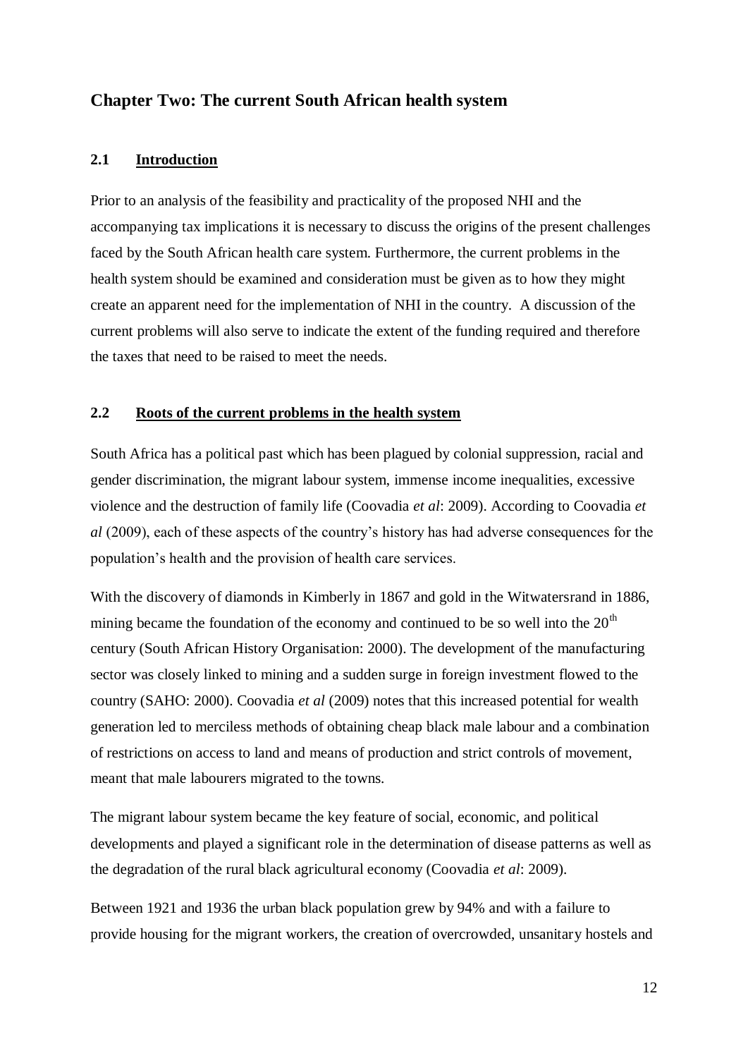# Chapter Two: The current South African health system

## 2.1 Introduction

Prior to an analysis of the feasibility and practicality of the proposed NHI and the accompanying tax implications it is necessary to discuss the origins of the present challenges faced by the South African health care system. Furthermore, the current problems in the health system should be examined and consideration must be given as to how they might create an apparent need for the implementation of NHI in the country. A discussion of the current problems will also serve to indicate the extent of the funding required and therefore the taxes that need to be raised to meet the needs.

## 2.2 Roots of the current problems in the health system

South Africa has a political past which has been plagued by colonial suppression, racial and gender discrimination, the migrant labour system, immense income inequalities, excessive violence and the destruction of family life (Coovadia *et al*: 2009). According to Coovadia *et al* (2009), each of these aspects of the country's history has had adverse consequences for the population's health and the provision of health care services.

With the discovery of diamonds in Kimberly in 1867 and gold in the Witwatersrand in 1886, mining became the foundation of the economy and continued to be so well into the 20th century (South African History Organisation: 2000). The development of the manufacturing sector was closely linked to mining and a sudden surge in foreign investment flowed to the country (SAHO: 2000). Coovadia *et al* (2009) notes that this increased potential for wealth generation led to merciless methods of obtaining cheap black male labour and a combination of restrictions on access to land and means of production and strict controls of movement, meant that male labourers migrated to the towns.

The migrant labour system became the key feature of social, economic, and political developments and played a significant role in the determination of disease patterns as well as the degradation of the rural black agricultural economy (Coovadia *et al*: 2009).

Between 1921 and 1936 the urban black population grew by 94% and with a failure to provide housing for the migrant workers, the creation of overcrowded, unsanitary hostels and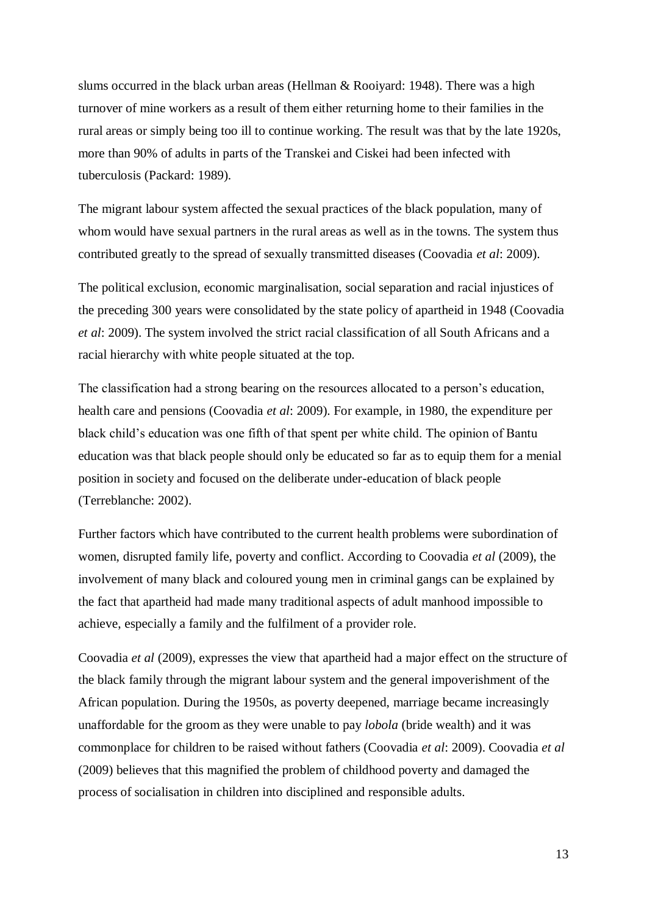slums occurred in the black urban areas (Hellman & Rooiyard: 1948). There was a high turnover of mine workers as a result of them either returning home to their families in the rural areas or simply being too ill to continue working. The result was that by the late 1920s, more than 90% of adults in parts of the Transkei and Ciskei had been infected with tuberculosis (Packard: 1989).

The migrant labour system affected the sexual practices of the black population, many of whom would have sexual partners in the rural areas as well as in the towns. The system thus contributed greatly to the spread of sexually transmitted diseases (Coovadia *et al*: 2009).

The political exclusion, economic marginalisation, social separation and racial injustices of the preceding 300 years were consolidated by the state policy of apartheid in 1948 (Coovadia *et al*: 2009). The system involved the strict racial classification of all South Africans and a racial hierarchy with white people situated at the top.

The classification had a strong bearing on the resources allocated to a person's education, health care and pensions (Coovadia *et al*: 2009). For example, in 1980, the expenditure per black child's education was one fifth of that spent per white child. The opinion of Bantu education was that black people should only be educated so far as to equip them for a menial position in society and focused on the deliberate under-education of black people (Terreblanche: 2002).

Further factors which have contributed to the current health problems were subordination of women, disrupted family life, poverty and conflict. According to Coovadia *et al* (2009), the involvement of many black and coloured young men in criminal gangs can be explained by the fact that apartheid had made many traditional aspects of adult manhood impossible to achieve, especially a family and the fulfilment of a provider role.

Coovadia *et al* (2009), expresses the view that apartheid had a major effect on the structure of the black family through the migrant labour system and the general impoverishment of the African population. During the 1950s, as poverty deepened, marriage became increasingly unaffordable for the groom as they were unable to pay *lobola* (bride wealth) and it was commonplace for children to be raised without fathers (Coovadia *et al*: 2009). Coovadia *et al* (2009) believes that this magnified the problem of childhood poverty and damaged the process of socialisation in children into disciplined and responsible adults.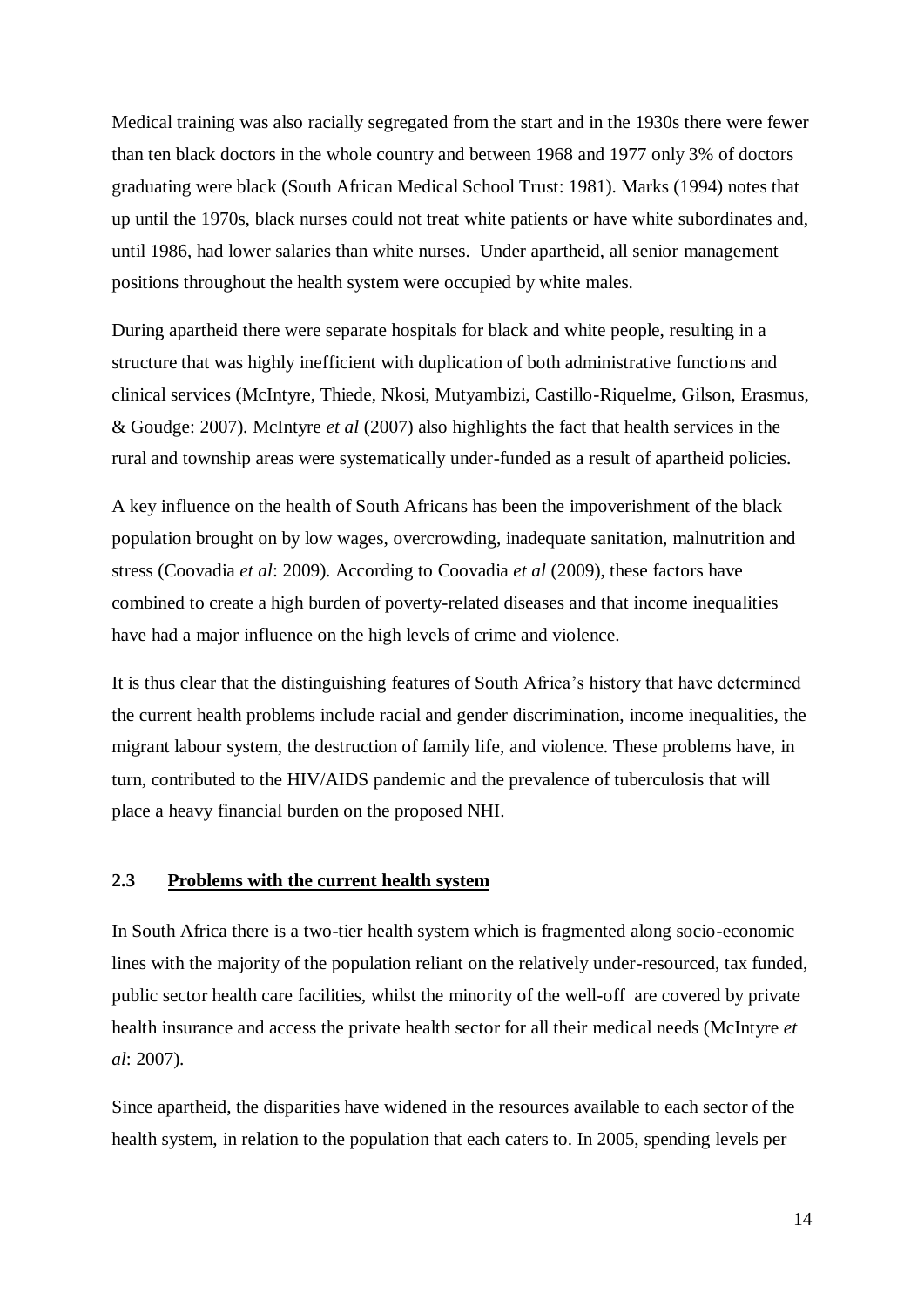Medical training was also racially segregated from the start and in the 1930s there were fewer than ten black doctors in the whole country and between 1968 and 1977 only 3% of doctors graduating were black (South African Medical School Trust: 1981). Marks (1994) notes that up until the 1970s, black nurses could not treat white patients or have white subordinates and, until 1986, had lower salaries than white nurses. Under apartheid, all senior management positions throughout the health system were occupied by white males.

During apartheid there were separate hospitals for black and white people, resulting in a structure that was highly inefficient with duplication of both administrative functions and clinical services (McIntyre, Thiede, Nkosi, Mutyambizi, Castillo-Riquelme, Gilson, Erasmus, & Goudge: 2007). McIntyre *et al* (2007) also highlights the fact that health services in the rural and township areas were systematically under-funded as a result of apartheid policies.

A key influence on the health of South Africans has been the impoverishment of the black population brought on by low wages, overcrowding, inadequate sanitation, malnutrition and stress (Coovadia *et al*: 2009). According to Coovadia *et al* (2009), these factors have combined to create a high burden of poverty-related diseases and that income inequalities have had a major influence on the high levels of crime and violence.

It is thus clear that the distinguishing features of South Africa's history that have determined the current health problems include racial and gender discrimination, income inequalities, the migrant labour system, the destruction of family life, and violence. These problems have, in turn, contributed to the HIV/AIDS pandemic and the prevalence of tuberculosis that will place a heavy financial burden on the proposed NHI.

### 2.3 Problems with the current health system

In South Africa there is a two-tier health system which is fragmented along socio-economic lines with the majority of the population reliant on the relatively under-resourced, tax funded, public sector health care facilities, whilst the minority of the well-off are covered by private health insurance and access the private health sector for all their medical needs (McIntyre *et al*: 2007).

Since apartheid, the disparities have widened in the resources available to each sector of the health system, in relation to the population that each caters to. In 2005, spending levels per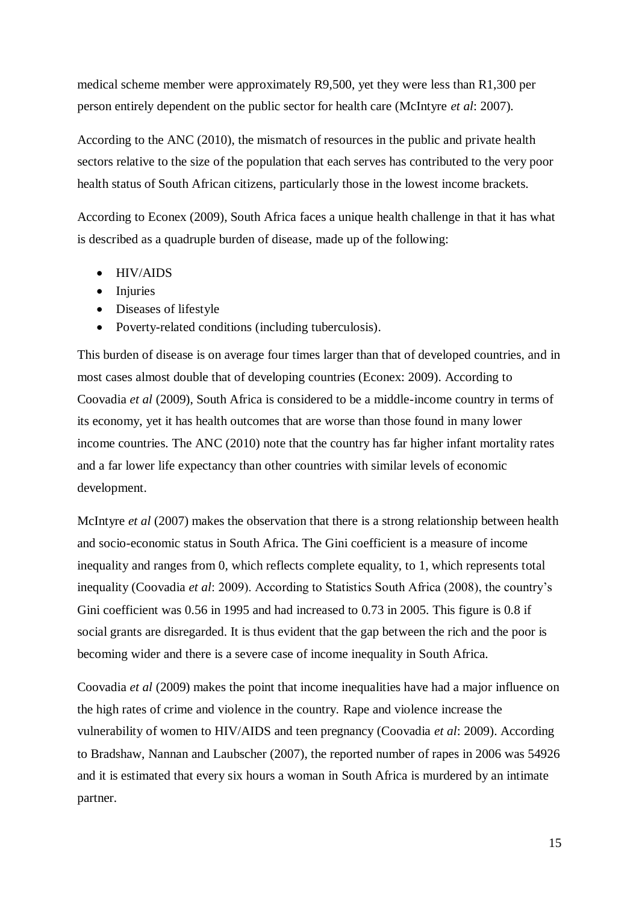medical scheme member were approximately R9,500, yet they were less than R1,300 per person entirely dependent on the public sector for health care (McIntyre *et al*: 2007).

According to the ANC (2010), the mismatch of resources in the public and private health sectors relative to the size of the population that each serves has contributed to the very poor health status of South African citizens, particularly those in the lowest income brackets.

According to Econex (2009), South Africa faces a unique health challenge in that it has what is described as a quadruple burden of disease, made up of the following:

- HIV/AIDS
- Injuries
- Diseases of lifestyle
- Poverty-related conditions (including tuberculosis).

This burden of disease is on average four times larger than that of developed countries, and in most cases almost double that of developing countries (Econex: 2009). According to Coovadia *et al* (2009), South Africa is considered to be a middle-income country in terms of its economy, yet it has health outcomes that are worse than those found in many lower income countries. The ANC (2010) note that the country has far higher infant mortality rates and a far lower life expectancy than other countries with similar levels of economic development.

McIntyre *et al* (2007) makes the observation that there is a strong relationship between health and socio-economic status in South Africa. The Gini coefficient is a measure of income inequality and ranges from 0, which reflects complete equality, to 1, which represents total inequality (Coovadia *et al*: 2009). According to Statistics South Africa (2008), the country's Gini coefficient was 0.56 in 1995 and had increased to 0.73 in 2005. This figure is 0.8 if social grants are disregarded. It is thus evident that the gap between the rich and the poor is becoming wider and there is a severe case of income inequality in South Africa.

Coovadia *et al* (2009) makes the point that income inequalities have had a major influence on the high rates of crime and violence in the country. Rape and violence increase the vulnerability of women to HIV/AIDS and teen pregnancy (Coovadia *et al*: 2009). According to Bradshaw, Nannan and Laubscher (2007), the reported number of rapes in 2006 was 54926 and it is estimated that every six hours a woman in South Africa is murdered by an intimate partner.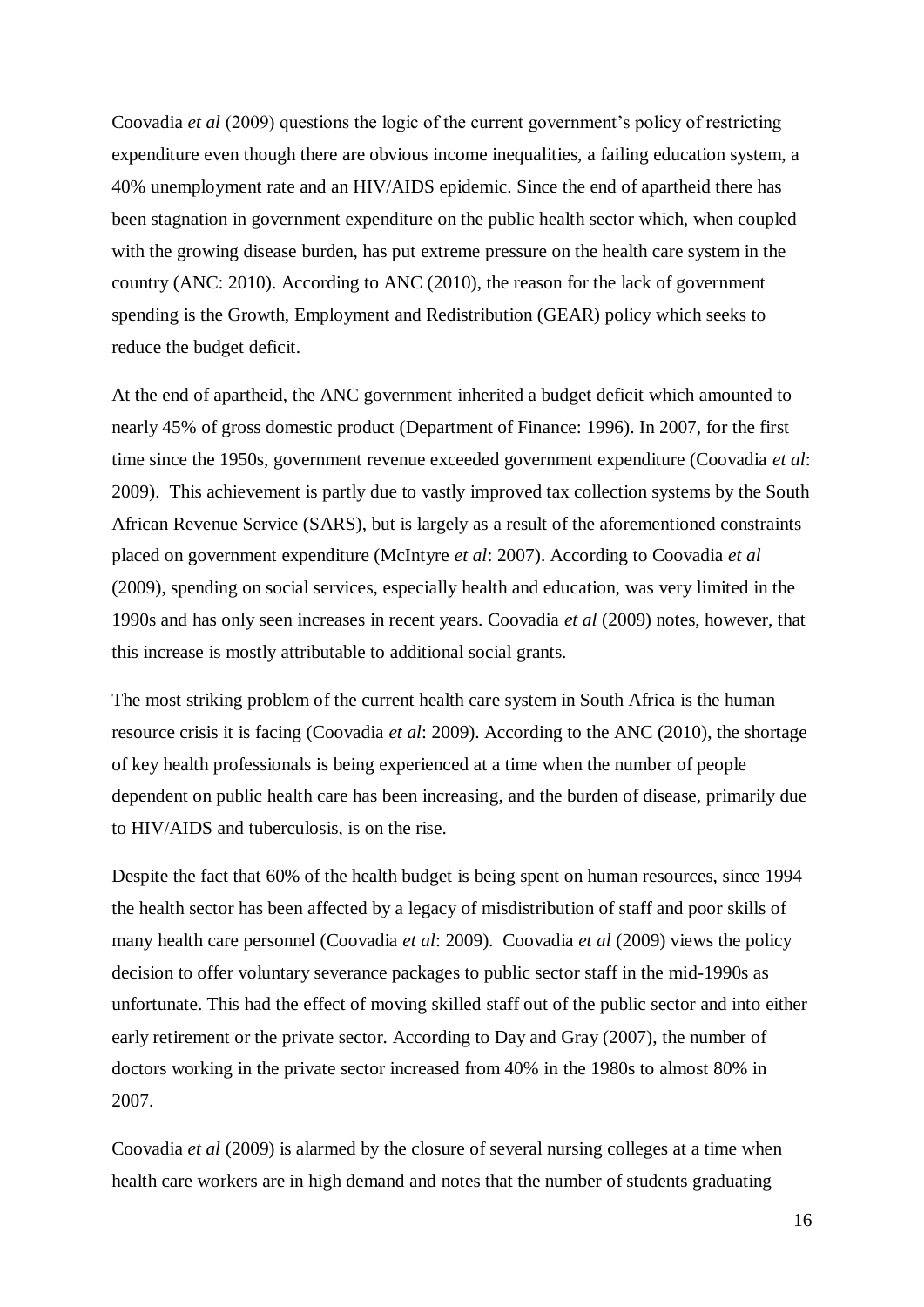Coovadia *et al* (2009) questions the logic of the current government's policy of restricting expenditure even though there are obvious income inequalities, a failing education system, a 40% unemployment rate and an HIV/AIDS epidemic. Since the end of apartheid there has been stagnation in government expenditure on the public health sector which, when coupled with the growing disease burden, has put extreme pressure on the health care system in the country (ANC: 2010). According to ANC (2010), the reason for the lack of government spending is the Growth, Employment and Redistribution (GEAR) policy which seeks to reduce the budget deficit.

At the end of apartheid, the ANC government inherited a budget deficit which amounted to nearly 45% of gross domestic product (Department of Finance: 1996). In 2007, for the first time since the 1950s, government revenue exceeded government expenditure (Coovadia *et al*: 2009). This achievement is partly due to vastly improved tax collection systems by the South African Revenue Service (SARS), but is largely as a result of the aforementioned constraints placed on government expenditure (McIntyre *et al*: 2007). According to Coovadia *et al* (2009), spending on social services, especially health and education, was very limited in the 1990s and has only seen increases in recent years. Coovadia *et al* (2009) notes, however, that this increase is mostly attributable to additional social grants.

The most striking problem of the current health care system in South Africa is the human resource crisis it is facing (Coovadia *et al*: 2009). According to the ANC (2010), the shortage of key health professionals is being experienced at a time when the number of people dependent on public health care has been increasing, and the burden of disease, primarily due to HIV/AIDS and tuberculosis, is on the rise.

Despite the fact that 60% of the health budget is being spent on human resources, since 1994 the health sector has been affected by a legacy of misdistribution of staff and poor skills of many health care personnel (Coovadia *et al*: 2009). Coovadia *et al* (2009) views the policy decision to offer voluntary severance packages to public sector staff in the mid-1990s as unfortunate. This had the effect of moving skilled staff out of the public sector and into either early retirement or the private sector. According to Day and Gray (2007), the number of doctors working in the private sector increased from 40% in the 1980s to almost 80% in 2007.

Coovadia *et al* (2009) is alarmed by the closure of several nursing colleges at a time when health care workers are in high demand and notes that the number of students graduating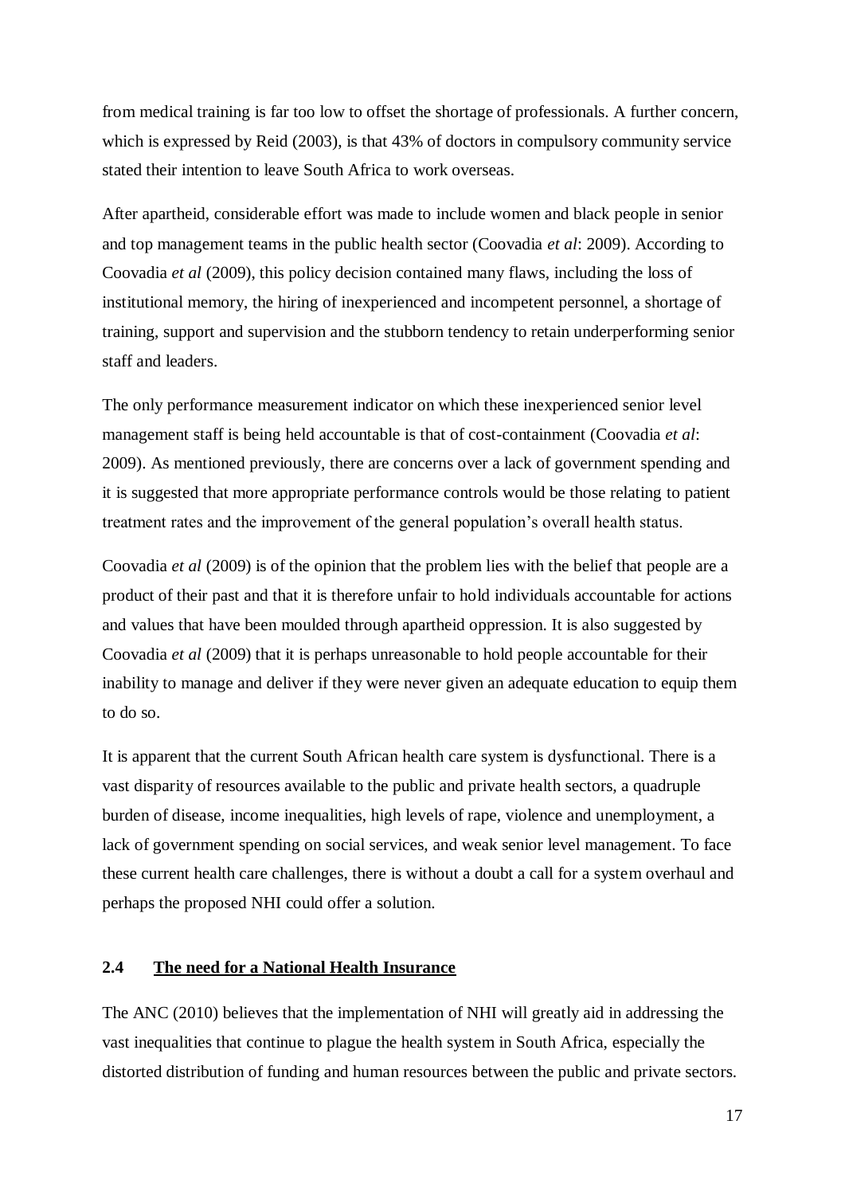from medical training is far too low to offset the shortage of professionals. A further concern, which is expressed by Reid (2003), is that 43% of doctors in compulsory community service stated their intention to leave South Africa to work overseas.

After apartheid, considerable effort was made to include women and black people in senior and top management teams in the public health sector (Coovadia *et al*: 2009). According to Coovadia *et al* (2009), this policy decision contained many flaws, including the loss of institutional memory, the hiring of inexperienced and incompetent personnel, a shortage of training, support and supervision and the stubborn tendency to retain underperforming senior staff and leaders.

The only performance measurement indicator on which these inexperienced senior level management staff is being held accountable is that of cost-containment (Coovadia *et al*: 2009). As mentioned previously, there are concerns over a lack of government spending and it is suggested that more appropriate performance controls would be those relating to patient treatment rates and the improvement of the general population's overall health status.

Coovadia *et al* (2009) is of the opinion that the problem lies with the belief that people are a product of their past and that it is therefore unfair to hold individuals accountable for actions and values that have been moulded through apartheid oppression. It is also suggested by Coovadia *et al* (2009) that it is perhaps unreasonable to hold people accountable for their inability to manage and deliver if they were never given an adequate education to equip them to do so.

It is apparent that the current South African health care system is dysfunctional. There is a vast disparity of resources available to the public and private health sectors, a quadruple burden of disease, income inequalities, high levels of rape, violence and unemployment, a lack of government spending on social services, and weak senior level management. To face these current health care challenges, there is without a doubt a call for a system overhaul and perhaps the proposed NHI could offer a solution.

## 2.4 The need for a National Health Insurance

The ANC (2010) believes that the implementation of NHI will greatly aid in addressing the vast inequalities that continue to plague the health system in South Africa, especially the distorted distribution of funding and human resources between the public and private sectors.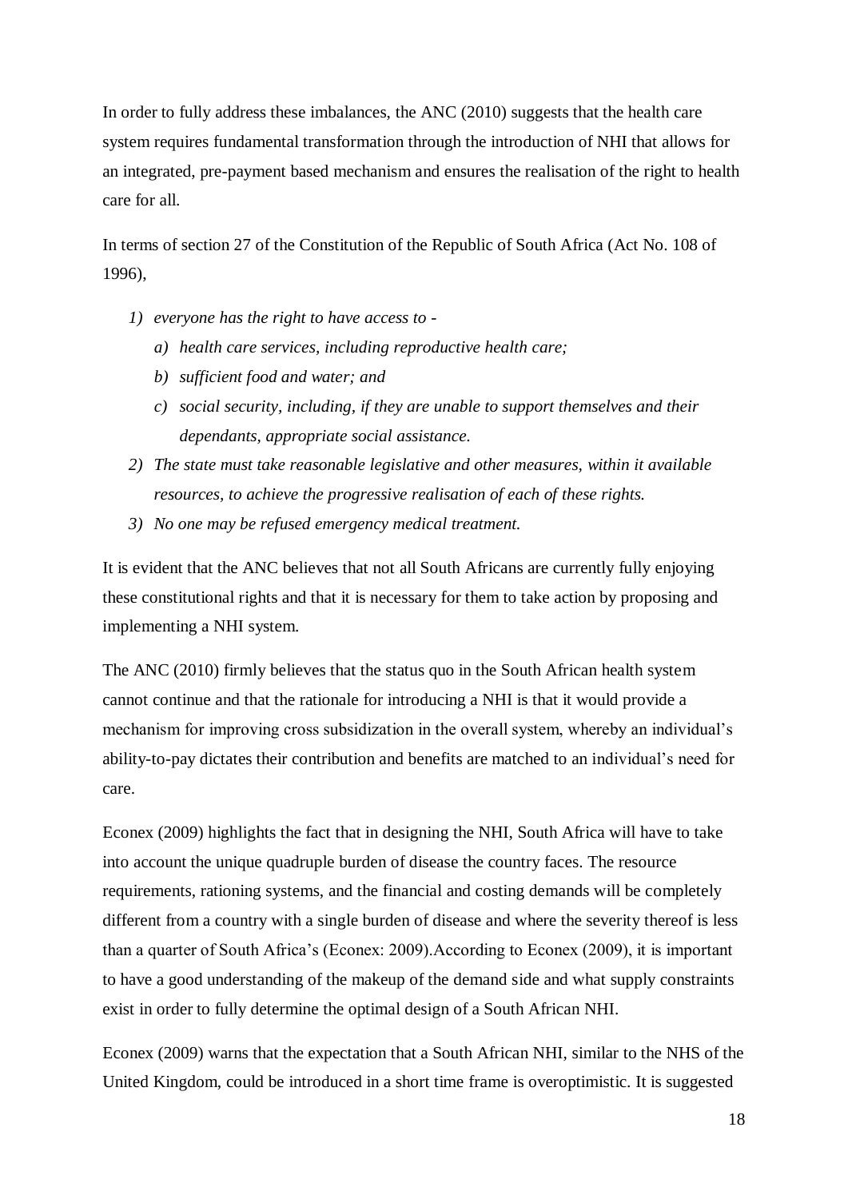In order to fully address these imbalances, the ANC (2010) suggests that the health care system requires fundamental transformation through the introduction of NHI that allows for an integrated, pre-payment based mechanism and ensures the realisation of the right to health care for all.

In terms of section 27 of the Constitution of the Republic of South Africa (Act No. 108 of 1996),

1) *everyone has the right to have access to -*
   a) *health care services, including reproductive health care;*
   b) *sufficient food and water; and*
   c) *social security, including, if they are unable to support themselves and their dependants, appropriate social assistance.*
2) *The state must take reasonable legislative and other measures, within it available resources, to achieve the progressive realisation of each of these rights.*
3) *No one may be refused emergency medical treatment.*

It is evident that the ANC believes that not all South Africans are currently fully enjoying these constitutional rights and that it is necessary for them to take action by proposing and implementing a NHI system.

The ANC (2010) firmly believes that the status quo in the South African health system cannot continue and that the rationale for introducing a NHI is that it would provide a mechanism for improving cross subsidization in the overall system, whereby an individual's ability-to-pay dictates their contribution and benefits are matched to an individual's need for care.

Econex (2009) highlights the fact that in designing the NHI, South Africa will have to take into account the unique quadruple burden of disease the country faces. The resource requirements, rationing systems, and the financial and costing demands will be completely different from a country with a single burden of disease and where the severity thereof is less than a quarter of South Africa's (Econex: 2009).According to Econex (2009), it is important to have a good understanding of the makeup of the demand side and what supply constraints exist in order to fully determine the optimal design of a South African NHI.

Econex (2009) warns that the expectation that a South African NHI, similar to the NHS of the United Kingdom, could be introduced in a short time frame is overoptimistic. It is suggested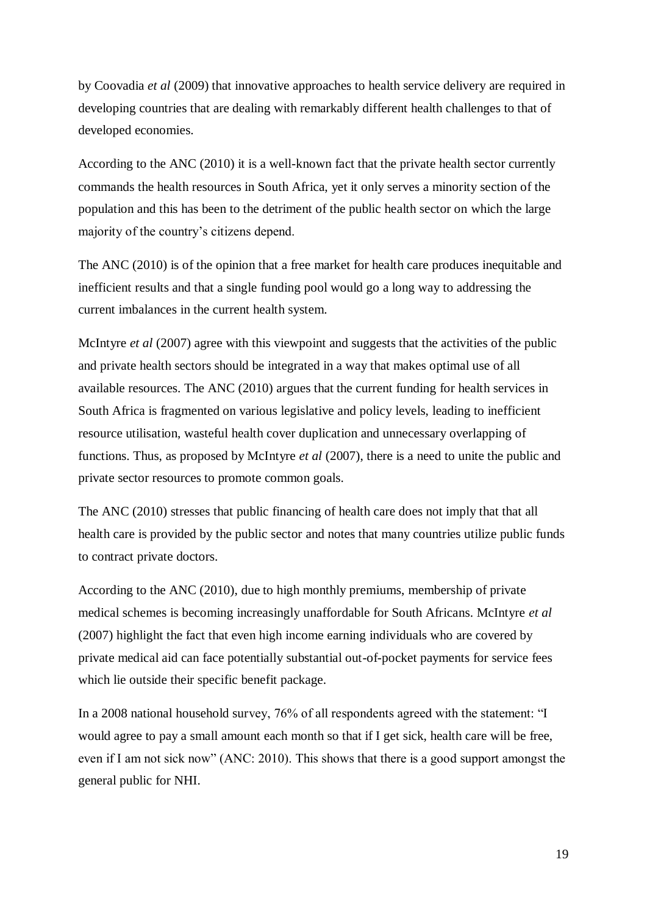by Coovadia *et al* (2009) that innovative approaches to health service delivery are required in developing countries that are dealing with remarkably different health challenges to that of developed economies.

According to the ANC (2010) it is a well-known fact that the private health sector currently commands the health resources in South Africa, yet it only serves a minority section of the population and this has been to the detriment of the public health sector on which the large majority of the country's citizens depend.

The ANC (2010) is of the opinion that a free market for health care produces inequitable and inefficient results and that a single funding pool would go a long way to addressing the current imbalances in the current health system.

McIntyre *et al* (2007) agree with this viewpoint and suggests that the activities of the public and private health sectors should be integrated in a way that makes optimal use of all available resources. The ANC (2010) argues that the current funding for health services in South Africa is fragmented on various legislative and policy levels, leading to inefficient resource utilisation, wasteful health cover duplication and unnecessary overlapping of functions. Thus, as proposed by McIntyre *et al* (2007), there is a need to unite the public and private sector resources to promote common goals.

The ANC (2010) stresses that public financing of health care does not imply that that all health care is provided by the public sector and notes that many countries utilize public funds to contract private doctors.

According to the ANC (2010), due to high monthly premiums, membership of private medical schemes is becoming increasingly unaffordable for South Africans. McIntyre *et al* (2007) highlight the fact that even high income earning individuals who are covered by private medical aid can face potentially substantial out-of-pocket payments for service fees which lie outside their specific benefit package.

In a 2008 national household survey, 76% of all respondents agreed with the statement: "I would agree to pay a small amount each month so that if I get sick, health care will be free, even if I am not sick now" (ANC: 2010). This shows that there is a good support amongst the general public for NHI.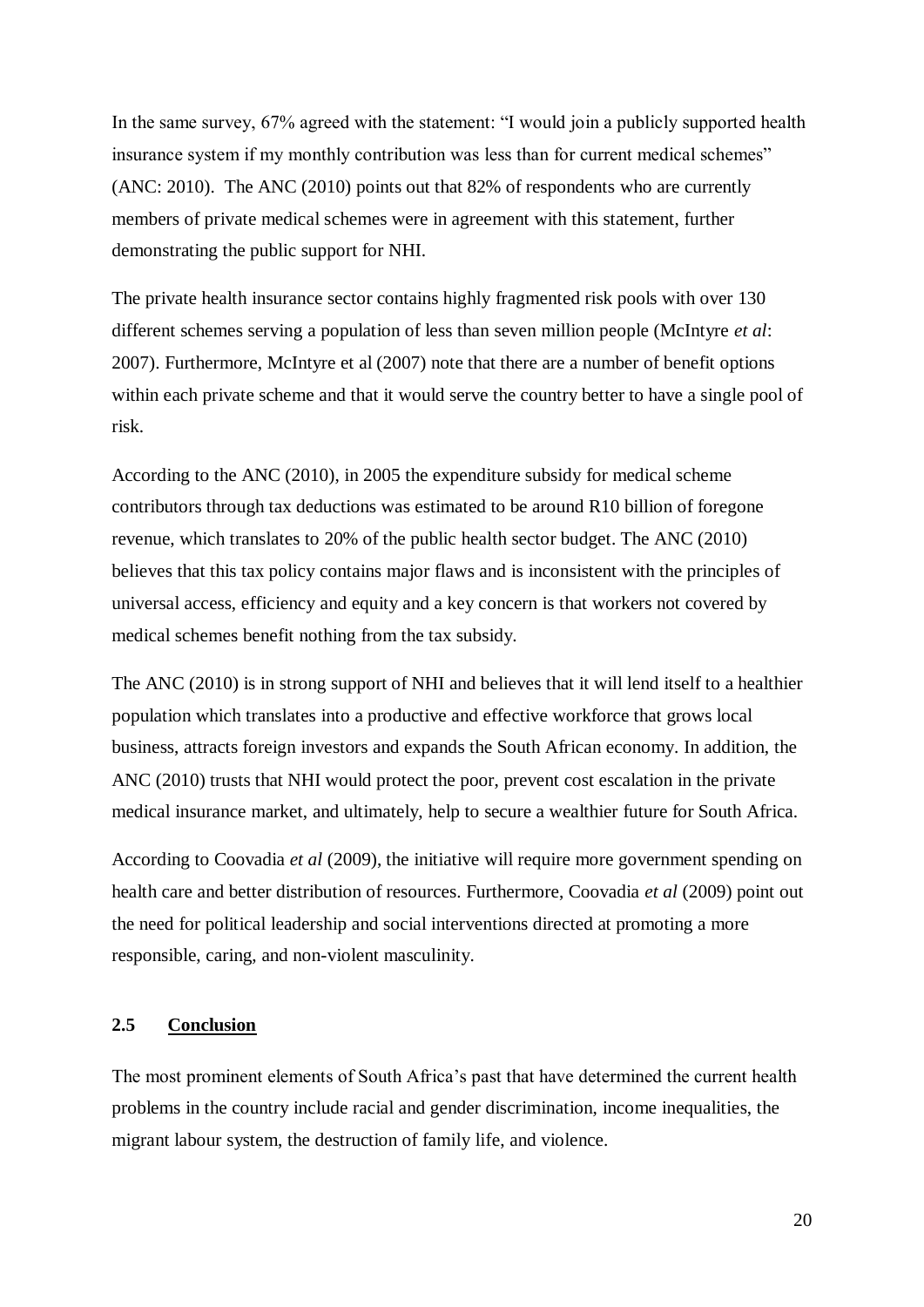In the same survey, 67% agreed with the statement: "I would join a publicly supported health insurance system if my monthly contribution was less than for current medical schemes" (ANC: 2010). The ANC (2010) points out that 82% of respondents who are currently members of private medical schemes were in agreement with this statement, further demonstrating the public support for NHI.

The private health insurance sector contains highly fragmented risk pools with over 130 different schemes serving a population of less than seven million people (McIntyre *et al*: 2007). Furthermore, McIntyre et al (2007) note that there are a number of benefit options within each private scheme and that it would serve the country better to have a single pool of risk.

According to the ANC (2010), in 2005 the expenditure subsidy for medical scheme contributors through tax deductions was estimated to be around R10 billion of foregone revenue, which translates to 20% of the public health sector budget. The ANC (2010) believes that this tax policy contains major flaws and is inconsistent with the principles of universal access, efficiency and equity and a key concern is that workers not covered by medical schemes benefit nothing from the tax subsidy.

The ANC (2010) is in strong support of NHI and believes that it will lend itself to a healthier population which translates into a productive and effective workforce that grows local business, attracts foreign investors and expands the South African economy. In addition, the ANC (2010) trusts that NHI would protect the poor, prevent cost escalation in the private medical insurance market, and ultimately, help to secure a wealthier future for South Africa.

According to Coovadia *et al* (2009), the initiative will require more government spending on health care and better distribution of resources. Furthermore, Coovadia *et al* (2009) point out the need for political leadership and social interventions directed at promoting a more responsible, caring, and non-violent masculinity.

## 2.5 Conclusion

The most prominent elements of South Africa's past that have determined the current health problems in the country include racial and gender discrimination, income inequalities, the migrant labour system, the destruction of family life, and violence.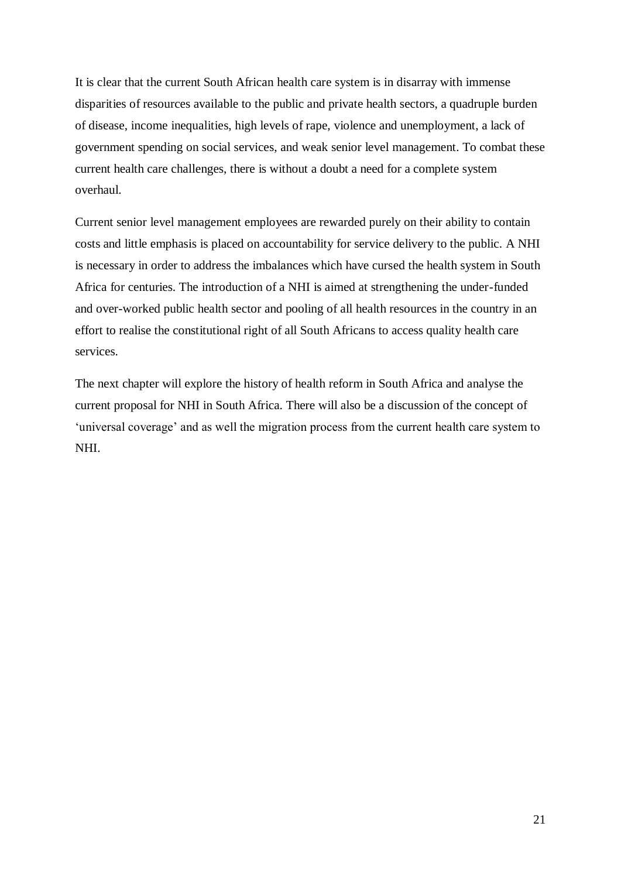It is clear that the current South African health care system is in disarray with immense disparities of resources available to the public and private health sectors, a quadruple burden of disease, income inequalities, high levels of rape, violence and unemployment, a lack of government spending on social services, and weak senior level management. To combat these current health care challenges, there is without a doubt a need for a complete system overhaul.

Current senior level management employees are rewarded purely on their ability to contain costs and little emphasis is placed on accountability for service delivery to the public. A NHI is necessary in order to address the imbalances which have cursed the health system in South Africa for centuries. The introduction of a NHI is aimed at strengthening the under-funded and over-worked public health sector and pooling of all health resources in the country in an effort to realise the constitutional right of all South Africans to access quality health care services.

The next chapter will explore the history of health reform in South Africa and analyse the current proposal for NHI in South Africa. There will also be a discussion of the concept of 'universal coverage' and as well the migration process from the current health care system to NHI.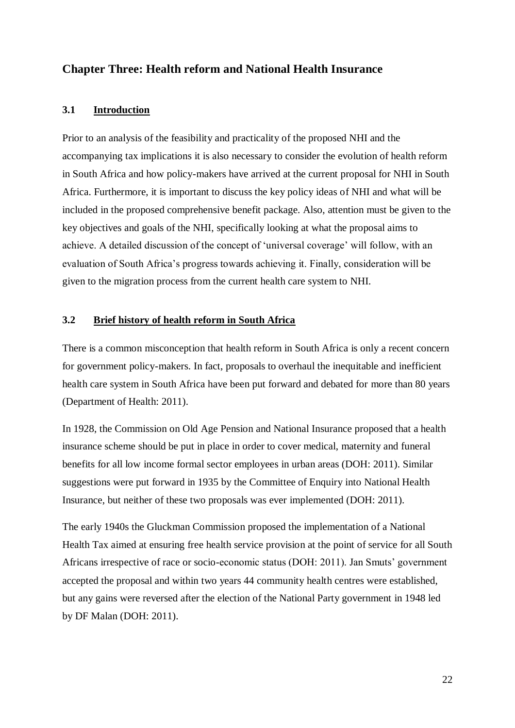## Chapter Three: Health reform and National Health Insurance

### 3.1 Introduction

Prior to an analysis of the feasibility and practicality of the proposed NHI and the accompanying tax implications it is also necessary to consider the evolution of health reform in South Africa and how policy-makers have arrived at the current proposal for NHI in South Africa. Furthermore, it is important to discuss the key policy ideas of NHI and what will be included in the proposed comprehensive benefit package. Also, attention must be given to the key objectives and goals of the NHI, specifically looking at what the proposal aims to achieve. A detailed discussion of the concept of 'universal coverage' will follow, with an evaluation of South Africa's progress towards achieving it. Finally, consideration will be given to the migration process from the current health care system to NHI.

### 3.2 Brief history of health reform in South Africa

There is a common misconception that health reform in South Africa is only a recent concern for government policy-makers. In fact, proposals to overhaul the inequitable and inefficient health care system in South Africa have been put forward and debated for more than 80 years (Department of Health: 2011).

In 1928, the Commission on Old Age Pension and National Insurance proposed that a health insurance scheme should be put in place in order to cover medical, maternity and funeral benefits for all low income formal sector employees in urban areas (DOH: 2011). Similar suggestions were put forward in 1935 by the Committee of Enquiry into National Health Insurance, but neither of these two proposals was ever implemented (DOH: 2011).

The early 1940s the Gluckman Commission proposed the implementation of a National Health Tax aimed at ensuring free health service provision at the point of service for all South Africans irrespective of race or socio-economic status (DOH: 2011). Jan Smuts' government accepted the proposal and within two years 44 community health centres were established, but any gains were reversed after the election of the National Party government in 1948 led by DF Malan (DOH: 2011).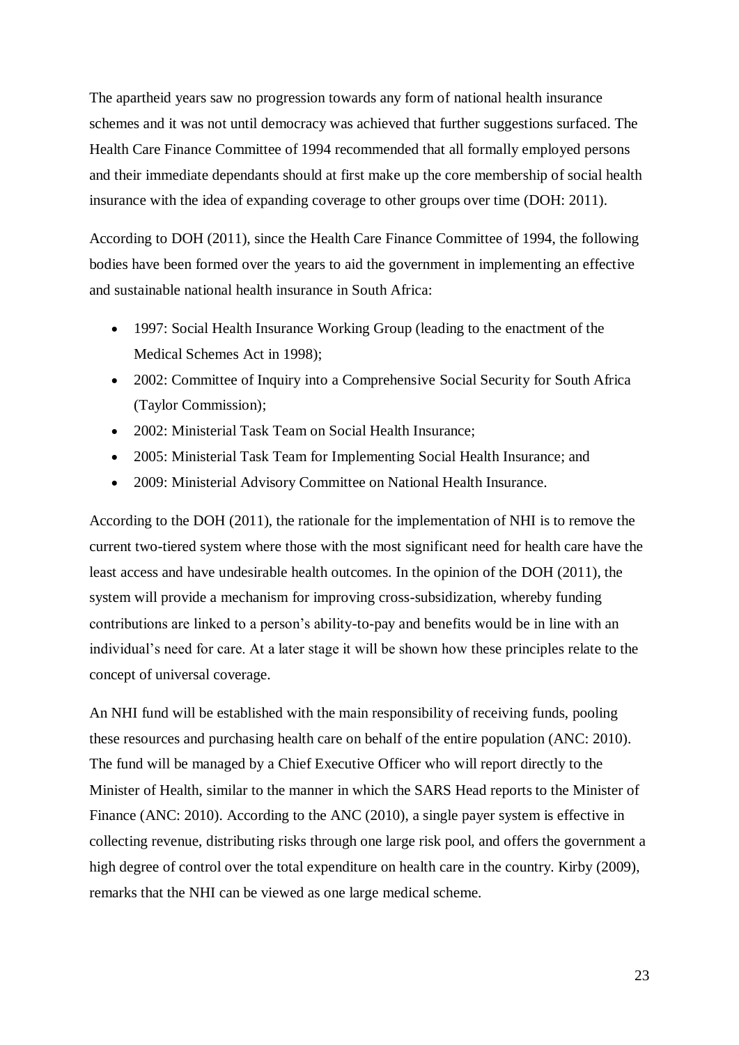The apartheid years saw no progression towards any form of national health insurance schemes and it was not until democracy was achieved that further suggestions surfaced. The Health Care Finance Committee of 1994 recommended that all formally employed persons and their immediate dependants should at first make up the core membership of social health insurance with the idea of expanding coverage to other groups over time (DOH: 2011).

According to DOH (2011), since the Health Care Finance Committee of 1994, the following bodies have been formed over the years to aid the government in implementing an effective and sustainable national health insurance in South Africa:

- 1997: Social Health Insurance Working Group (leading to the enactment of the Medical Schemes Act in 1998);
- 2002: Committee of Inquiry into a Comprehensive Social Security for South Africa (Taylor Commission);
- 2002: Ministerial Task Team on Social Health Insurance;
- 2005: Ministerial Task Team for Implementing Social Health Insurance; and
- 2009: Ministerial Advisory Committee on National Health Insurance.

According to the DOH (2011), the rationale for the implementation of NHI is to remove the current two-tiered system where those with the most significant need for health care have the least access and have undesirable health outcomes. In the opinion of the DOH (2011), the system will provide a mechanism for improving cross-subsidization, whereby funding contributions are linked to a person's ability-to-pay and benefits would be in line with an individual's need for care. At a later stage it will be shown how these principles relate to the concept of universal coverage.

An NHI fund will be established with the main responsibility of receiving funds, pooling these resources and purchasing health care on behalf of the entire population (ANC: 2010). The fund will be managed by a Chief Executive Officer who will report directly to the Minister of Health, similar to the manner in which the SARS Head reports to the Minister of Finance (ANC: 2010). According to the ANC (2010), a single payer system is effective in collecting revenue, distributing risks through one large risk pool, and offers the government a high degree of control over the total expenditure on health care in the country. Kirby (2009), remarks that the NHI can be viewed as one large medical scheme.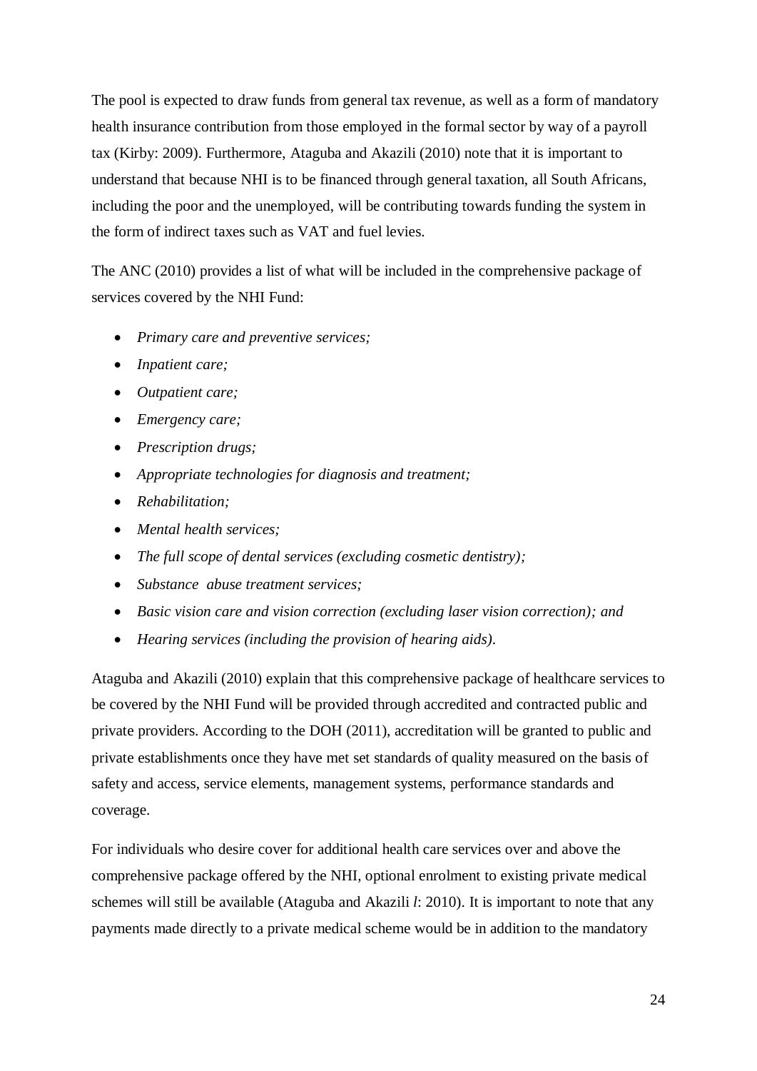The pool is expected to draw funds from general tax revenue, as well as a form of mandatory health insurance contribution from those employed in the formal sector by way of a payroll tax (Kirby: 2009). Furthermore, Ataguba and Akazili (2010) note that it is important to understand that because NHI is to be financed through general taxation, all South Africans, including the poor and the unemployed, will be contributing towards funding the system in the form of indirect taxes such as VAT and fuel levies.

The ANC (2010) provides a list of what will be included in the comprehensive package of services covered by the NHI Fund:

- *Primary care and preventive services;*
- *Inpatient care;*
- *Outpatient care;*
- *Emergency care;*
- *Prescription drugs;*
- *Appropriate technologies for diagnosis and treatment;*
- *Rehabilitation;*
- *Mental health services;*
- *The full scope of dental services (excluding cosmetic dentistry);*
- *Substance abuse treatment services;*
- *Basic vision care and vision correction (excluding laser vision correction); and*
- *Hearing services (including the provision of hearing aids).*

Ataguba and Akazili (2010) explain that this comprehensive package of healthcare services to be covered by the NHI Fund will be provided through accredited and contracted public and private providers. According to the DOH (2011), accreditation will be granted to public and private establishments once they have met set standards of quality measured on the basis of safety and access, service elements, management systems, performance standards and coverage.

For individuals who desire cover for additional health care services over and above the comprehensive package offered by the NHI, optional enrolment to existing private medical schemes will still be available (Ataguba and Akazili *l*: 2010). It is important to note that any payments made directly to a private medical scheme would be in addition to the mandatory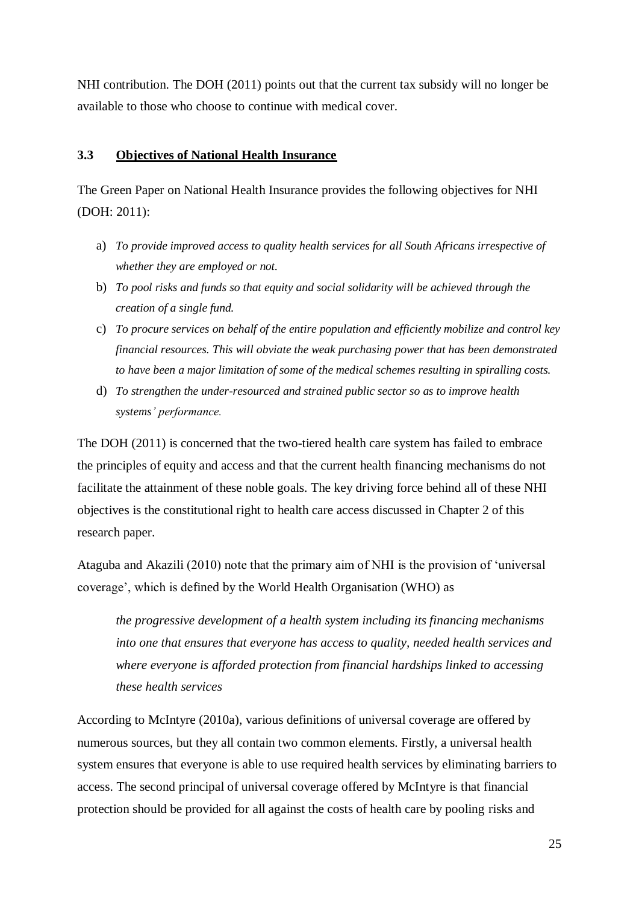NHI contribution. The DOH (2011) points out that the current tax subsidy will no longer be available to those who choose to continue with medical cover.

## 3.3 Objectives of National Health Insurance

The Green Paper on National Health Insurance provides the following objectives for NHI (DOH: 2011):

a) *To provide improved access to quality health services for all South Africans irrespective of whether they are employed or not.*
b) *To pool risks and funds so that equity and social solidarity will be achieved through the creation of a single fund.*
c) *To procure services on behalf of the entire population and efficiently mobilize and control key financial resources. This will obviate the weak purchasing power that has been demonstrated to have been a major limitation of some of the medical schemes resulting in spiralling costs.*
d) *To strengthen the under-resourced and strained public sector so as to improve health systems' performance.*

The DOH (2011) is concerned that the two-tiered health care system has failed to embrace the principles of equity and access and that the current health financing mechanisms do not facilitate the attainment of these noble goals. The key driving force behind all of these NHI objectives is the constitutional right to health care access discussed in Chapter 2 of this research paper.

Ataguba and Akazili (2010) note that the primary aim of NHI is the provision of 'universal coverage', which is defined by the World Health Organisation (WHO) as

> *the progressive development of a health system including its financing mechanisms into one that ensures that everyone has access to quality, needed health services and where everyone is afforded protection from financial hardships linked to accessing these health services*

According to McIntyre (2010a), various definitions of universal coverage are offered by numerous sources, but they all contain two common elements. Firstly, a universal health system ensures that everyone is able to use required health services by eliminating barriers to access. The second principal of universal coverage offered by McIntyre is that financial protection should be provided for all against the costs of health care by pooling risks and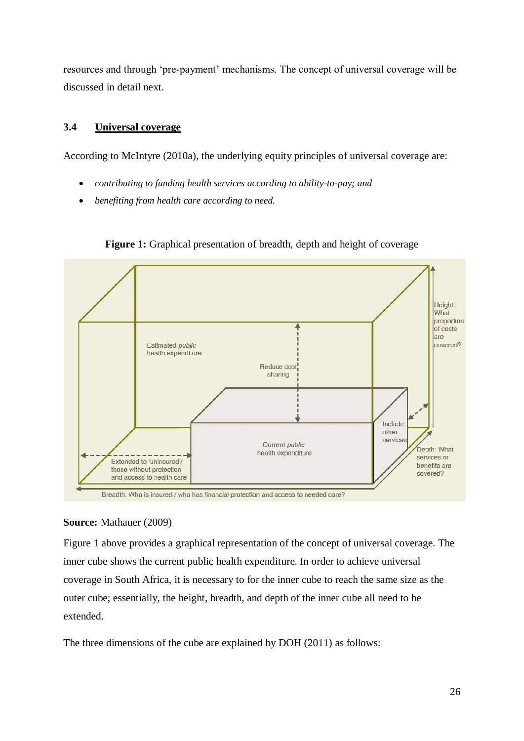resources and through 'pre-payment' mechanisms. The concept of universal coverage will be discussed in detail next.

### 3.4 Universal coverage

According to McIntyre (2010a), the underlying equity principles of universal coverage are:

- *contributing to funding health services according to ability-to-pay; and*
- *benefiting from health care according to need.*

**Figure 1:** Graphical presentation of breadth, depth and height of coverage

**Source:** Mathauer (2009)

Figure 1 above provides a graphical representation of the concept of universal coverage. The inner cube shows the current public health expenditure. In order to achieve universal coverage in South Africa, it is necessary to for the inner cube to reach the same size as the outer cube; essentially, the height, breadth, and depth of the inner cube all need to be extended.

The three dimensions of the cube are explained by DOH (2011) as follows: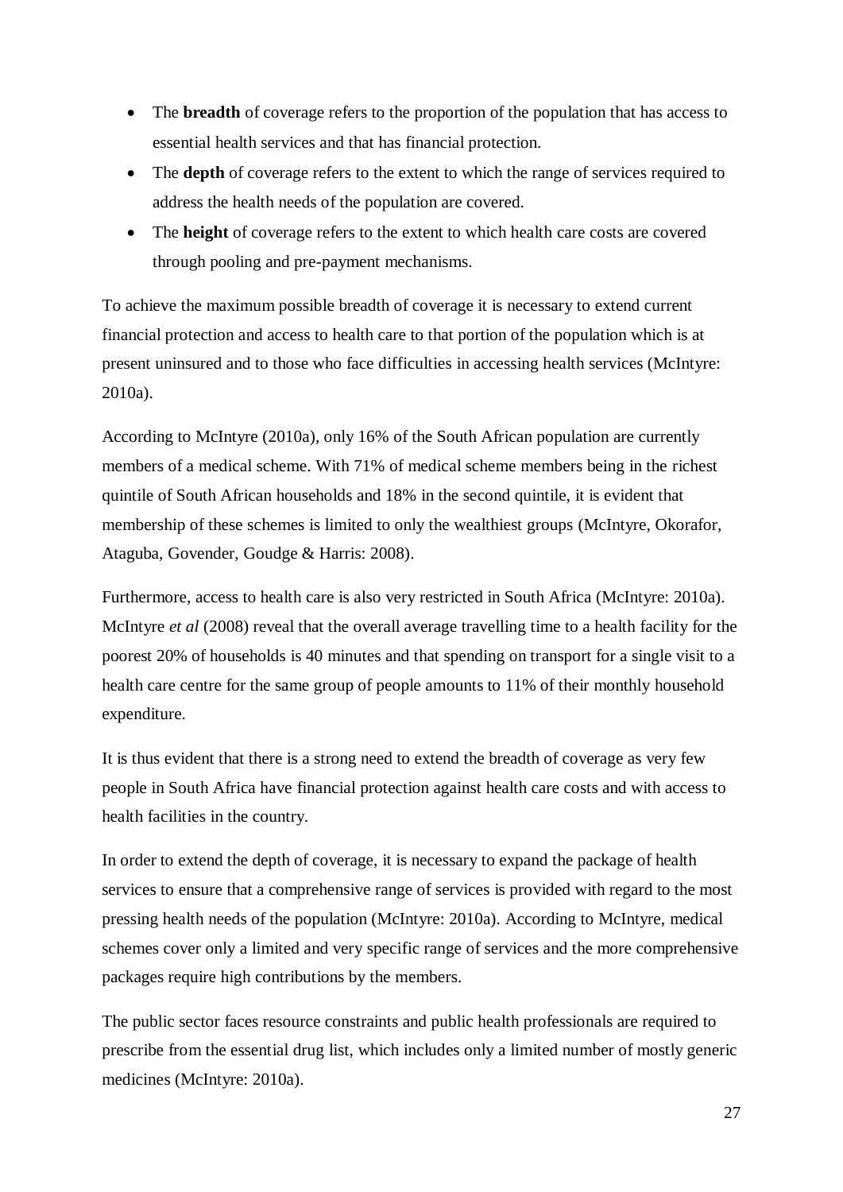- The **breadth** of coverage refers to the proportion of the population that has access to essential health services and that has financial protection.
- The **depth** of coverage refers to the extent to which the range of services required to address the health needs of the population are covered.
- The **height** of coverage refers to the extent to which health care costs are covered through pooling and pre-payment mechanisms.

To achieve the maximum possible breadth of coverage it is necessary to extend current financial protection and access to health care to that portion of the population which is at present uninsured and to those who face difficulties in accessing health services (McIntyre: 2010a).

According to McIntyre (2010a), only 16% of the South African population are currently members of a medical scheme. With 71% of medical scheme members being in the richest quintile of South African households and 18% in the second quintile, it is evident that membership of these schemes is limited to only the wealthiest groups (McIntyre, Okorafor, Ataguba, Govender, Goudge & Harris: 2008).

Furthermore, access to health care is also very restricted in South Africa (McIntyre: 2010a). McIntyre *et al* (2008) reveal that the overall average travelling time to a health facility for the poorest 20% of households is 40 minutes and that spending on transport for a single visit to a health care centre for the same group of people amounts to 11% of their monthly household expenditure.

It is thus evident that there is a strong need to extend the breadth of coverage as very few people in South Africa have financial protection against health care costs and with access to health facilities in the country.

In order to extend the depth of coverage, it is necessary to expand the package of health services to ensure that a comprehensive range of services is provided with regard to the most pressing health needs of the population (McIntyre: 2010a). According to McIntyre, medical schemes cover only a limited and very specific range of services and the more comprehensive packages require high contributions by the members.

The public sector faces resource constraints and public health professionals are required to prescribe from the essential drug list, which includes only a limited number of mostly generic medicines (McIntyre: 2010a).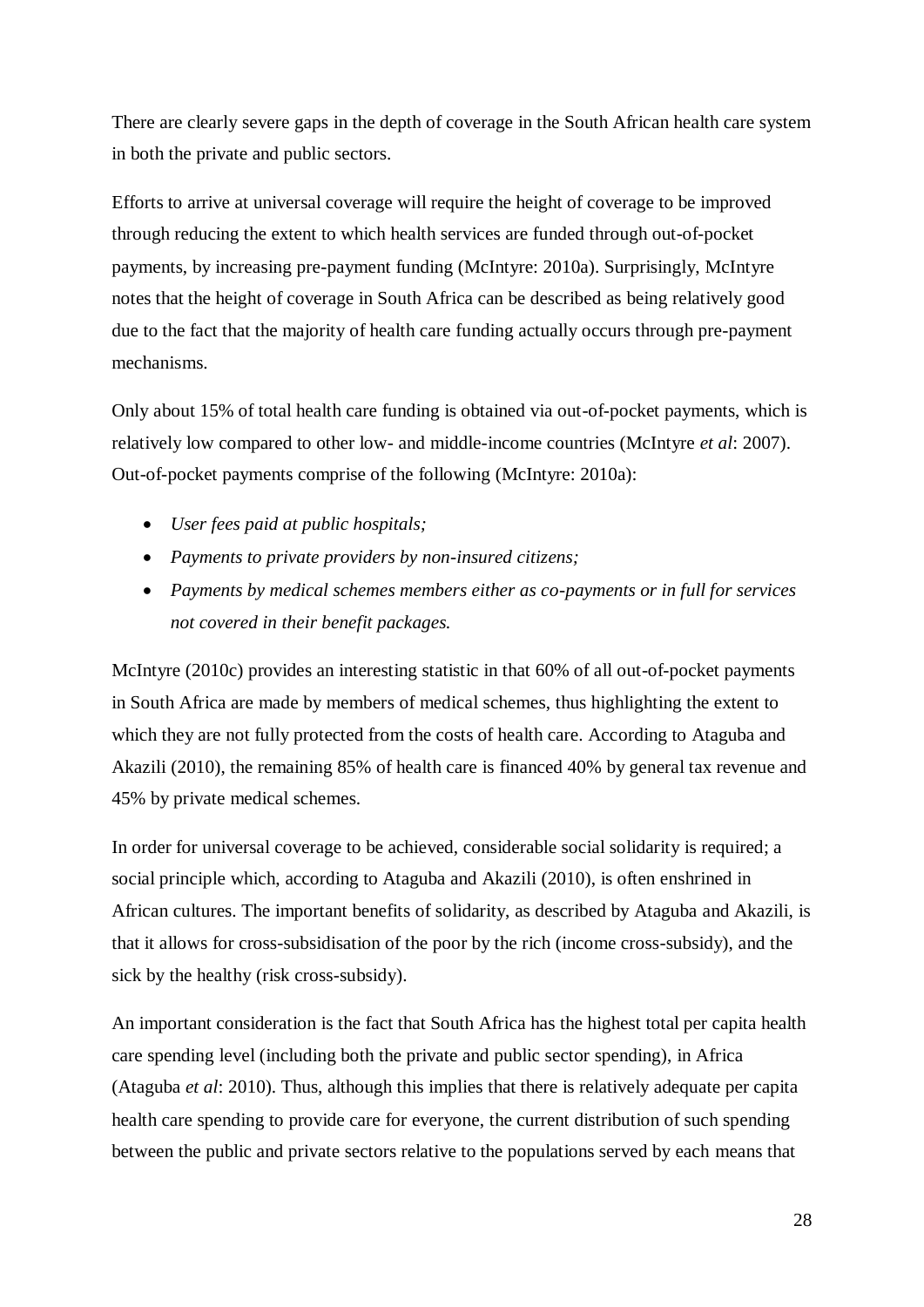There are clearly severe gaps in the depth of coverage in the South African health care system in both the private and public sectors.

Efforts to arrive at universal coverage will require the height of coverage to be improved through reducing the extent to which health services are funded through out-of-pocket payments, by increasing pre-payment funding (McIntyre: 2010a). Surprisingly, McIntyre notes that the height of coverage in South Africa can be described as being relatively good due to the fact that the majority of health care funding actually occurs through pre-payment mechanisms.

Only about 15% of total health care funding is obtained via out-of-pocket payments, which is relatively low compared to other low- and middle-income countries (McIntyre *et al*: 2007). Out-of-pocket payments comprise of the following (McIntyre: 2010a):

- *User fees paid at public hospitals;*
- *Payments to private providers by non-insured citizens;*
- *Payments by medical schemes members either as co-payments or in full for services not covered in their benefit packages.*

McIntyre (2010c) provides an interesting statistic in that 60% of all out-of-pocket payments in South Africa are made by members of medical schemes, thus highlighting the extent to which they are not fully protected from the costs of health care. According to Ataguba and Akazili (2010), the remaining 85% of health care is financed 40% by general tax revenue and 45% by private medical schemes.

In order for universal coverage to be achieved, considerable social solidarity is required; a social principle which, according to Ataguba and Akazili (2010), is often enshrined in African cultures. The important benefits of solidarity, as described by Ataguba and Akazili, is that it allows for cross-subsidisation of the poor by the rich (income cross-subsidy), and the sick by the healthy (risk cross-subsidy).

An important consideration is the fact that South Africa has the highest total per capita health care spending level (including both the private and public sector spending), in Africa (Ataguba *et al*: 2010). Thus, although this implies that there is relatively adequate per capita health care spending to provide care for everyone, the current distribution of such spending between the public and private sectors relative to the populations served by each means that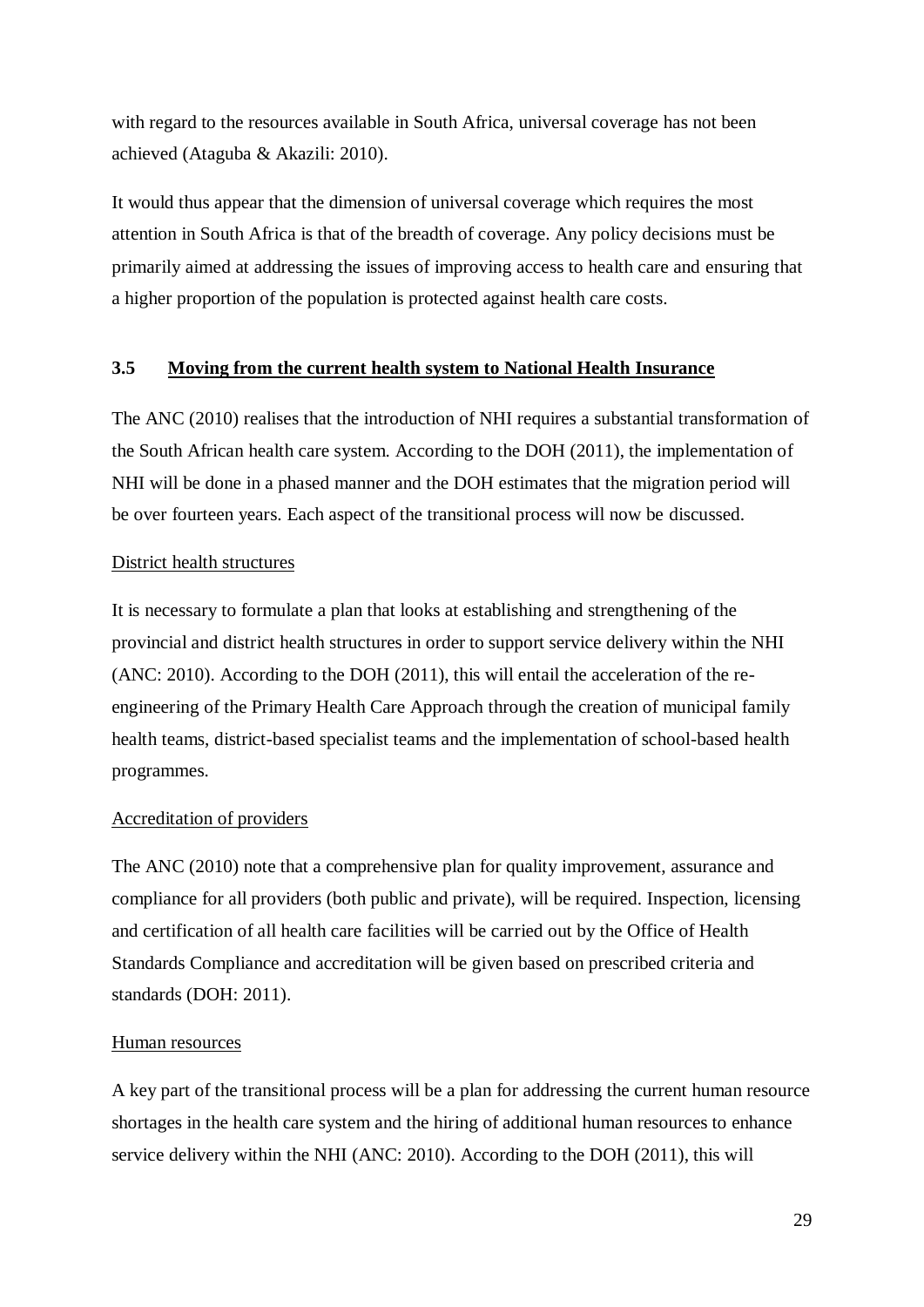with regard to the resources available in South Africa, universal coverage has not been achieved (Ataguba & Akazili: 2010).

It would thus appear that the dimension of universal coverage which requires the most attention in South Africa is that of the breadth of coverage. Any policy decisions must be primarily aimed at addressing the issues of improving access to health care and ensuring that a higher proportion of the population is protected against health care costs.

## 3.5 Moving from the current health system to National Health Insurance

The ANC (2010) realises that the introduction of NHI requires a substantial transformation of the South African health care system. According to the DOH (2011), the implementation of NHI will be done in a phased manner and the DOH estimates that the migration period will be over fourteen years. Each aspect of the transitional process will now be discussed.

District health structures

It is necessary to formulate a plan that looks at establishing and strengthening of the provincial and district health structures in order to support service delivery within the NHI (ANC: 2010). According to the DOH (2011), this will entail the acceleration of the re-engineering of the Primary Health Care Approach through the creation of municipal family health teams, district-based specialist teams and the implementation of school-based health programmes.

Accreditation of providers

The ANC (2010) note that a comprehensive plan for quality improvement, assurance and compliance for all providers (both public and private), will be required. Inspection, licensing and certification of all health care facilities will be carried out by the Office of Health Standards Compliance and accreditation will be given based on prescribed criteria and standards (DOH: 2011).

Human resources

A key part of the transitional process will be a plan for addressing the current human resource shortages in the health care system and the hiring of additional human resources to enhance service delivery within the NHI (ANC: 2010). According to the DOH (2011), this will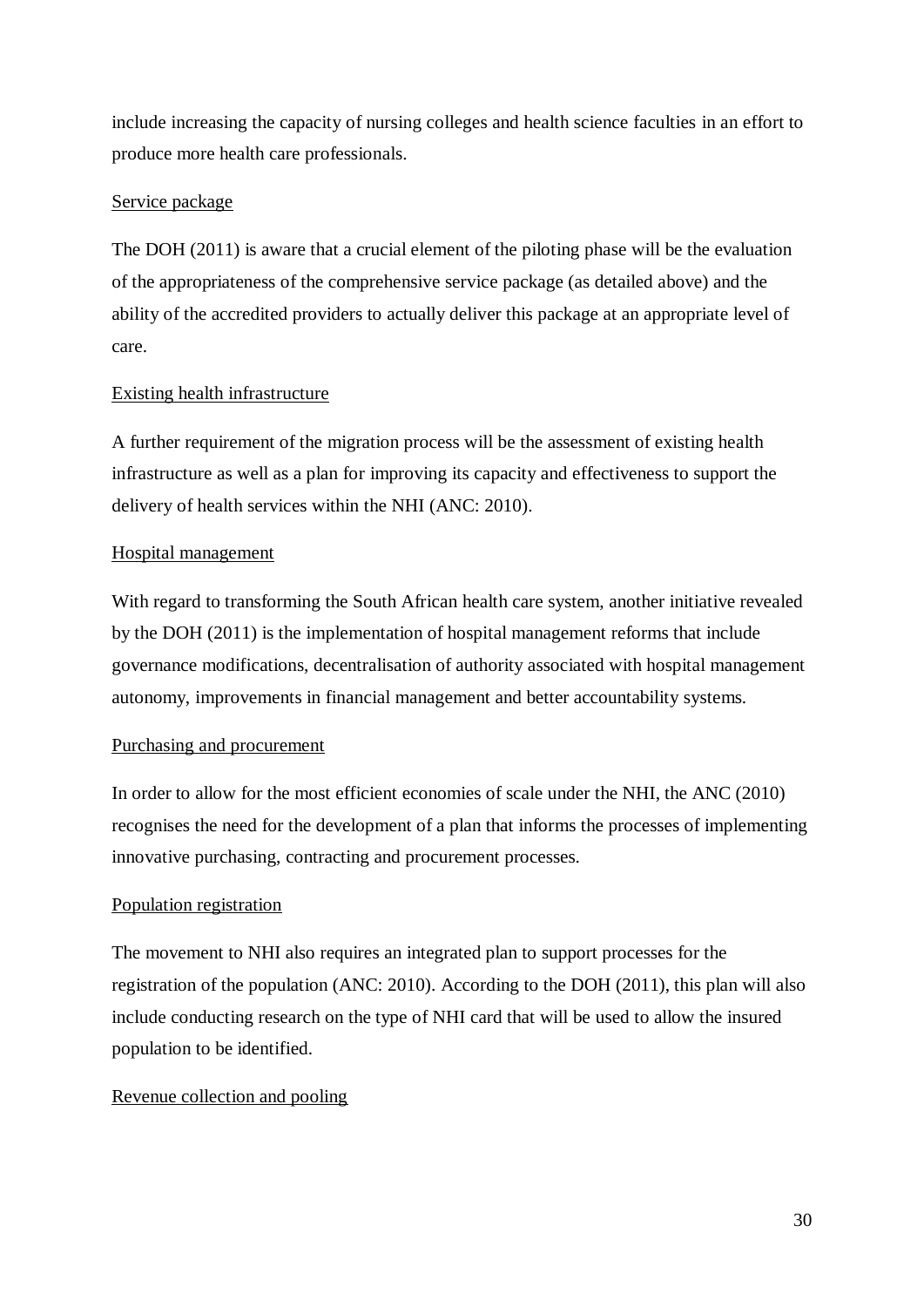include increasing the capacity of nursing colleges and health science faculties in an effort to produce more health care professionals.

<u>Service package</u>

The DOH (2011) is aware that a crucial element of the piloting phase will be the evaluation of the appropriateness of the comprehensive service package (as detailed above) and the ability of the accredited providers to actually deliver this package at an appropriate level of care.

<u>Existing health infrastructure</u>

A further requirement of the migration process will be the assessment of existing health infrastructure as well as a plan for improving its capacity and effectiveness to support the delivery of health services within the NHI (ANC: 2010).

<u>Hospital management</u>

With regard to transforming the South African health care system, another initiative revealed by the DOH (2011) is the implementation of hospital management reforms that include governance modifications, decentralisation of authority associated with hospital management autonomy, improvements in financial management and better accountability systems.

<u>Purchasing and procurement</u>

In order to allow for the most efficient economies of scale under the NHI, the ANC (2010) recognises the need for the development of a plan that informs the processes of implementing innovative purchasing, contracting and procurement processes.

<u>Population registration</u>

The movement to NHI also requires an integrated plan to support processes for the registration of the population (ANC: 2010). According to the DOH (2011), this plan will also include conducting research on the type of NHI card that will be used to allow the insured population to be identified.

<u>Revenue collection and pooling</u>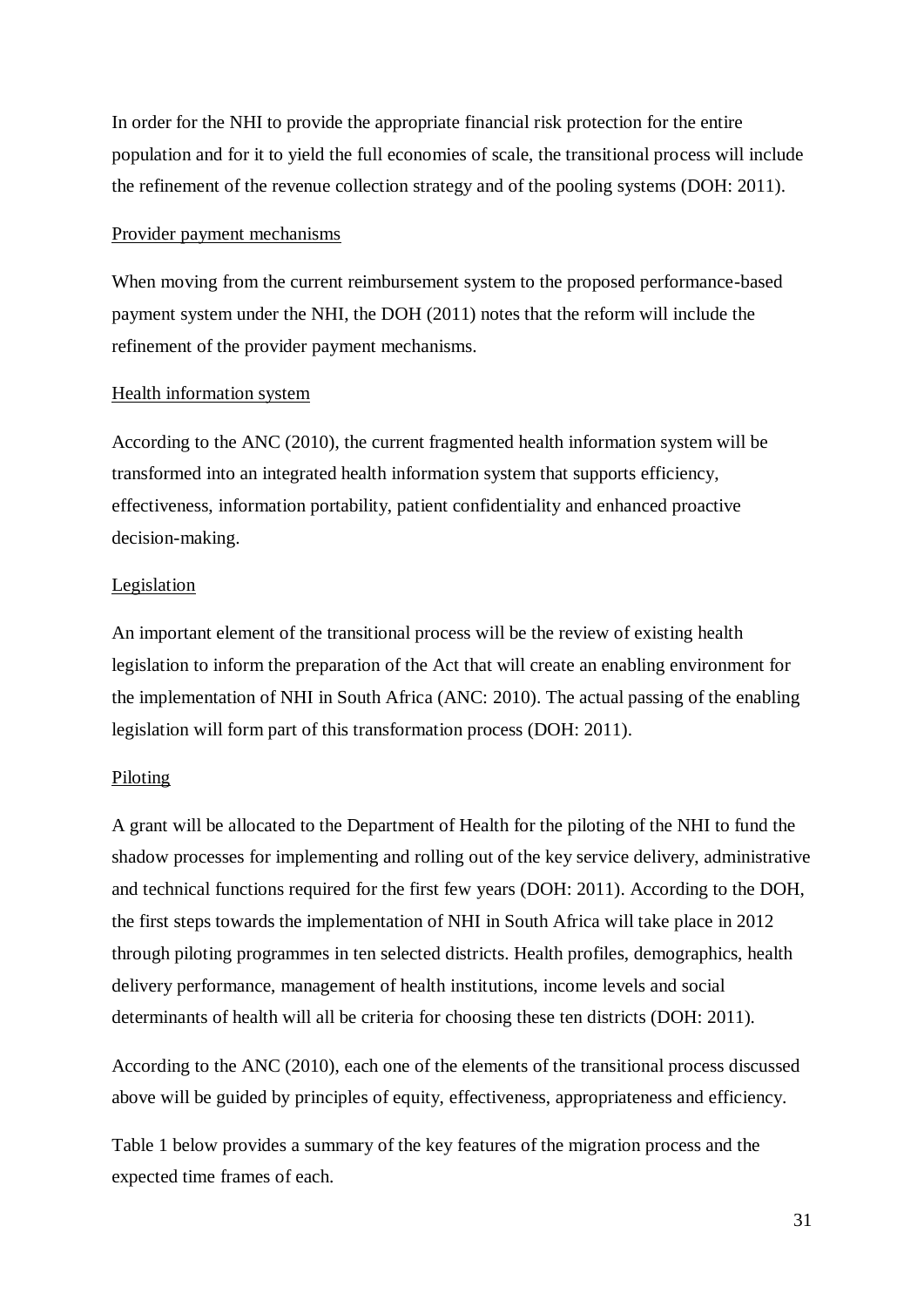In order for the NHI to provide the appropriate financial risk protection for the entire population and for it to yield the full economies of scale, the transitional process will include the refinement of the revenue collection strategy and of the pooling systems (DOH: 2011).

<u>Provider payment mechanisms</u>

When moving from the current reimbursement system to the proposed performance-based payment system under the NHI, the DOH (2011) notes that the reform will include the refinement of the provider payment mechanisms.

<u>Health information system</u>

According to the ANC (2010), the current fragmented health information system will be transformed into an integrated health information system that supports efficiency, effectiveness, information portability, patient confidentiality and enhanced proactive decision-making.

<u>Legislation</u>

An important element of the transitional process will be the review of existing health legislation to inform the preparation of the Act that will create an enabling environment for the implementation of NHI in South Africa (ANC: 2010). The actual passing of the enabling legislation will form part of this transformation process (DOH: 2011).

<u>Piloting</u>

A grant will be allocated to the Department of Health for the piloting of the NHI to fund the shadow processes for implementing and rolling out of the key service delivery, administrative and technical functions required for the first few years (DOH: 2011). According to the DOH, the first steps towards the implementation of NHI in South Africa will take place in 2012 through piloting programmes in ten selected districts. Health profiles, demographics, health delivery performance, management of health institutions, income levels and social determinants of health will all be criteria for choosing these ten districts (DOH: 2011).

According to the ANC (2010), each one of the elements of the transitional process discussed above will be guided by principles of equity, effectiveness, appropriateness and efficiency.

Table 1 below provides a summary of the key features of the migration process and the expected time frames of each.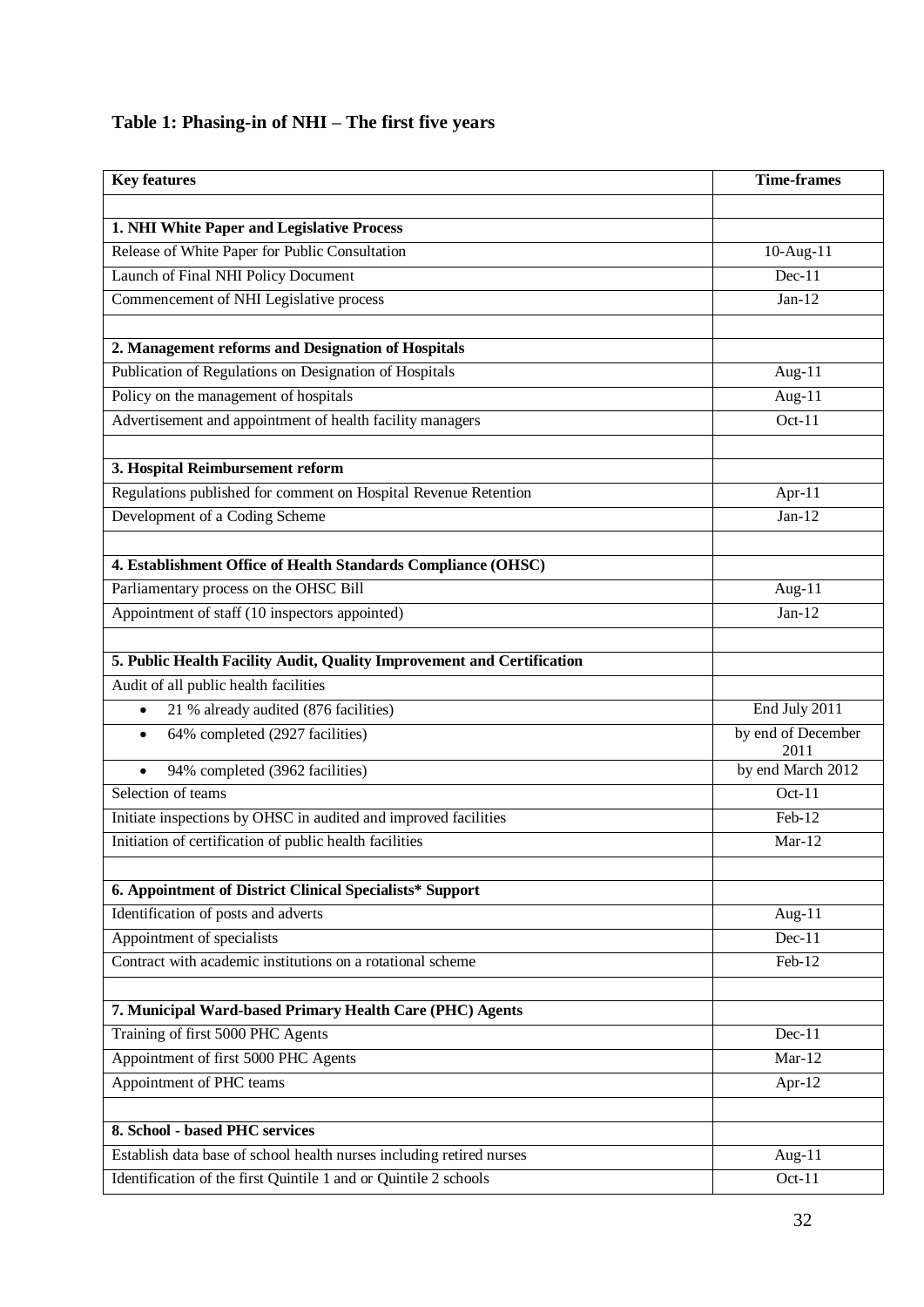### Table 1: Phasing-in of NHI – The first five years

| Key features | Time-frames |
|---|---|
| | |
| **1. NHI White Paper and Legislative Process** | |
| Release of White Paper for Public Consultation | 10-Aug-11 |
| Launch of Final NHI Policy Document | Dec-11 |
| Commencement of NHI Legislative process | Jan-12 |
| | |
| **2. Management reforms and Designation of Hospitals** | |
| Publication of Regulations on Designation of Hospitals | Aug-11 |
| Policy on the management of hospitals | Aug-11 |
| Advertisement and appointment of health facility managers | Oct-11 |
| | |
| **3. Hospital Reimbursement reform** | |
| Regulations published for comment on Hospital Revenue Retention | Apr-11 |
| Development of a Coding Scheme | Jan-12 |
| | |
| **4. Establishment Office of Health Standards Compliance (OHSC)** | |
| Parliamentary process on the OHSC Bill | Aug-11 |
| Appointment of staff (10 inspectors appointed) | Jan-12 |
| | |
| **5. Public Health Facility Audit, Quality Improvement and Certification** | |
| Audit of all public health facilities | |
| • 21 % already audited (876 facilities) | End July 2011 |
| • 64% completed (2927 facilities) | by end of December 2011 |
| • 94% completed (3962 facilities) | by end March 2012 |
| Selection of teams | Oct-11 |
| Initiate inspections by OHSC in audited and improved facilities | Feb-12 |
| Initiation of certification of public health facilities | Mar-12 |
| | |
| **6. Appointment of District Clinical Specialists* Support** | |
| Identification of posts and adverts | Aug-11 |
| Appointment of specialists | Dec-11 |
| Contract with academic institutions on a rotational scheme | Feb-12 |
| | |
| **7. Municipal Ward-based Primary Health Care (PHC) Agents** | |
| Training of first 5000 PHC Agents | Dec-11 |
| Appointment of first 5000 PHC Agents | Mar-12 |
| Appointment of PHC teams | Apr-12 |
| | |
| **8. School - based PHC services** | |
| Establish data base of school health nurses including retired nurses | Aug-11 |
| Identification of the first Quintile 1 and or Quintile 2 schools | Oct-11 |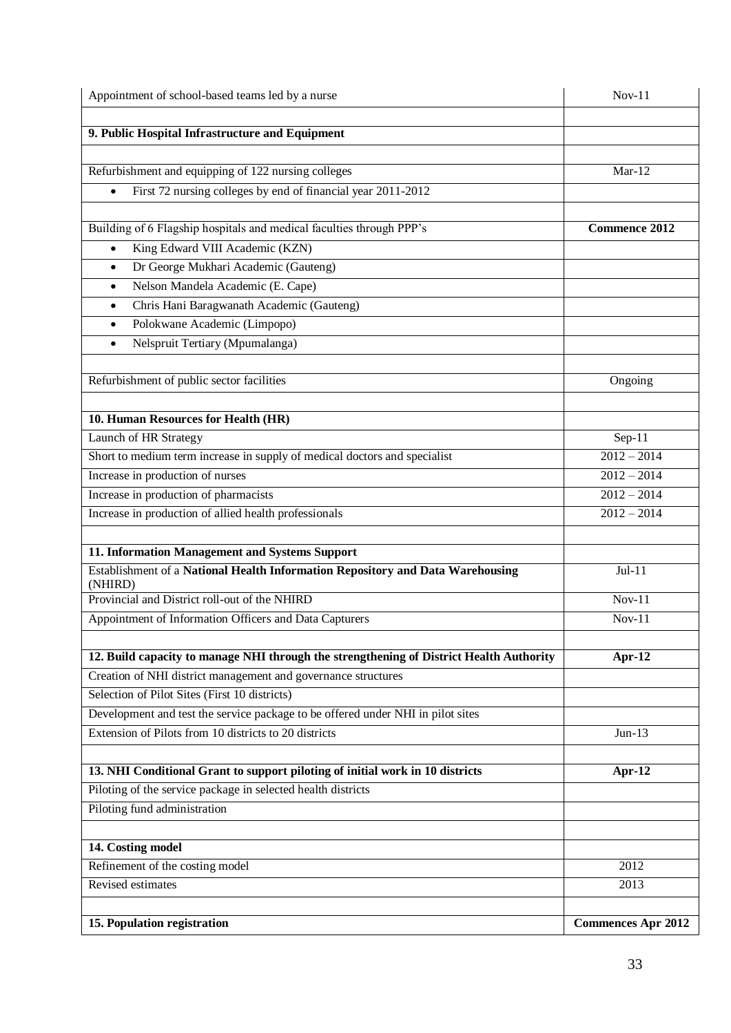| Appointment of school-based teams led by a nurse | Nov-11 |
|---|---|
| | |
| **9. Public Hospital Infrastructure and Equipment** | |
| | |
| Refurbishment and equipping of 122 nursing colleges | Mar-12 |
| • First 72 nursing colleges by end of financial year 2011-2012 | |
| | |
| Building of 6 Flagship hospitals and medical faculties through PPP's | **Commence 2012** |
| • King Edward VIII Academic (KZN) | |
| • Dr George Mukhari Academic (Gauteng) | |
| • Nelson Mandela Academic (E. Cape) | |
| • Chris Hani Baragwanath Academic (Gauteng) | |
| • Polokwane Academic (Limpopo) | |
| • Nelspruit Tertiary (Mpumalanga) | |
| | |
| Refurbishment of public sector facilities | Ongoing |
| | |
| **10. Human Resources for Health (HR)** | |
| Launch of HR Strategy | Sep-11 |
| Short to medium term increase in supply of medical doctors and specialist | 2012 – 2014 |
| Increase in production of nurses | 2012 – 2014 |
| Increase in production of pharmacists | 2012 – 2014 |
| Increase in production of allied health professionals | 2012 – 2014 |
| | |
| **11. Information Management and Systems Support** | |
| Establishment of a **National Health Information Repository and Data Warehousing** (NHIRD) | Jul-11 |
| Provincial and District roll-out of the NHIRD | Nov-11 |
| Appointment of Information Officers and Data Capturers | Nov-11 |
| | |
| **12. Build capacity to manage NHI through the strengthening of District Health Authority** | **Apr-12** |
| Creation of NHI district management and governance structures | |
| Selection of Pilot Sites (First 10 districts) | |
| Development and test the service package to be offered under NHI in pilot sites | |
| Extension of Pilots from 10 districts to 20 districts | Jun-13 |
| | |
| **13. NHI Conditional Grant to support piloting of initial work in 10 districts** | **Apr-12** |
| Piloting of the service package in selected health districts | |
| Piloting fund administration | |
| | |
| **14. Costing model** | |
| Refinement of the costing model | 2012 |
| Revised estimates | 2013 |
| | |
| **15. Population registration** | **Commences Apr 2012** |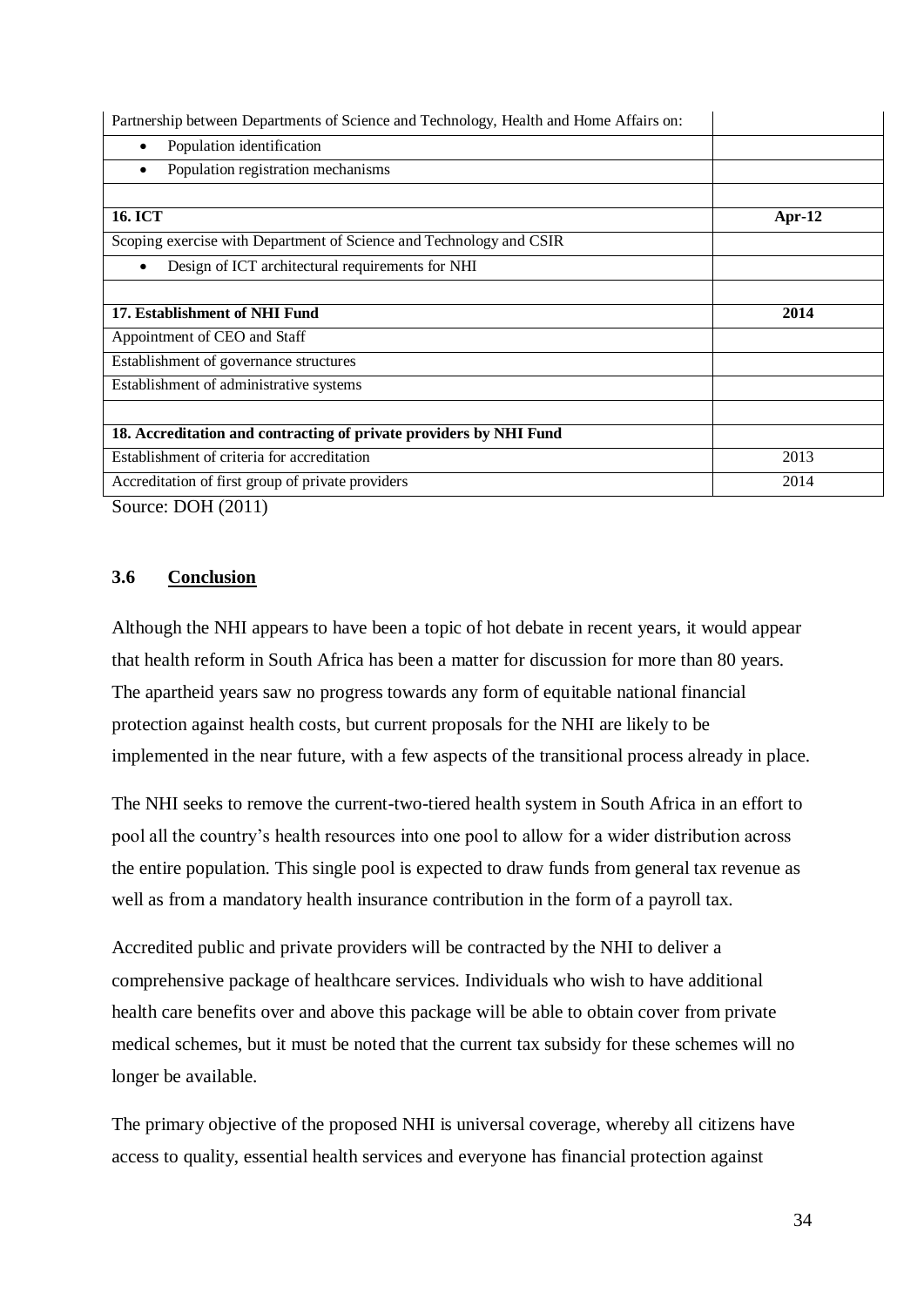| Partnership between Departments of Science and Technology, Health and Home Affairs on: | |
|---|---|
| • Population identification | |
| • Population registration mechanisms | |
| | |
| **16. ICT** | **Apr-12** |
| Scoping exercise with Department of Science and Technology and CSIR | |
| • Design of ICT architectural requirements for NHI | |
| | |
| **17. Establishment of NHI Fund** | **2014** |
| Appointment of CEO and Staff | |
| Establishment of governance structures | |
| Establishment of administrative systems | |
| | |
| **18. Accreditation and contracting of private providers by NHI Fund** | |
| Establishment of criteria for accreditation | 2013 |
| Accreditation of first group of private providers | 2014 |

Source: DOH (2011)

## 3.6 Conclusion

Although the NHI appears to have been a topic of hot debate in recent years, it would appear that health reform in South Africa has been a matter for discussion for more than 80 years. The apartheid years saw no progress towards any form of equitable national financial protection against health costs, but current proposals for the NHI are likely to be implemented in the near future, with a few aspects of the transitional process already in place.

The NHI seeks to remove the current-two-tiered health system in South Africa in an effort to pool all the country's health resources into one pool to allow for a wider distribution across the entire population. This single pool is expected to draw funds from general tax revenue as well as from a mandatory health insurance contribution in the form of a payroll tax.

Accredited public and private providers will be contracted by the NHI to deliver a comprehensive package of healthcare services. Individuals who wish to have additional health care benefits over and above this package will be able to obtain cover from private medical schemes, but it must be noted that the current tax subsidy for these schemes will no longer be available.

The primary objective of the proposed NHI is universal coverage, whereby all citizens have access to quality, essential health services and everyone has financial protection against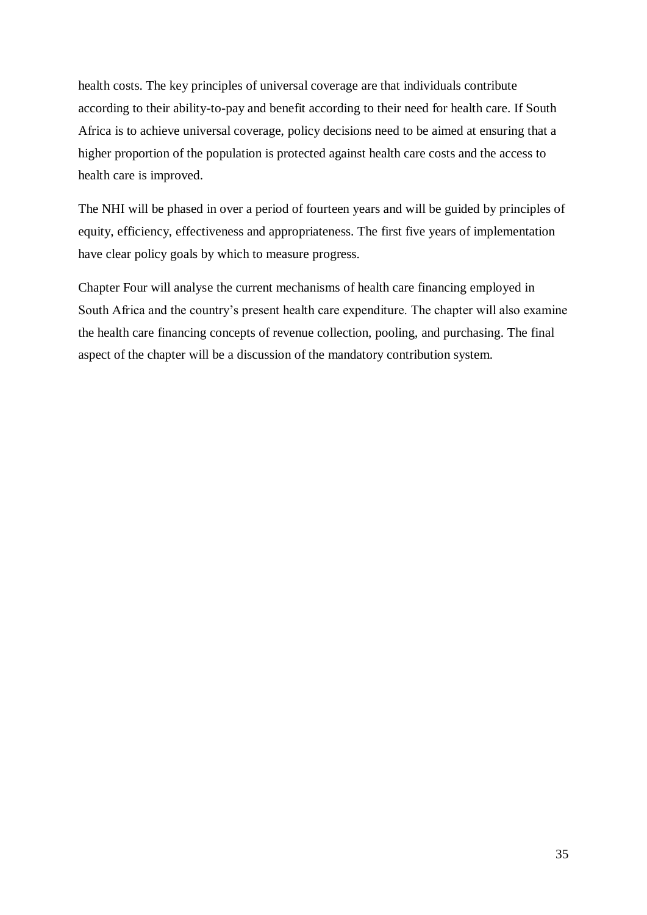health costs. The key principles of universal coverage are that individuals contribute according to their ability-to-pay and benefit according to their need for health care. If South Africa is to achieve universal coverage, policy decisions need to be aimed at ensuring that a higher proportion of the population is protected against health care costs and the access to health care is improved.

The NHI will be phased in over a period of fourteen years and will be guided by principles of equity, efficiency, effectiveness and appropriateness. The first five years of implementation have clear policy goals by which to measure progress.

Chapter Four will analyse the current mechanisms of health care financing employed in South Africa and the country's present health care expenditure. The chapter will also examine the health care financing concepts of revenue collection, pooling, and purchasing. The final aspect of the chapter will be a discussion of the mandatory contribution system.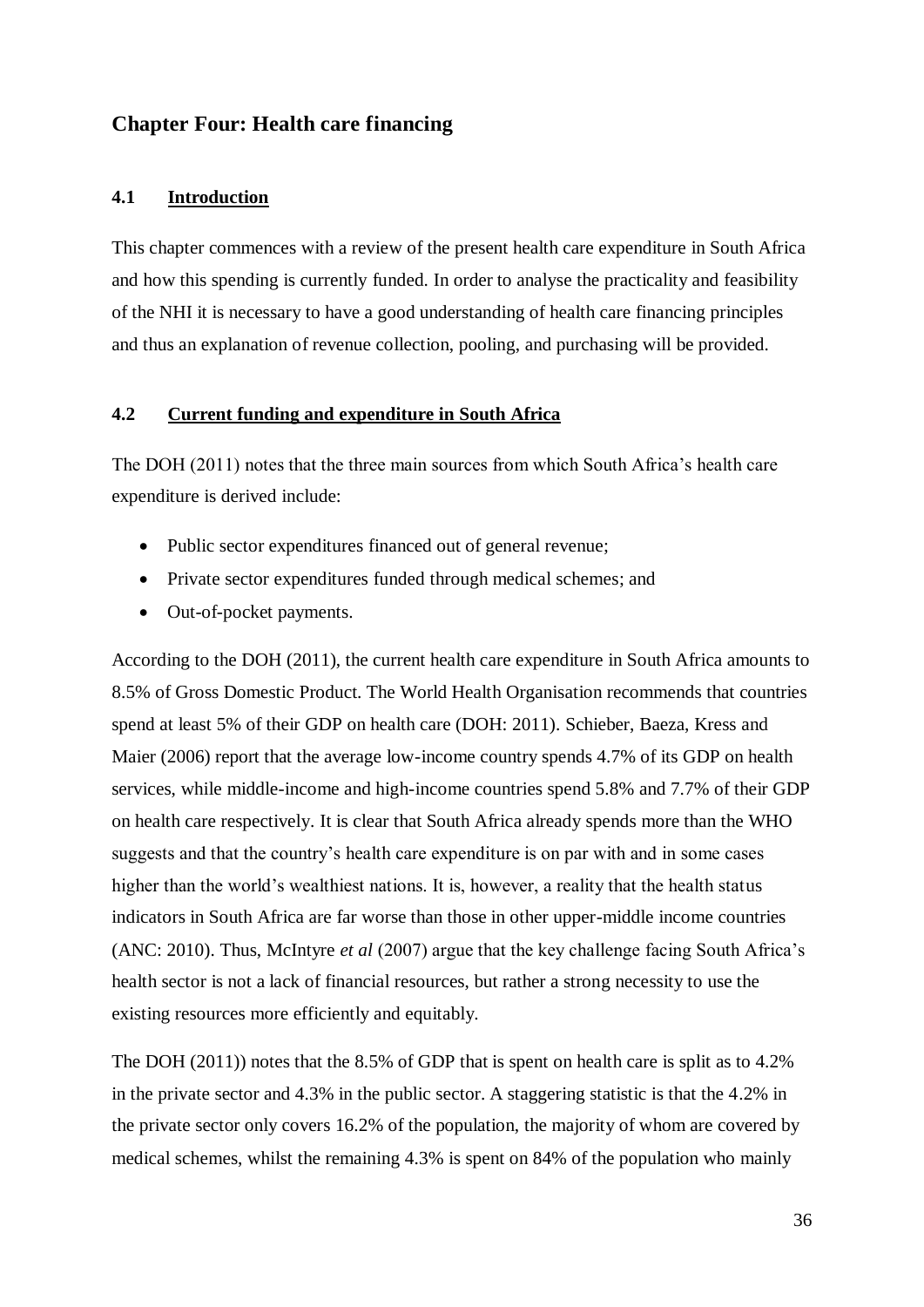# Chapter Four: Health care financing

## 4.1 Introduction

This chapter commences with a review of the present health care expenditure in South Africa and how this spending is currently funded. In order to analyse the practicality and feasibility of the NHI it is necessary to have a good understanding of health care financing principles and thus an explanation of revenue collection, pooling, and purchasing will be provided.

## 4.2 Current funding and expenditure in South Africa

The DOH (2011) notes that the three main sources from which South Africa's health care expenditure is derived include:

- Public sector expenditures financed out of general revenue;
- Private sector expenditures funded through medical schemes; and
- Out-of-pocket payments.

According to the DOH (2011), the current health care expenditure in South Africa amounts to 8.5% of Gross Domestic Product. The World Health Organisation recommends that countries spend at least 5% of their GDP on health care (DOH: 2011). Schieber, Baeza, Kress and Maier (2006) report that the average low-income country spends 4.7% of its GDP on health services, while middle-income and high-income countries spend 5.8% and 7.7% of their GDP on health care respectively. It is clear that South Africa already spends more than the WHO suggests and that the country's health care expenditure is on par with and in some cases higher than the world's wealthiest nations. It is, however, a reality that the health status indicators in South Africa are far worse than those in other upper-middle income countries (ANC: 2010). Thus, McIntyre *et al* (2007) argue that the key challenge facing South Africa's health sector is not a lack of financial resources, but rather a strong necessity to use the existing resources more efficiently and equitably.

The DOH (2011)) notes that the 8.5% of GDP that is spent on health care is split as to 4.2% in the private sector and 4.3% in the public sector. A staggering statistic is that the 4.2% in the private sector only covers 16.2% of the population, the majority of whom are covered by medical schemes, whilst the remaining 4.3% is spent on 84% of the population who mainly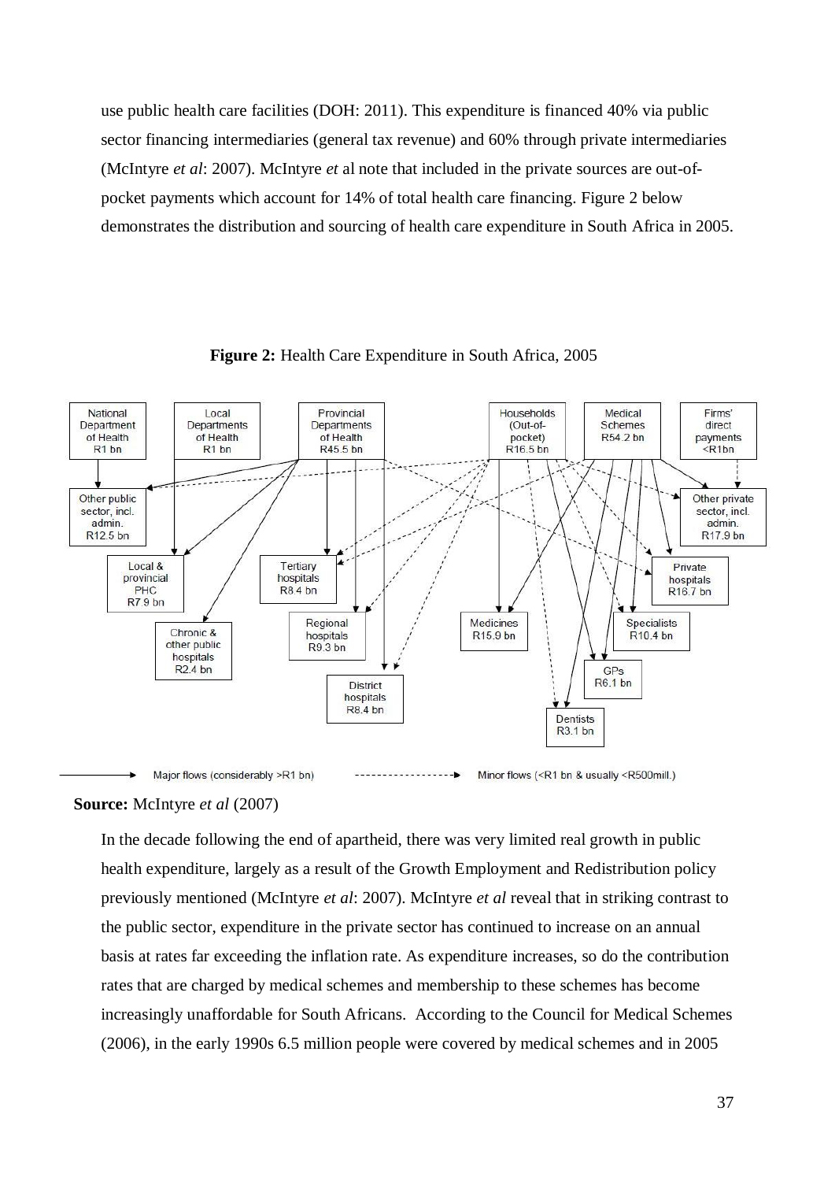use public health care facilities (DOH: 2011). This expenditure is financed 40% via public sector financing intermediaries (general tax revenue) and 60% through private intermediaries (McIntyre *et al*: 2007). McIntyre *et* al note that included in the private sources are out-of-pocket payments which account for 14% of total health care financing. Figure 2 below demonstrates the distribution and sourcing of health care expenditure in South Africa in 2005.

**Figure 2:** Health Care Expenditure in South Africa, 2005

**Source:** McIntyre *et al* (2007)

In the decade following the end of apartheid, there was very limited real growth in public health expenditure, largely as a result of the Growth Employment and Redistribution policy previously mentioned (McIntyre *et al*: 2007). McIntyre *et al* reveal that in striking contrast to the public sector, expenditure in the private sector has continued to increase on an annual basis at rates far exceeding the inflation rate. As expenditure increases, so do the contribution rates that are charged by medical schemes and membership to these schemes has become increasingly unaffordable for South Africans. According to the Council for Medical Schemes (2006), in the early 1990s 6.5 million people were covered by medical schemes and in 2005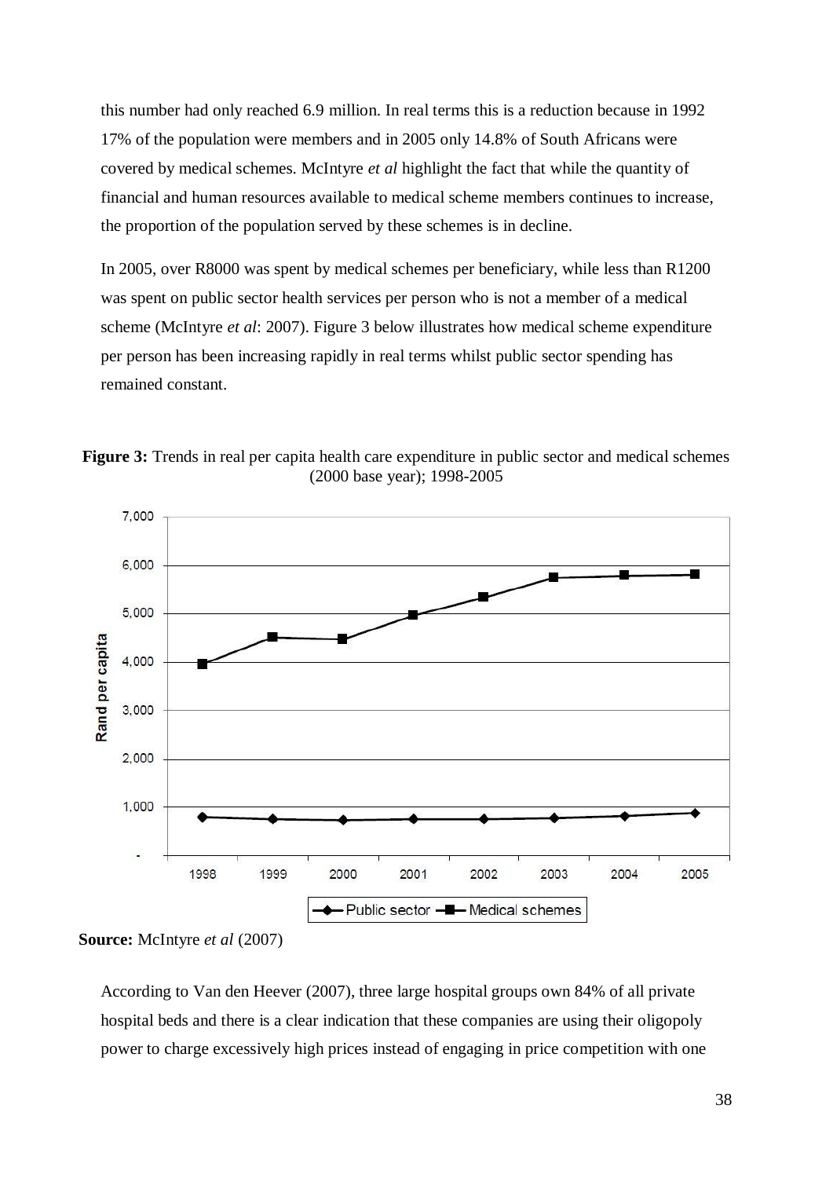this number had only reached 6.9 million. In real terms this is a reduction because in 1992 17% of the population were members and in 2005 only 14.8% of South Africans were covered by medical schemes. McIntyre *et al* highlight the fact that while the quantity of financial and human resources available to medical scheme members continues to increase, the proportion of the population served by these schemes is in decline.

In 2005, over R8000 was spent by medical schemes per beneficiary, while less than R1200 was spent on public sector health services per person who is not a member of a medical scheme (McIntyre *et al*: 2007). Figure 3 below illustrates how medical scheme expenditure per person has been increasing rapidly in real terms whilst public sector spending has remained constant.

**Figure 3:** Trends in real per capita health care expenditure in public sector and medical schemes (2000 base year); 1998-2005

**Source:** McIntyre *et al* (2007)

According to Van den Heever (2007), three large hospital groups own 84% of all private hospital beds and there is a clear indication that these companies are using their oligopoly power to charge excessively high prices instead of engaging in price competition with one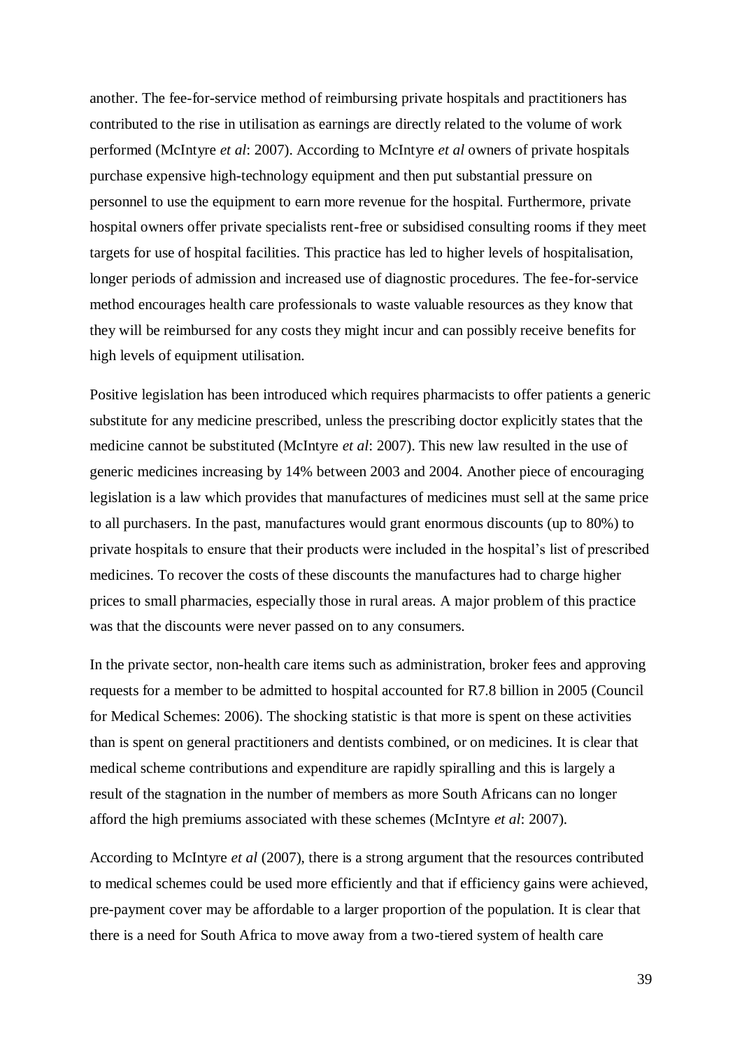another. The fee-for-service method of reimbursing private hospitals and practitioners has contributed to the rise in utilisation as earnings are directly related to the volume of work performed (McIntyre *et al*: 2007). According to McIntyre *et al* owners of private hospitals purchase expensive high-technology equipment and then put substantial pressure on personnel to use the equipment to earn more revenue for the hospital. Furthermore, private hospital owners offer private specialists rent-free or subsidised consulting rooms if they meet targets for use of hospital facilities. This practice has led to higher levels of hospitalisation, longer periods of admission and increased use of diagnostic procedures. The fee-for-service method encourages health care professionals to waste valuable resources as they know that they will be reimbursed for any costs they might incur and can possibly receive benefits for high levels of equipment utilisation.

Positive legislation has been introduced which requires pharmacists to offer patients a generic substitute for any medicine prescribed, unless the prescribing doctor explicitly states that the medicine cannot be substituted (McIntyre *et al*: 2007). This new law resulted in the use of generic medicines increasing by 14% between 2003 and 2004. Another piece of encouraging legislation is a law which provides that manufactures of medicines must sell at the same price to all purchasers. In the past, manufactures would grant enormous discounts (up to 80%) to private hospitals to ensure that their products were included in the hospital's list of prescribed medicines. To recover the costs of these discounts the manufactures had to charge higher prices to small pharmacies, especially those in rural areas. A major problem of this practice was that the discounts were never passed on to any consumers.

In the private sector, non-health care items such as administration, broker fees and approving requests for a member to be admitted to hospital accounted for R7.8 billion in 2005 (Council for Medical Schemes: 2006). The shocking statistic is that more is spent on these activities than is spent on general practitioners and dentists combined, or on medicines. It is clear that medical scheme contributions and expenditure are rapidly spiralling and this is largely a result of the stagnation in the number of members as more South Africans can no longer afford the high premiums associated with these schemes (McIntyre *et al*: 2007).

According to McIntyre *et al* (2007), there is a strong argument that the resources contributed to medical schemes could be used more efficiently and that if efficiency gains were achieved, pre-payment cover may be affordable to a larger proportion of the population. It is clear that there is a need for South Africa to move away from a two-tiered system of health care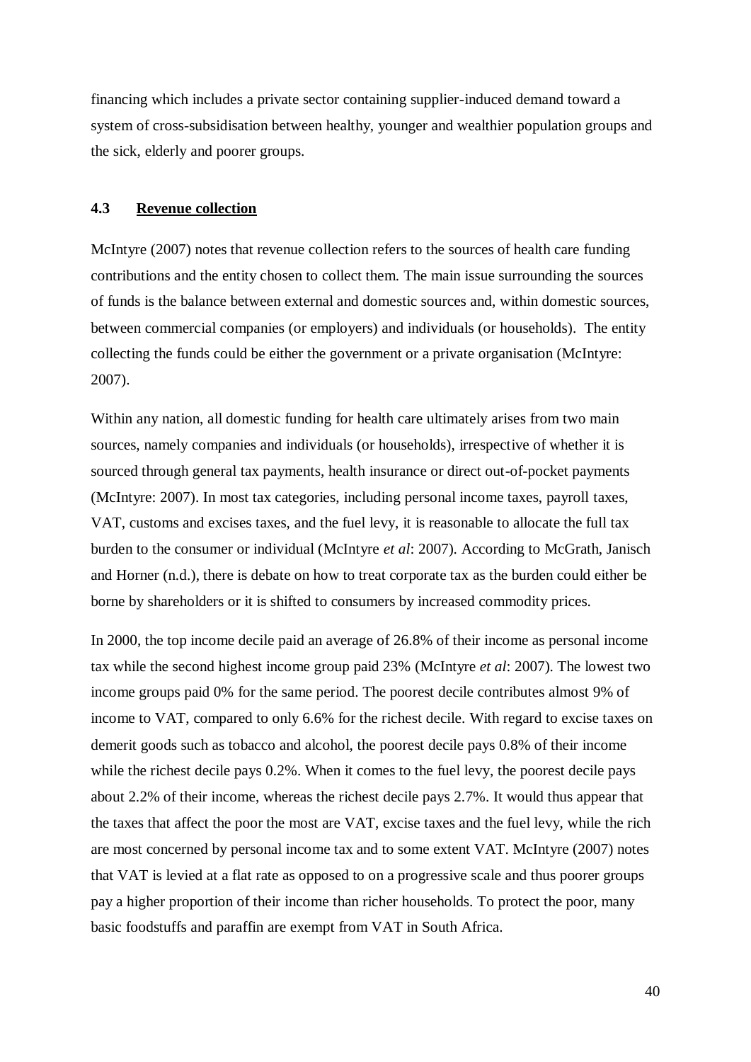financing which includes a private sector containing supplier-induced demand toward a system of cross-subsidisation between healthy, younger and wealthier population groups and the sick, elderly and poorer groups.

### 4.3 Revenue collection

McIntyre (2007) notes that revenue collection refers to the sources of health care funding contributions and the entity chosen to collect them. The main issue surrounding the sources of funds is the balance between external and domestic sources and, within domestic sources, between commercial companies (or employers) and individuals (or households). The entity collecting the funds could be either the government or a private organisation (McIntyre: 2007).

Within any nation, all domestic funding for health care ultimately arises from two main sources, namely companies and individuals (or households), irrespective of whether it is sourced through general tax payments, health insurance or direct out-of-pocket payments (McIntyre: 2007). In most tax categories, including personal income taxes, payroll taxes, VAT, customs and excises taxes, and the fuel levy, it is reasonable to allocate the full tax burden to the consumer or individual (McIntyre *et al*: 2007). According to McGrath, Janisch and Horner (n.d.), there is debate on how to treat corporate tax as the burden could either be borne by shareholders or it is shifted to consumers by increased commodity prices.

In 2000, the top income decile paid an average of 26.8% of their income as personal income tax while the second highest income group paid 23% (McIntyre *et al*: 2007). The lowest two income groups paid 0% for the same period. The poorest decile contributes almost 9% of income to VAT, compared to only 6.6% for the richest decile. With regard to excise taxes on demerit goods such as tobacco and alcohol, the poorest decile pays 0.8% of their income while the richest decile pays 0.2%. When it comes to the fuel levy, the poorest decile pays about 2.2% of their income, whereas the richest decile pays 2.7%. It would thus appear that the taxes that affect the poor the most are VAT, excise taxes and the fuel levy, while the rich are most concerned by personal income tax and to some extent VAT. McIntyre (2007) notes that VAT is levied at a flat rate as opposed to on a progressive scale and thus poorer groups pay a higher proportion of their income than richer households. To protect the poor, many basic foodstuffs and paraffin are exempt from VAT in South Africa.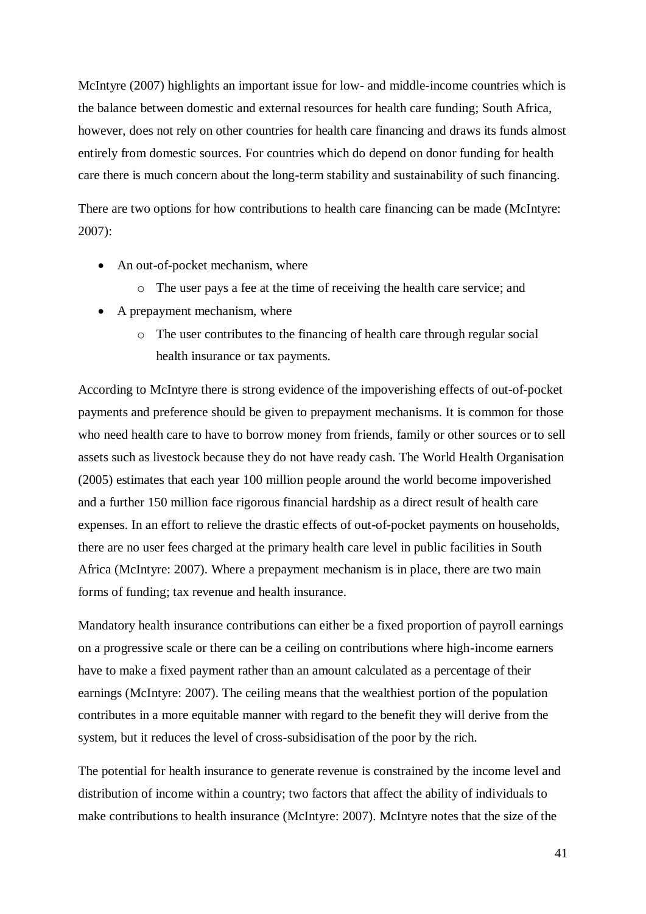McIntyre (2007) highlights an important issue for low- and middle-income countries which is the balance between domestic and external resources for health care funding; South Africa, however, does not rely on other countries for health care financing and draws its funds almost entirely from domestic sources. For countries which do depend on donor funding for health care there is much concern about the long-term stability and sustainability of such financing.

There are two options for how contributions to health care financing can be made (McIntyre: 2007):

- An out-of-pocket mechanism, where
    - The user pays a fee at the time of receiving the health care service; and
- A prepayment mechanism, where
    - The user contributes to the financing of health care through regular social health insurance or tax payments.

According to McIntyre there is strong evidence of the impoverishing effects of out-of-pocket payments and preference should be given to prepayment mechanisms. It is common for those who need health care to have to borrow money from friends, family or other sources or to sell assets such as livestock because they do not have ready cash. The World Health Organisation (2005) estimates that each year 100 million people around the world become impoverished and a further 150 million face rigorous financial hardship as a direct result of health care expenses. In an effort to relieve the drastic effects of out-of-pocket payments on households, there are no user fees charged at the primary health care level in public facilities in South Africa (McIntyre: 2007). Where a prepayment mechanism is in place, there are two main forms of funding; tax revenue and health insurance.

Mandatory health insurance contributions can either be a fixed proportion of payroll earnings on a progressive scale or there can be a ceiling on contributions where high-income earners have to make a fixed payment rather than an amount calculated as a percentage of their earnings (McIntyre: 2007). The ceiling means that the wealthiest portion of the population contributes in a more equitable manner with regard to the benefit they will derive from the system, but it reduces the level of cross-subsidisation of the poor by the rich.

The potential for health insurance to generate revenue is constrained by the income level and distribution of income within a country; two factors that affect the ability of individuals to make contributions to health insurance (McIntyre: 2007). McIntyre notes that the size of the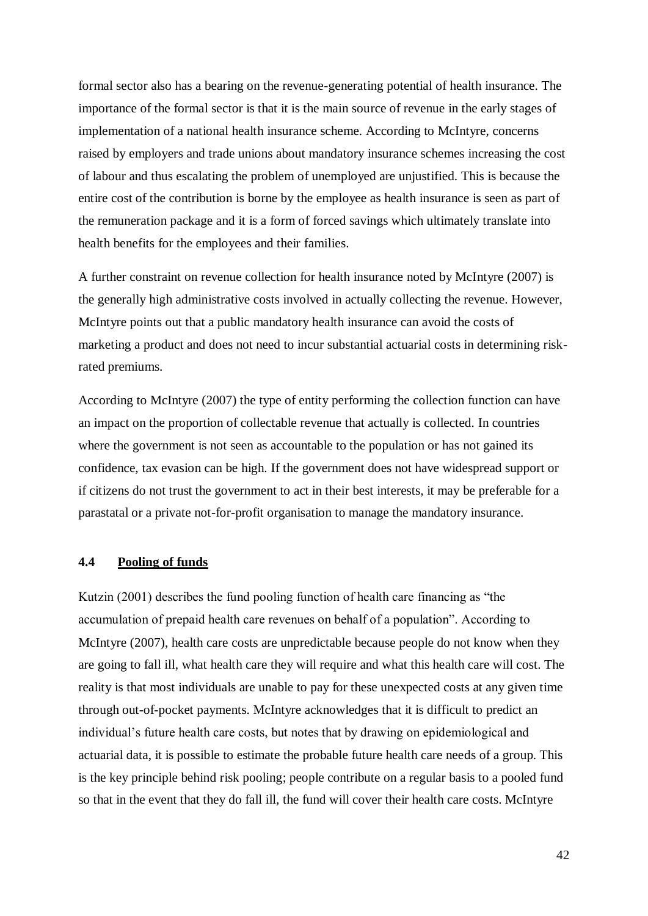formal sector also has a bearing on the revenue-generating potential of health insurance. The importance of the formal sector is that it is the main source of revenue in the early stages of implementation of a national health insurance scheme. According to McIntyre, concerns raised by employers and trade unions about mandatory insurance schemes increasing the cost of labour and thus escalating the problem of unemployed are unjustified. This is because the entire cost of the contribution is borne by the employee as health insurance is seen as part of the remuneration package and it is a form of forced savings which ultimately translate into health benefits for the employees and their families.

A further constraint on revenue collection for health insurance noted by McIntyre (2007) is the generally high administrative costs involved in actually collecting the revenue. However, McIntyre points out that a public mandatory health insurance can avoid the costs of marketing a product and does not need to incur substantial actuarial costs in determining risk-rated premiums.

According to McIntyre (2007) the type of entity performing the collection function can have an impact on the proportion of collectable revenue that actually is collected. In countries where the government is not seen as accountable to the population or has not gained its confidence, tax evasion can be high. If the government does not have widespread support or if citizens do not trust the government to act in their best interests, it may be preferable for a parastatal or a private not-for-profit organisation to manage the mandatory insurance.

### 4.4 Pooling of funds

Kutzin (2001) describes the fund pooling function of health care financing as "the accumulation of prepaid health care revenues on behalf of a population". According to McIntyre (2007), health care costs are unpredictable because people do not know when they are going to fall ill, what health care they will require and what this health care will cost. The reality is that most individuals are unable to pay for these unexpected costs at any given time through out-of-pocket payments. McIntyre acknowledges that it is difficult to predict an individual's future health care costs, but notes that by drawing on epidemiological and actuarial data, it is possible to estimate the probable future health care needs of a group. This is the key principle behind risk pooling; people contribute on a regular basis to a pooled fund so that in the event that they do fall ill, the fund will cover their health care costs. McIntyre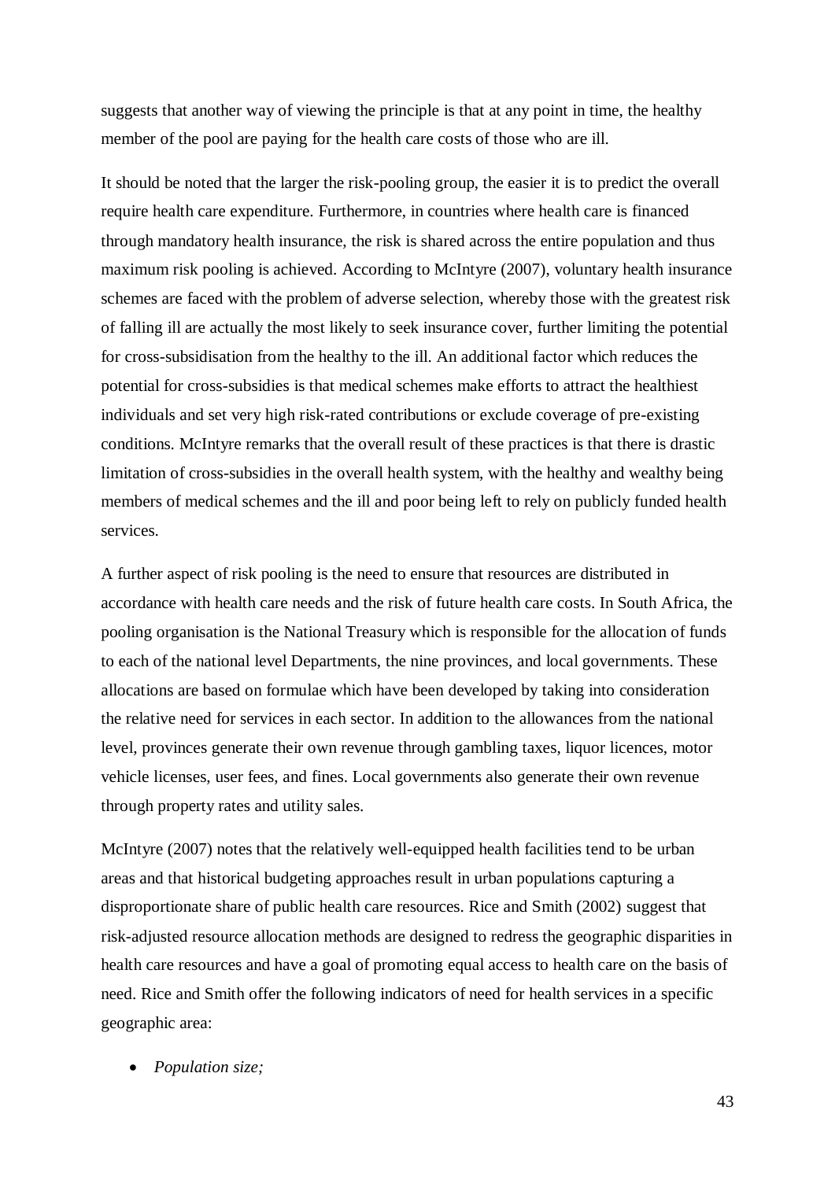suggests that another way of viewing the principle is that at any point in time, the healthy member of the pool are paying for the health care costs of those who are ill.

It should be noted that the larger the risk-pooling group, the easier it is to predict the overall require health care expenditure. Furthermore, in countries where health care is financed through mandatory health insurance, the risk is shared across the entire population and thus maximum risk pooling is achieved. According to McIntyre (2007), voluntary health insurance schemes are faced with the problem of adverse selection, whereby those with the greatest risk of falling ill are actually the most likely to seek insurance cover, further limiting the potential for cross-subsidisation from the healthy to the ill. An additional factor which reduces the potential for cross-subsidies is that medical schemes make efforts to attract the healthiest individuals and set very high risk-rated contributions or exclude coverage of pre-existing conditions. McIntyre remarks that the overall result of these practices is that there is drastic limitation of cross-subsidies in the overall health system, with the healthy and wealthy being members of medical schemes and the ill and poor being left to rely on publicly funded health services.

A further aspect of risk pooling is the need to ensure that resources are distributed in accordance with health care needs and the risk of future health care costs. In South Africa, the pooling organisation is the National Treasury which is responsible for the allocation of funds to each of the national level Departments, the nine provinces, and local governments. These allocations are based on formulae which have been developed by taking into consideration the relative need for services in each sector. In addition to the allowances from the national level, provinces generate their own revenue through gambling taxes, liquor licences, motor vehicle licenses, user fees, and fines. Local governments also generate their own revenue through property rates and utility sales.

McIntyre (2007) notes that the relatively well-equipped health facilities tend to be urban areas and that historical budgeting approaches result in urban populations capturing a disproportionate share of public health care resources. Rice and Smith (2002) suggest that risk-adjusted resource allocation methods are designed to redress the geographic disparities in health care resources and have a goal of promoting equal access to health care on the basis of need. Rice and Smith offer the following indicators of need for health services in a specific geographic area:

- *Population size;*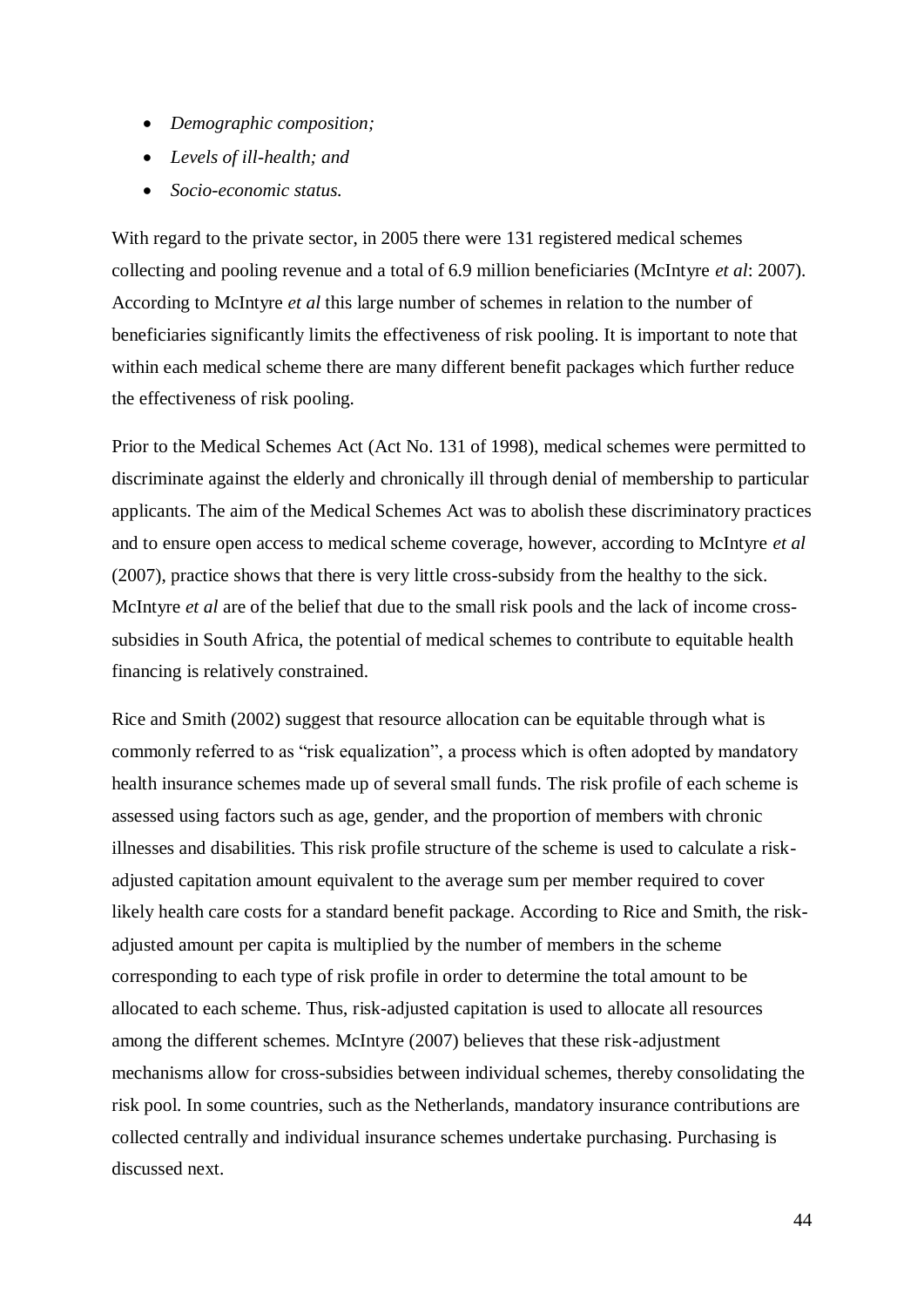- *Demographic composition;*
- *Levels of ill-health; and*
- *Socio-economic status.*

With regard to the private sector, in 2005 there were 131 registered medical schemes collecting and pooling revenue and a total of 6.9 million beneficiaries (McIntyre *et al*: 2007). According to McIntyre *et al* this large number of schemes in relation to the number of beneficiaries significantly limits the effectiveness of risk pooling. It is important to note that within each medical scheme there are many different benefit packages which further reduce the effectiveness of risk pooling.

Prior to the Medical Schemes Act (Act No. 131 of 1998), medical schemes were permitted to discriminate against the elderly and chronically ill through denial of membership to particular applicants. The aim of the Medical Schemes Act was to abolish these discriminatory practices and to ensure open access to medical scheme coverage, however, according to McIntyre *et al* (2007), practice shows that there is very little cross-subsidy from the healthy to the sick. McIntyre *et al* are of the belief that due to the small risk pools and the lack of income cross-subsidies in South Africa, the potential of medical schemes to contribute to equitable health financing is relatively constrained.

Rice and Smith (2002) suggest that resource allocation can be equitable through what is commonly referred to as "risk equalization", a process which is often adopted by mandatory health insurance schemes made up of several small funds. The risk profile of each scheme is assessed using factors such as age, gender, and the proportion of members with chronic illnesses and disabilities. This risk profile structure of the scheme is used to calculate a risk-adjusted capitation amount equivalent to the average sum per member required to cover likely health care costs for a standard benefit package. According to Rice and Smith, the risk-adjusted amount per capita is multiplied by the number of members in the scheme corresponding to each type of risk profile in order to determine the total amount to be allocated to each scheme. Thus, risk-adjusted capitation is used to allocate all resources among the different schemes. McIntyre (2007) believes that these risk-adjustment mechanisms allow for cross-subsidies between individual schemes, thereby consolidating the risk pool. In some countries, such as the Netherlands, mandatory insurance contributions are collected centrally and individual insurance schemes undertake purchasing. Purchasing is discussed next.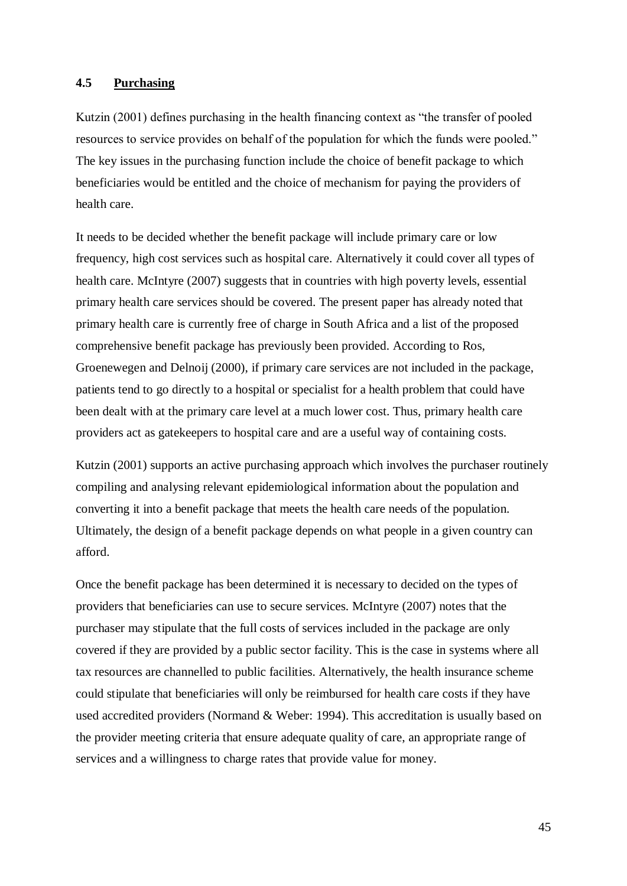## 4.5 Purchasing

Kutzin (2001) defines purchasing in the health financing context as "the transfer of pooled resources to service provides on behalf of the population for which the funds were pooled." The key issues in the purchasing function include the choice of benefit package to which beneficiaries would be entitled and the choice of mechanism for paying the providers of health care.

It needs to be decided whether the benefit package will include primary care or low frequency, high cost services such as hospital care. Alternatively it could cover all types of health care. McIntyre (2007) suggests that in countries with high poverty levels, essential primary health care services should be covered. The present paper has already noted that primary health care is currently free of charge in South Africa and a list of the proposed comprehensive benefit package has previously been provided. According to Ros, Groenewegen and Delnoij (2000), if primary care services are not included in the package, patients tend to go directly to a hospital or specialist for a health problem that could have been dealt with at the primary care level at a much lower cost. Thus, primary health care providers act as gatekeepers to hospital care and are a useful way of containing costs.

Kutzin (2001) supports an active purchasing approach which involves the purchaser routinely compiling and analysing relevant epidemiological information about the population and converting it into a benefit package that meets the health care needs of the population. Ultimately, the design of a benefit package depends on what people in a given country can afford.

Once the benefit package has been determined it is necessary to decided on the types of providers that beneficiaries can use to secure services. McIntyre (2007) notes that the purchaser may stipulate that the full costs of services included in the package are only covered if they are provided by a public sector facility. This is the case in systems where all tax resources are channelled to public facilities. Alternatively, the health insurance scheme could stipulate that beneficiaries will only be reimbursed for health care costs if they have used accredited providers (Normand & Weber: 1994). This accreditation is usually based on the provider meeting criteria that ensure adequate quality of care, an appropriate range of services and a willingness to charge rates that provide value for money.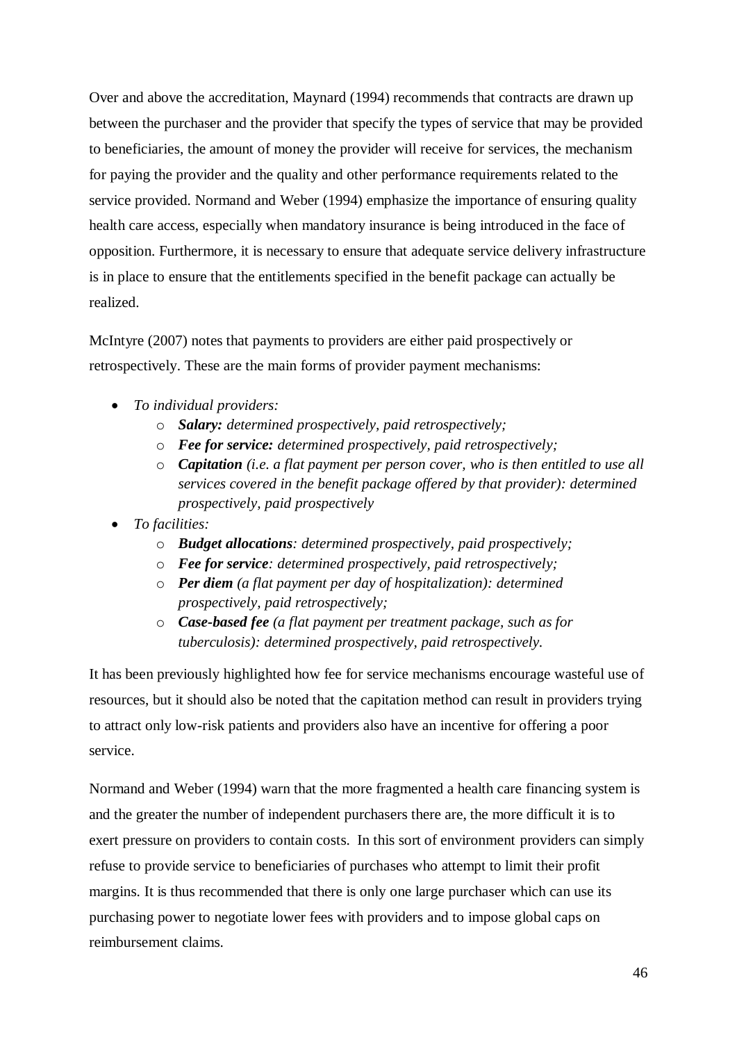Over and above the accreditation, Maynard (1994) recommends that contracts are drawn up between the purchaser and the provider that specify the types of service that may be provided to beneficiaries, the amount of money the provider will receive for services, the mechanism for paying the provider and the quality and other performance requirements related to the service provided. Normand and Weber (1994) emphasize the importance of ensuring quality health care access, especially when mandatory insurance is being introduced in the face of opposition. Furthermore, it is necessary to ensure that adequate service delivery infrastructure is in place to ensure that the entitlements specified in the benefit package can actually be realized.

McIntyre (2007) notes that payments to providers are either paid prospectively or retrospectively. These are the main forms of provider payment mechanisms:

- *To individual providers:*
    - ***Salary:** determined prospectively, paid retrospectively;*
    - ***Fee for service:** determined prospectively, paid retrospectively;*
    - ***Capitation** (i.e. a flat payment per person cover, who is then entitled to use all services covered in the benefit package offered by that provider): determined prospectively, paid prospectively*
- *To facilities:*
    - ***Budget allocations**: determined prospectively, paid prospectively;*
    - ***Fee for service**: determined prospectively, paid retrospectively;*
    - ***Per diem** (a flat payment per day of hospitalization): determined prospectively, paid retrospectively;*
    - ***Case-based fee** (a flat payment per treatment package, such as for tuberculosis): determined prospectively, paid retrospectively.*

It has been previously highlighted how fee for service mechanisms encourage wasteful use of resources, but it should also be noted that the capitation method can result in providers trying to attract only low-risk patients and providers also have an incentive for offering a poor service.

Normand and Weber (1994) warn that the more fragmented a health care financing system is and the greater the number of independent purchasers there are, the more difficult it is to exert pressure on providers to contain costs. In this sort of environment providers can simply refuse to provide service to beneficiaries of purchases who attempt to limit their profit margins. It is thus recommended that there is only one large purchaser which can use its purchasing power to negotiate lower fees with providers and to impose global caps on reimbursement claims.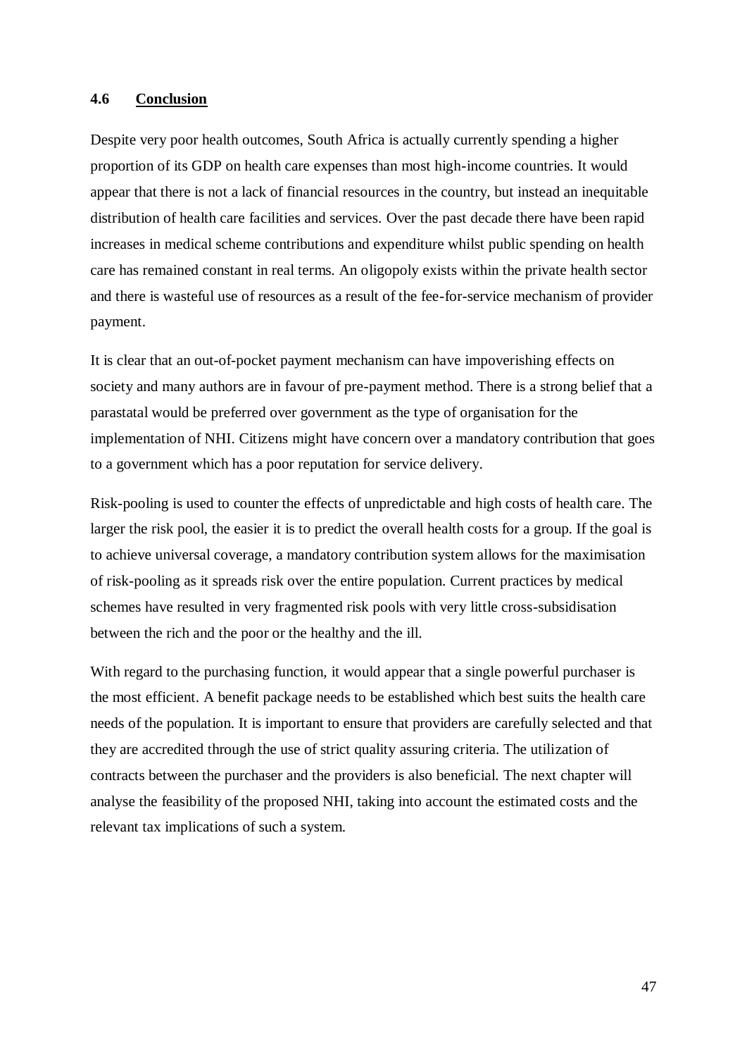## 4.6 Conclusion

Despite very poor health outcomes, South Africa is actually currently spending a higher proportion of its GDP on health care expenses than most high-income countries. It would appear that there is not a lack of financial resources in the country, but instead an inequitable distribution of health care facilities and services. Over the past decade there have been rapid increases in medical scheme contributions and expenditure whilst public spending on health care has remained constant in real terms. An oligopoly exists within the private health sector and there is wasteful use of resources as a result of the fee-for-service mechanism of provider payment.

It is clear that an out-of-pocket payment mechanism can have impoverishing effects on society and many authors are in favour of pre-payment method. There is a strong belief that a parastatal would be preferred over government as the type of organisation for the implementation of NHI. Citizens might have concern over a mandatory contribution that goes to a government which has a poor reputation for service delivery.

Risk-pooling is used to counter the effects of unpredictable and high costs of health care. The larger the risk pool, the easier it is to predict the overall health costs for a group. If the goal is to achieve universal coverage, a mandatory contribution system allows for the maximisation of risk-pooling as it spreads risk over the entire population. Current practices by medical schemes have resulted in very fragmented risk pools with very little cross-subsidisation between the rich and the poor or the healthy and the ill.

With regard to the purchasing function, it would appear that a single powerful purchaser is the most efficient. A benefit package needs to be established which best suits the health care needs of the population. It is important to ensure that providers are carefully selected and that they are accredited through the use of strict quality assuring criteria. The utilization of contracts between the purchaser and the providers is also beneficial. The next chapter will analyse the feasibility of the proposed NHI, taking into account the estimated costs and the relevant tax implications of such a system.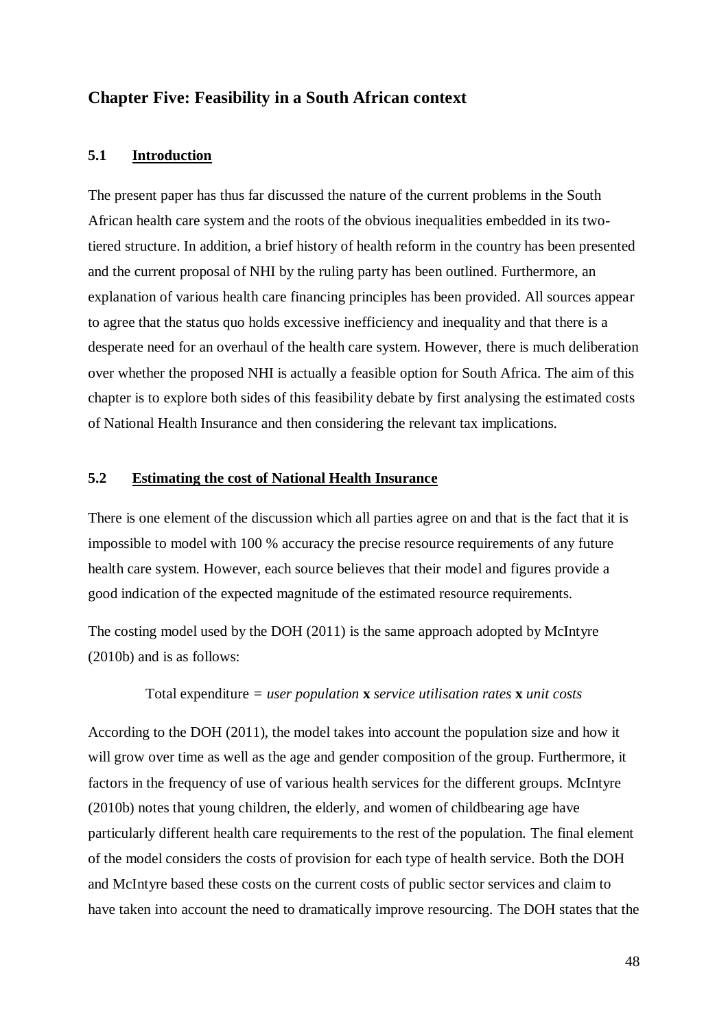## Chapter Five: Feasibility in a South African context

### 5.1 Introduction

The present paper has thus far discussed the nature of the current problems in the South African health care system and the roots of the obvious inequalities embedded in its two-tiered structure. In addition, a brief history of health reform in the country has been presented and the current proposal of NHI by the ruling party has been outlined. Furthermore, an explanation of various health care financing principles has been provided. All sources appear to agree that the status quo holds excessive inefficiency and inequality and that there is a desperate need for an overhaul of the health care system. However, there is much deliberation over whether the proposed NHI is actually a feasible option for South Africa. The aim of this chapter is to explore both sides of this feasibility debate by first analysing the estimated costs of National Health Insurance and then considering the relevant tax implications.

### 5.2 Estimating the cost of National Health Insurance

There is one element of the discussion which all parties agree on and that is the fact that it is impossible to model with 100 % accuracy the precise resource requirements of any future health care system. However, each source believes that their model and figures provide a good indication of the expected magnitude of the estimated resource requirements.

The costing model used by the DOH (2011) is the same approach adopted by McIntyre (2010b) and is as follows:

Total expenditure = *user population* **x** *service utilisation rates* **x** *unit costs*

According to the DOH (2011), the model takes into account the population size and how it will grow over time as well as the age and gender composition of the group. Furthermore, it factors in the frequency of use of various health services for the different groups. McIntyre (2010b) notes that young children, the elderly, and women of childbearing age have particularly different health care requirements to the rest of the population. The final element of the model considers the costs of provision for each type of health service. Both the DOH and McIntyre based these costs on the current costs of public sector services and claim to have taken into account the need to dramatically improve resourcing. The DOH states that the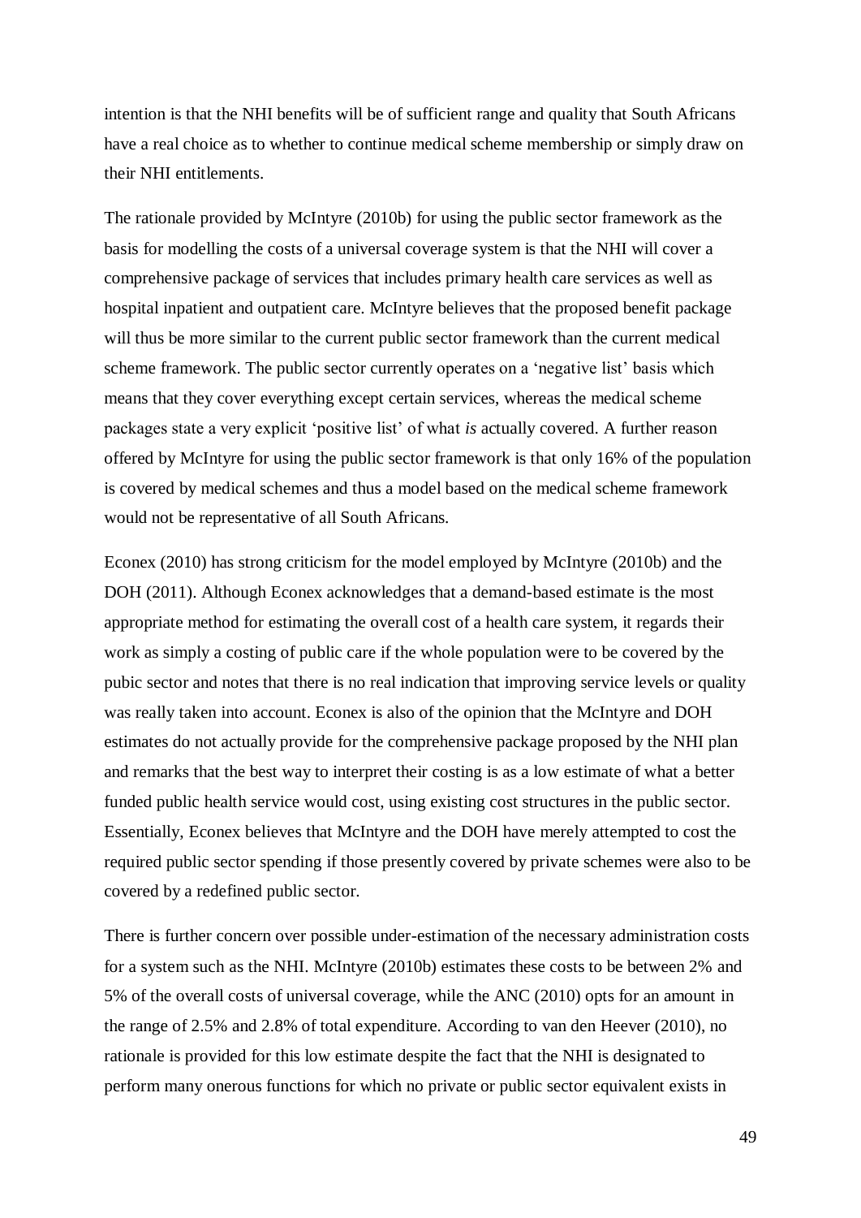intention is that the NHI benefits will be of sufficient range and quality that South Africans have a real choice as to whether to continue medical scheme membership or simply draw on their NHI entitlements.

The rationale provided by McIntyre (2010b) for using the public sector framework as the basis for modelling the costs of a universal coverage system is that the NHI will cover a comprehensive package of services that includes primary health care services as well as hospital inpatient and outpatient care. McIntyre believes that the proposed benefit package will thus be more similar to the current public sector framework than the current medical scheme framework. The public sector currently operates on a 'negative list' basis which means that they cover everything except certain services, whereas the medical scheme packages state a very explicit 'positive list' of what *is* actually covered. A further reason offered by McIntyre for using the public sector framework is that only 16% of the population is covered by medical schemes and thus a model based on the medical scheme framework would not be representative of all South Africans.

Econex (2010) has strong criticism for the model employed by McIntyre (2010b) and the DOH (2011). Although Econex acknowledges that a demand-based estimate is the most appropriate method for estimating the overall cost of a health care system, it regards their work as simply a costing of public care if the whole population were to be covered by the pubic sector and notes that there is no real indication that improving service levels or quality was really taken into account. Econex is also of the opinion that the McIntyre and DOH estimates do not actually provide for the comprehensive package proposed by the NHI plan and remarks that the best way to interpret their costing is as a low estimate of what a better funded public health service would cost, using existing cost structures in the public sector. Essentially, Econex believes that McIntyre and the DOH have merely attempted to cost the required public sector spending if those presently covered by private schemes were also to be covered by a redefined public sector.

There is further concern over possible under-estimation of the necessary administration costs for a system such as the NHI. McIntyre (2010b) estimates these costs to be between 2% and 5% of the overall costs of universal coverage, while the ANC (2010) opts for an amount in the range of 2.5% and 2.8% of total expenditure. According to van den Heever (2010), no rationale is provided for this low estimate despite the fact that the NHI is designated to perform many onerous functions for which no private or public sector equivalent exists in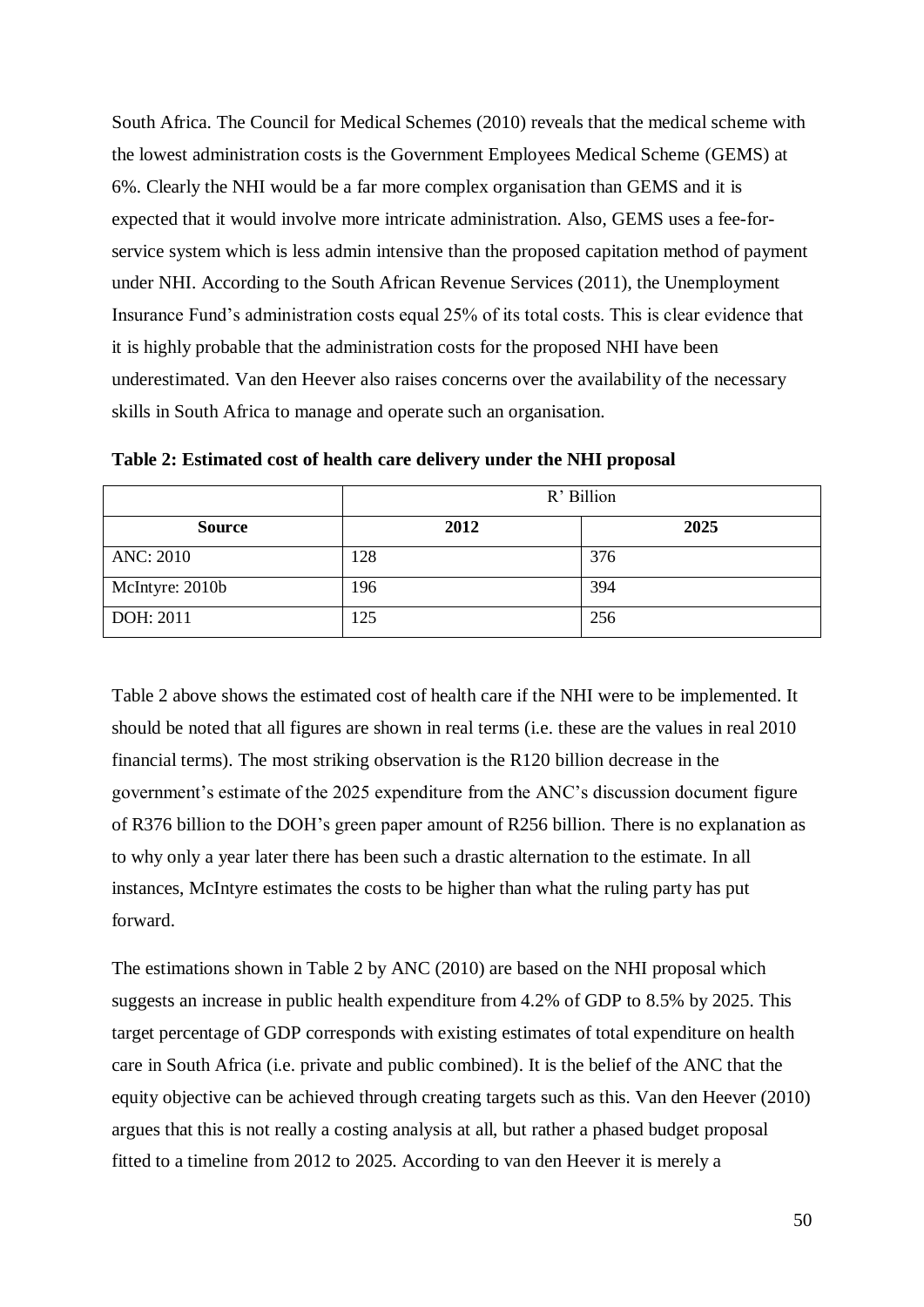South Africa. The Council for Medical Schemes (2010) reveals that the medical scheme with the lowest administration costs is the Government Employees Medical Scheme (GEMS) at 6%. Clearly the NHI would be a far more complex organisation than GEMS and it is expected that it would involve more intricate administration. Also, GEMS uses a fee-for-service system which is less admin intensive than the proposed capitation method of payment under NHI. According to the South African Revenue Services (2011), the Unemployment Insurance Fund's administration costs equal 25% of its total costs. This is clear evidence that it is highly probable that the administration costs for the proposed NHI have been underestimated. Van den Heever also raises concerns over the availability of the necessary skills in South Africa to manage and operate such an organisation.

**Table 2: Estimated cost of health care delivery under the NHI proposal**

| | R' Billion | |
|---|---|---|
| **Source** | **2012** | **2025** |
| ANC: 2010 | 128 | 376 |
| McIntyre: 2010b | 196 | 394 |
| DOH: 2011 | 125 | 256 |

Table 2 above shows the estimated cost of health care if the NHI were to be implemented. It should be noted that all figures are shown in real terms (i.e. these are the values in real 2010 financial terms). The most striking observation is the R120 billion decrease in the government's estimate of the 2025 expenditure from the ANC's discussion document figure of R376 billion to the DOH's green paper amount of R256 billion. There is no explanation as to why only a year later there has been such a drastic alternation to the estimate. In all instances, McIntyre estimates the costs to be higher than what the ruling party has put forward.

The estimations shown in Table 2 by ANC (2010) are based on the NHI proposal which suggests an increase in public health expenditure from 4.2% of GDP to 8.5% by 2025. This target percentage of GDP corresponds with existing estimates of total expenditure on health care in South Africa (i.e. private and public combined). It is the belief of the ANC that the equity objective can be achieved through creating targets such as this. Van den Heever (2010) argues that this is not really a costing analysis at all, but rather a phased budget proposal fitted to a timeline from 2012 to 2025. According to van den Heever it is merely a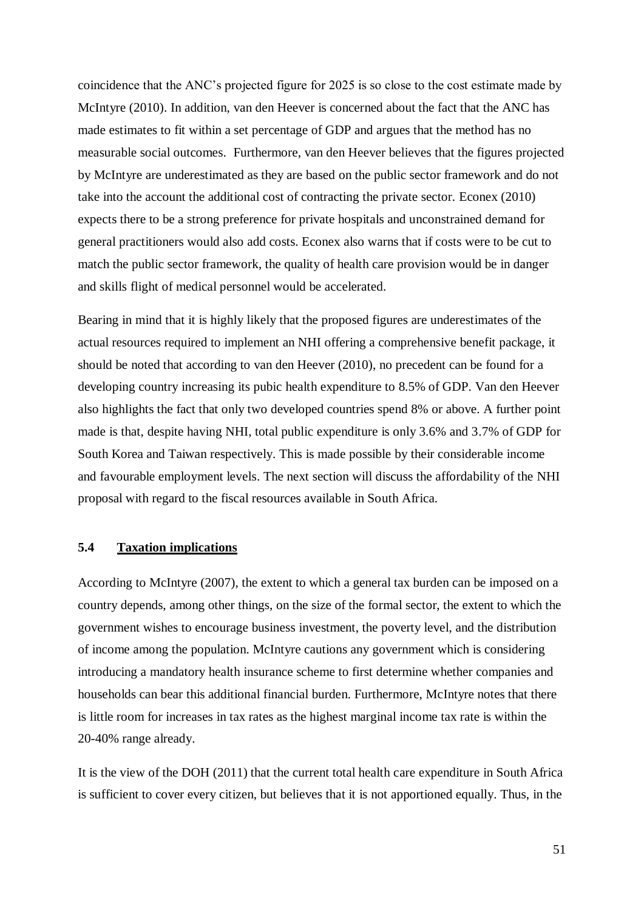coincidence that the ANC's projected figure for 2025 is so close to the cost estimate made by McIntyre (2010). In addition, van den Heever is concerned about the fact that the ANC has made estimates to fit within a set percentage of GDP and argues that the method has no measurable social outcomes. Furthermore, van den Heever believes that the figures projected by McIntyre are underestimated as they are based on the public sector framework and do not take into the account the additional cost of contracting the private sector. Econex (2010) expects there to be a strong preference for private hospitals and unconstrained demand for general practitioners would also add costs. Econex also warns that if costs were to be cut to match the public sector framework, the quality of health care provision would be in danger and skills flight of medical personnel would be accelerated.

Bearing in mind that it is highly likely that the proposed figures are underestimates of the actual resources required to implement an NHI offering a comprehensive benefit package, it should be noted that according to van den Heever (2010), no precedent can be found for a developing country increasing its pubic health expenditure to 8.5% of GDP. Van den Heever also highlights the fact that only two developed countries spend 8% or above. A further point made is that, despite having NHI, total public expenditure is only 3.6% and 3.7% of GDP for South Korea and Taiwan respectively. This is made possible by their considerable income and favourable employment levels. The next section will discuss the affordability of the NHI proposal with regard to the fiscal resources available in South Africa.

### 5.4 Taxation implications

According to McIntyre (2007), the extent to which a general tax burden can be imposed on a country depends, among other things, on the size of the formal sector, the extent to which the government wishes to encourage business investment, the poverty level, and the distribution of income among the population. McIntyre cautions any government which is considering introducing a mandatory health insurance scheme to first determine whether companies and households can bear this additional financial burden. Furthermore, McIntyre notes that there is little room for increases in tax rates as the highest marginal income tax rate is within the 20-40% range already.

It is the view of the DOH (2011) that the current total health care expenditure in South Africa is sufficient to cover every citizen, but believes that it is not apportioned equally. Thus, in the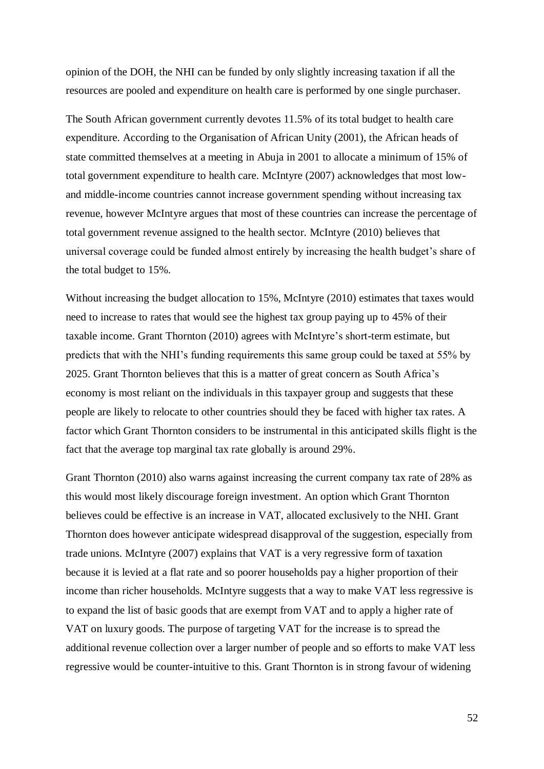opinion of the DOH, the NHI can be funded by only slightly increasing taxation if all the resources are pooled and expenditure on health care is performed by one single purchaser.

The South African government currently devotes 11.5% of its total budget to health care expenditure. According to the Organisation of African Unity (2001), the African heads of state committed themselves at a meeting in Abuja in 2001 to allocate a minimum of 15% of total government expenditure to health care. McIntyre (2007) acknowledges that most low- and middle-income countries cannot increase government spending without increasing tax revenue, however McIntyre argues that most of these countries can increase the percentage of total government revenue assigned to the health sector. McIntyre (2010) believes that universal coverage could be funded almost entirely by increasing the health budget's share of the total budget to 15%.

Without increasing the budget allocation to 15%, McIntyre (2010) estimates that taxes would need to increase to rates that would see the highest tax group paying up to 45% of their taxable income. Grant Thornton (2010) agrees with McIntyre's short-term estimate, but predicts that with the NHI's funding requirements this same group could be taxed at 55% by 2025. Grant Thornton believes that this is a matter of great concern as South Africa's economy is most reliant on the individuals in this taxpayer group and suggests that these people are likely to relocate to other countries should they be faced with higher tax rates. A factor which Grant Thornton considers to be instrumental in this anticipated skills flight is the fact that the average top marginal tax rate globally is around 29%.

Grant Thornton (2010) also warns against increasing the current company tax rate of 28% as this would most likely discourage foreign investment. An option which Grant Thornton believes could be effective is an increase in VAT, allocated exclusively to the NHI. Grant Thornton does however anticipate widespread disapproval of the suggestion, especially from trade unions. McIntyre (2007) explains that VAT is a very regressive form of taxation because it is levied at a flat rate and so poorer households pay a higher proportion of their income than richer households. McIntyre suggests that a way to make VAT less regressive is to expand the list of basic goods that are exempt from VAT and to apply a higher rate of VAT on luxury goods. The purpose of targeting VAT for the increase is to spread the additional revenue collection over a larger number of people and so efforts to make VAT less regressive would be counter-intuitive to this. Grant Thornton is in strong favour of widening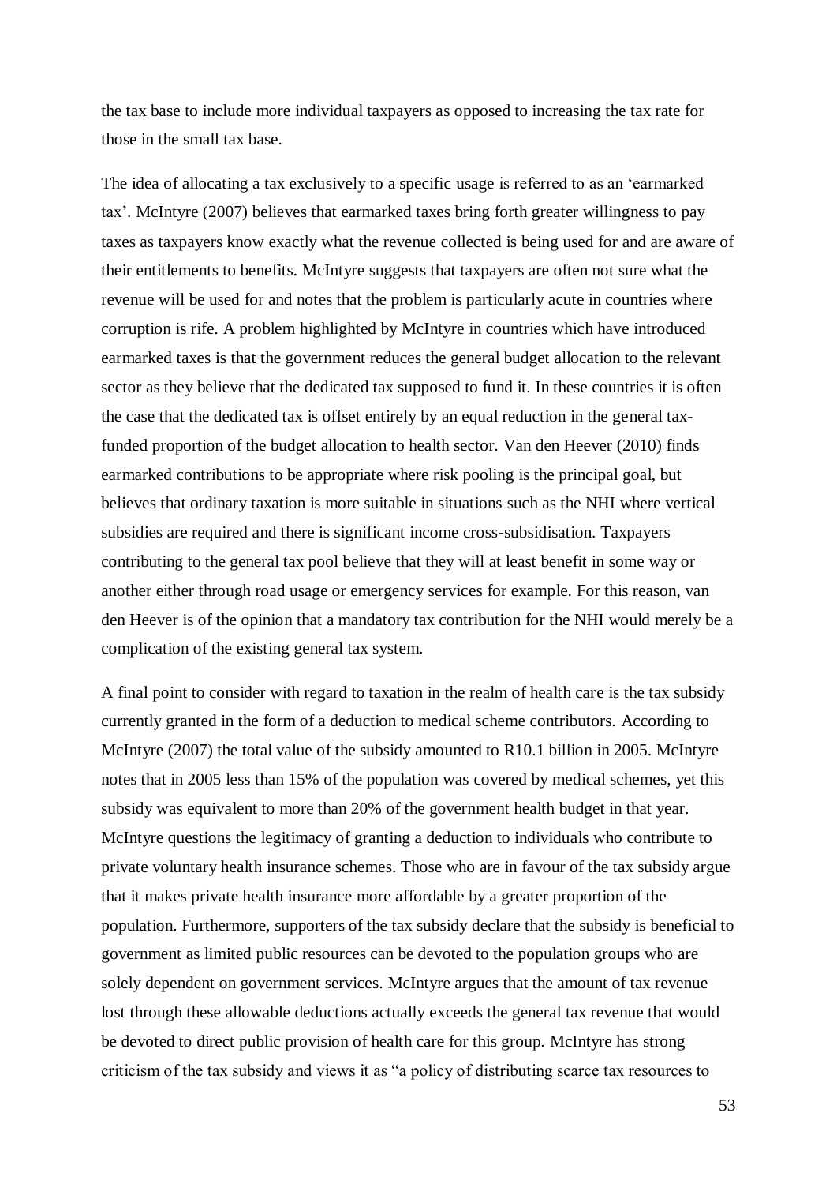the tax base to include more individual taxpayers as opposed to increasing the tax rate for those in the small tax base.

The idea of allocating a tax exclusively to a specific usage is referred to as an 'earmarked tax'. McIntyre (2007) believes that earmarked taxes bring forth greater willingness to pay taxes as taxpayers know exactly what the revenue collected is being used for and are aware of their entitlements to benefits. McIntyre suggests that taxpayers are often not sure what the revenue will be used for and notes that the problem is particularly acute in countries where corruption is rife. A problem highlighted by McIntyre in countries which have introduced earmarked taxes is that the government reduces the general budget allocation to the relevant sector as they believe that the dedicated tax supposed to fund it. In these countries it is often the case that the dedicated tax is offset entirely by an equal reduction in the general tax-funded proportion of the budget allocation to health sector. Van den Heever (2010) finds earmarked contributions to be appropriate where risk pooling is the principal goal, but believes that ordinary taxation is more suitable in situations such as the NHI where vertical subsidies are required and there is significant income cross-subsidisation. Taxpayers contributing to the general tax pool believe that they will at least benefit in some way or another either through road usage or emergency services for example. For this reason, van den Heever is of the opinion that a mandatory tax contribution for the NHI would merely be a complication of the existing general tax system.

A final point to consider with regard to taxation in the realm of health care is the tax subsidy currently granted in the form of a deduction to medical scheme contributors. According to McIntyre (2007) the total value of the subsidy amounted to R10.1 billion in 2005. McIntyre notes that in 2005 less than 15% of the population was covered by medical schemes, yet this subsidy was equivalent to more than 20% of the government health budget in that year. McIntyre questions the legitimacy of granting a deduction to individuals who contribute to private voluntary health insurance schemes. Those who are in favour of the tax subsidy argue that it makes private health insurance more affordable by a greater proportion of the population. Furthermore, supporters of the tax subsidy declare that the subsidy is beneficial to government as limited public resources can be devoted to the population groups who are solely dependent on government services. McIntyre argues that the amount of tax revenue lost through these allowable deductions actually exceeds the general tax revenue that would be devoted to direct public provision of health care for this group. McIntyre has strong criticism of the tax subsidy and views it as "a policy of distributing scarce tax resources to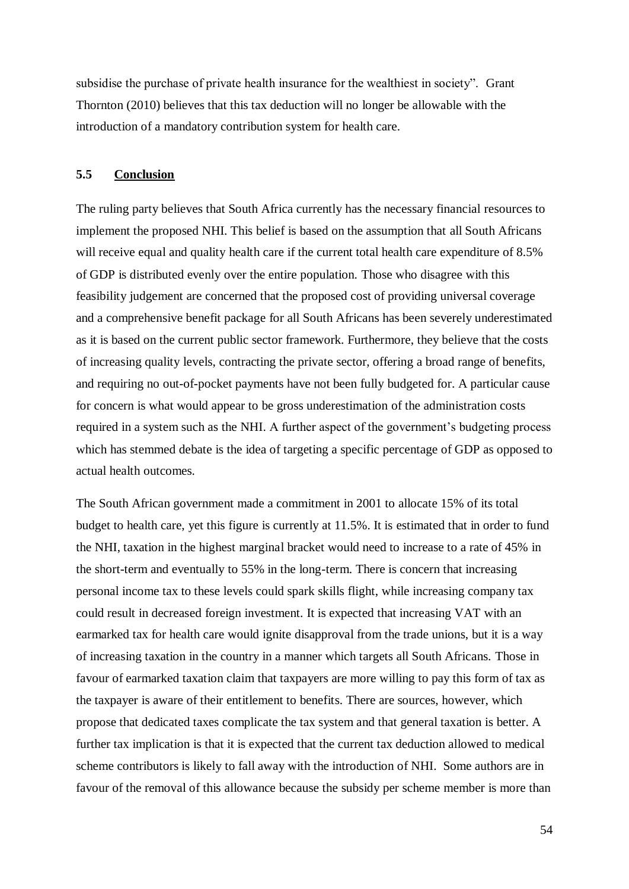subsidise the purchase of private health insurance for the wealthiest in society". Grant Thornton (2010) believes that this tax deduction will no longer be allowable with the introduction of a mandatory contribution system for health care.

## 5.5 Conclusion

The ruling party believes that South Africa currently has the necessary financial resources to implement the proposed NHI. This belief is based on the assumption that all South Africans will receive equal and quality health care if the current total health care expenditure of 8.5% of GDP is distributed evenly over the entire population. Those who disagree with this feasibility judgement are concerned that the proposed cost of providing universal coverage and a comprehensive benefit package for all South Africans has been severely underestimated as it is based on the current public sector framework. Furthermore, they believe that the costs of increasing quality levels, contracting the private sector, offering a broad range of benefits, and requiring no out-of-pocket payments have not been fully budgeted for. A particular cause for concern is what would appear to be gross underestimation of the administration costs required in a system such as the NHI. A further aspect of the government's budgeting process which has stemmed debate is the idea of targeting a specific percentage of GDP as opposed to actual health outcomes.

The South African government made a commitment in 2001 to allocate 15% of its total budget to health care, yet this figure is currently at 11.5%. It is estimated that in order to fund the NHI, taxation in the highest marginal bracket would need to increase to a rate of 45% in the short-term and eventually to 55% in the long-term. There is concern that increasing personal income tax to these levels could spark skills flight, while increasing company tax could result in decreased foreign investment. It is expected that increasing VAT with an earmarked tax for health care would ignite disapproval from the trade unions, but it is a way of increasing taxation in the country in a manner which targets all South Africans. Those in favour of earmarked taxation claim that taxpayers are more willing to pay this form of tax as the taxpayer is aware of their entitlement to benefits. There are sources, however, which propose that dedicated taxes complicate the tax system and that general taxation is better. A further tax implication is that it is expected that the current tax deduction allowed to medical scheme contributors is likely to fall away with the introduction of NHI. Some authors are in favour of the removal of this allowance because the subsidy per scheme member is more than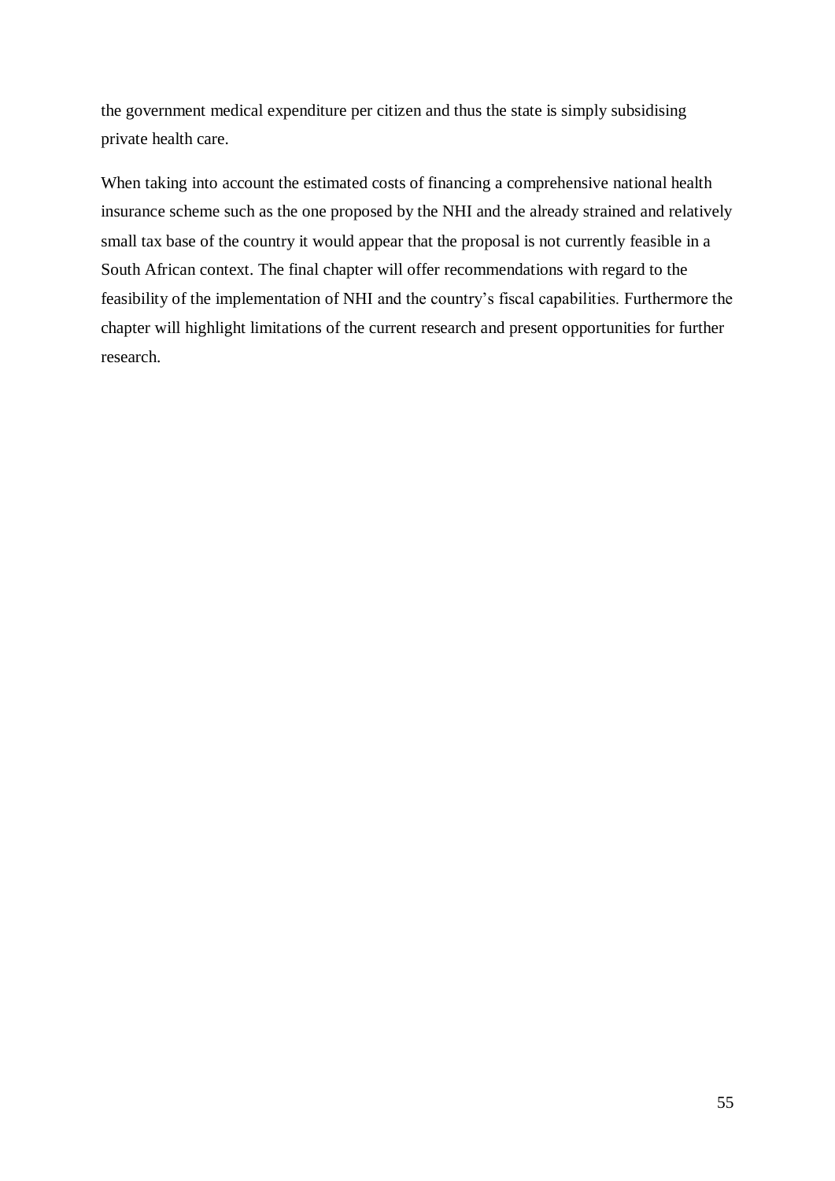the government medical expenditure per citizen and thus the state is simply subsidising private health care.

When taking into account the estimated costs of financing a comprehensive national health insurance scheme such as the one proposed by the NHI and the already strained and relatively small tax base of the country it would appear that the proposal is not currently feasible in a South African context. The final chapter will offer recommendations with regard to the feasibility of the implementation of NHI and the country's fiscal capabilities. Furthermore the chapter will highlight limitations of the current research and present opportunities for further research.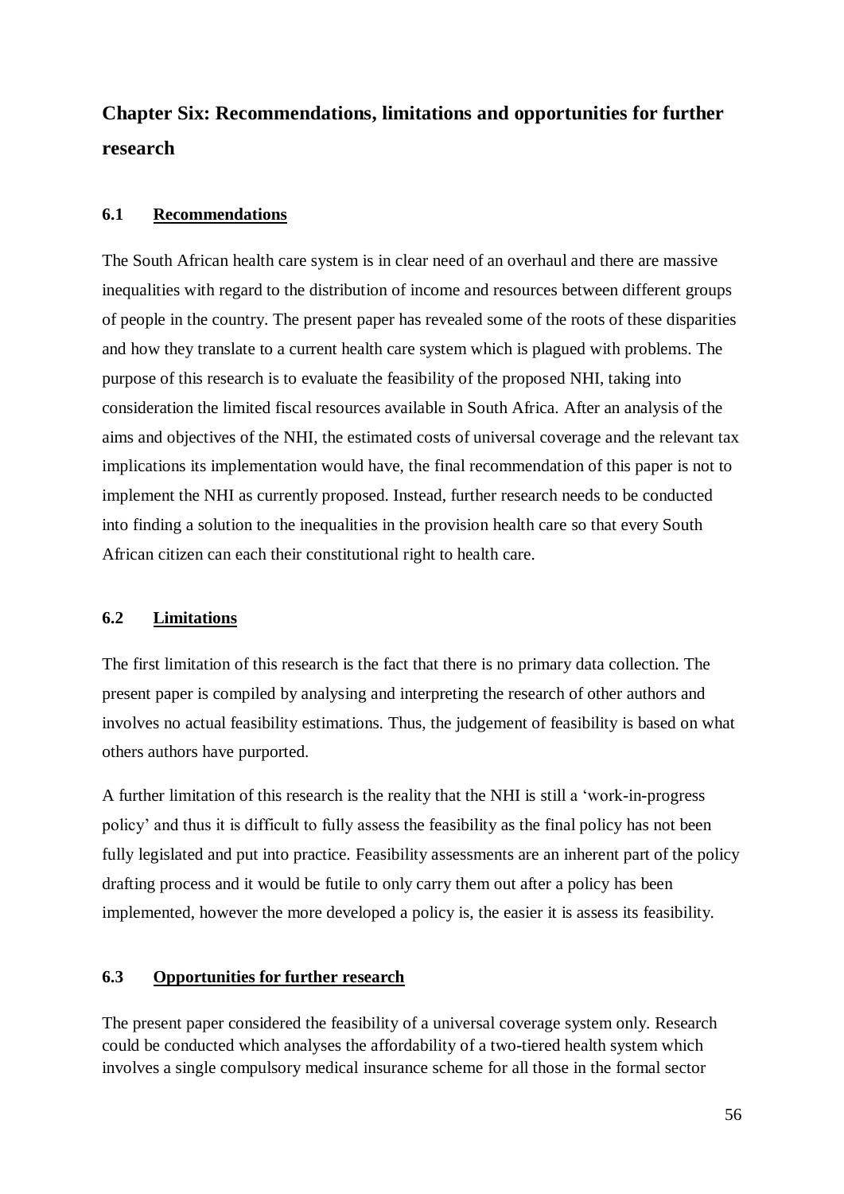# Chapter Six: Recommendations, limitations and opportunities for further research

## 6.1 Recommendations

The South African health care system is in clear need of an overhaul and there are massive inequalities with regard to the distribution of income and resources between different groups of people in the country. The present paper has revealed some of the roots of these disparities and how they translate to a current health care system which is plagued with problems. The purpose of this research is to evaluate the feasibility of the proposed NHI, taking into consideration the limited fiscal resources available in South Africa. After an analysis of the aims and objectives of the NHI, the estimated costs of universal coverage and the relevant tax implications its implementation would have, the final recommendation of this paper is not to implement the NHI as currently proposed. Instead, further research needs to be conducted into finding a solution to the inequalities in the provision health care so that every South African citizen can each their constitutional right to health care.

## 6.2 Limitations

The first limitation of this research is the fact that there is no primary data collection. The present paper is compiled by analysing and interpreting the research of other authors and involves no actual feasibility estimations. Thus, the judgement of feasibility is based on what others authors have purported.

A further limitation of this research is the reality that the NHI is still a 'work-in-progress policy' and thus it is difficult to fully assess the feasibility as the final policy has not been fully legislated and put into practice. Feasibility assessments are an inherent part of the policy drafting process and it would be futile to only carry them out after a policy has been implemented, however the more developed a policy is, the easier it is assess its feasibility.

## 6.3 Opportunities for further research

The present paper considered the feasibility of a universal coverage system only. Research could be conducted which analyses the affordability of a two-tiered health system which involves a single compulsory medical insurance scheme for all those in the formal sector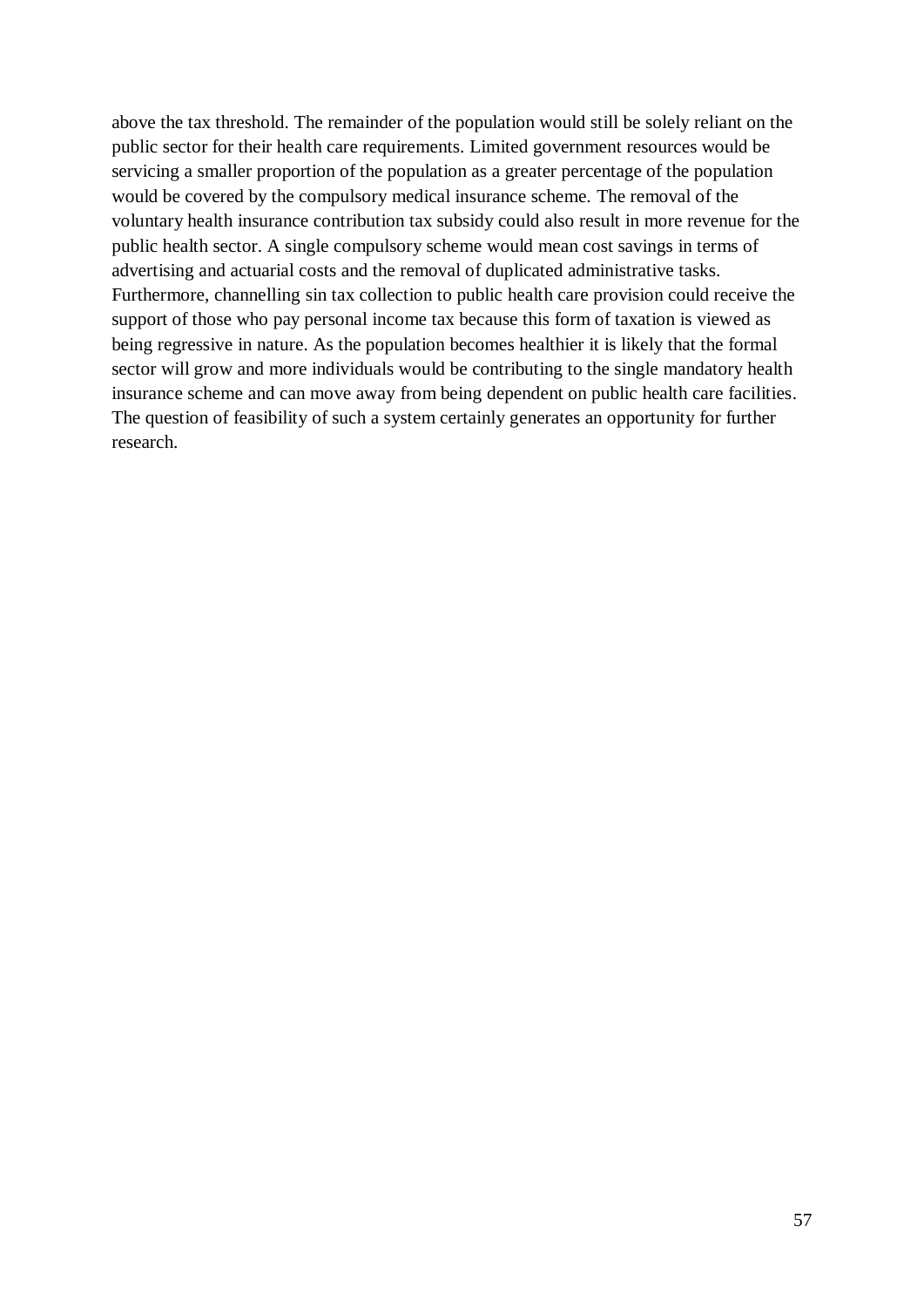above the tax threshold. The remainder of the population would still be solely reliant on the public sector for their health care requirements. Limited government resources would be servicing a smaller proportion of the population as a greater percentage of the population would be covered by the compulsory medical insurance scheme. The removal of the voluntary health insurance contribution tax subsidy could also result in more revenue for the public health sector. A single compulsory scheme would mean cost savings in terms of advertising and actuarial costs and the removal of duplicated administrative tasks. Furthermore, channelling sin tax collection to public health care provision could receive the support of those who pay personal income tax because this form of taxation is viewed as being regressive in nature. As the population becomes healthier it is likely that the formal sector will grow and more individuals would be contributing to the single mandatory health insurance scheme and can move away from being dependent on public health care facilities. The question of feasibility of such a system certainly generates an opportunity for further research.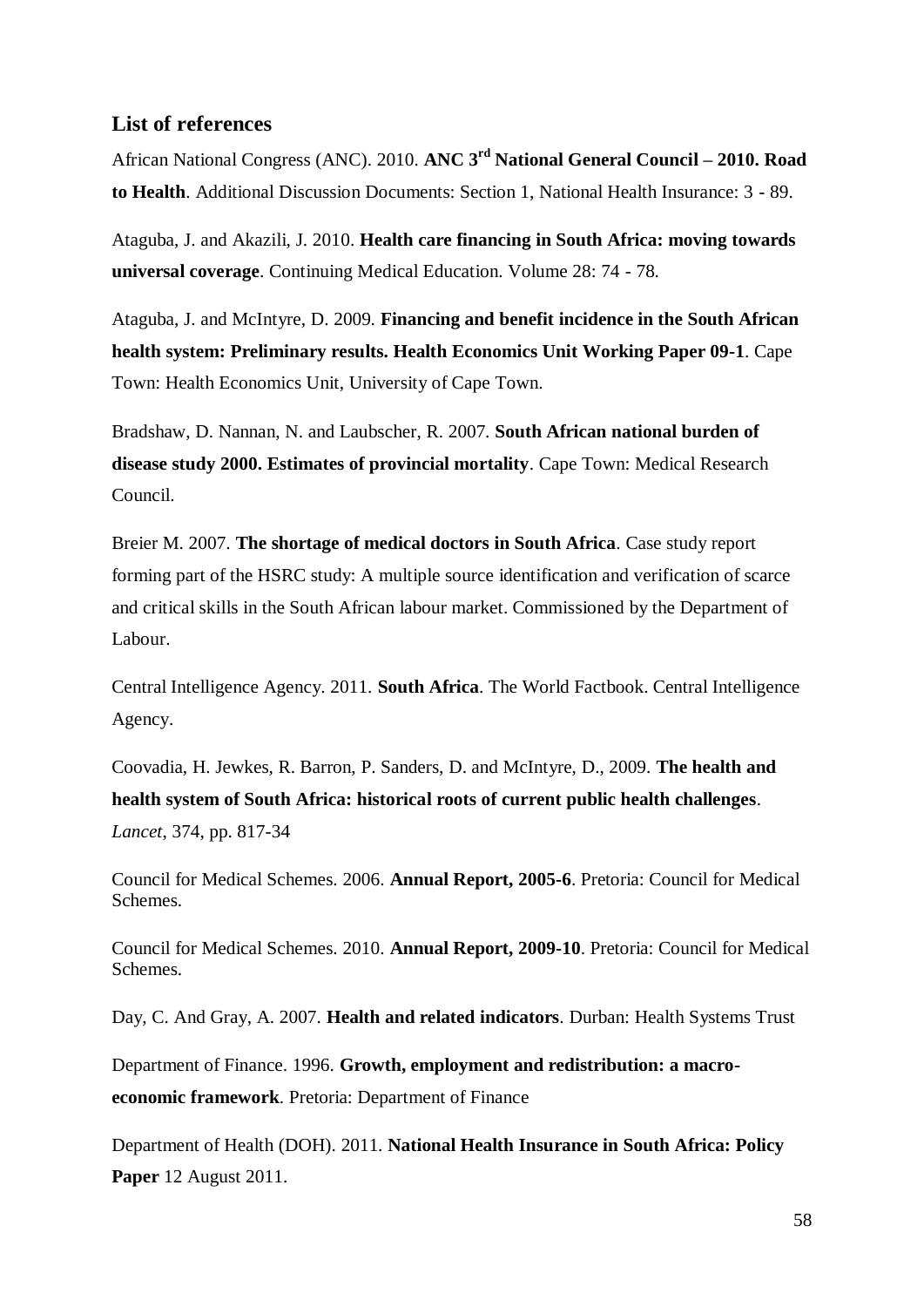## List of references

African National Congress (ANC). 2010. **ANC 3rd National General Council – 2010. Road to Health**. Additional Discussion Documents: Section 1, National Health Insurance: 3 - 89.

Ataguba, J. and Akazili, J. 2010. **Health care financing in South Africa: moving towards universal coverage**. Continuing Medical Education. Volume 28: 74 - 78.

Ataguba, J. and McIntyre, D. 2009. **Financing and benefit incidence in the South African health system: Preliminary results. Health Economics Unit Working Paper 09-1**. Cape Town: Health Economics Unit, University of Cape Town.

Bradshaw, D. Nannan, N. and Laubscher, R. 2007. **South African national burden of disease study 2000. Estimates of provincial mortality**. Cape Town: Medical Research Council.

Breier M. 2007. **The shortage of medical doctors in South Africa**. Case study report forming part of the HSRC study: A multiple source identification and verification of scarce and critical skills in the South African labour market. Commissioned by the Department of Labour.

Central Intelligence Agency. 2011. **South Africa**. The World Factbook. Central Intelligence Agency.

Coovadia, H. Jewkes, R. Barron, P. Sanders, D. and McIntyre, D., 2009. **The health and health system of South Africa: historical roots of current public health challenges**. *Lancet*, 374, pp. 817-34

Council for Medical Schemes. 2006. **Annual Report, 2005-6**. Pretoria: Council for Medical Schemes.

Council for Medical Schemes. 2010. **Annual Report, 2009-10**. Pretoria: Council for Medical Schemes.

Day, C. And Gray, A. 2007. **Health and related indicators**. Durban: Health Systems Trust

Department of Finance. 1996. **Growth, employment and redistribution: a macro-economic framework**. Pretoria: Department of Finance

Department of Health (DOH). 2011. **National Health Insurance in South Africa: Policy Paper** 12 August 2011.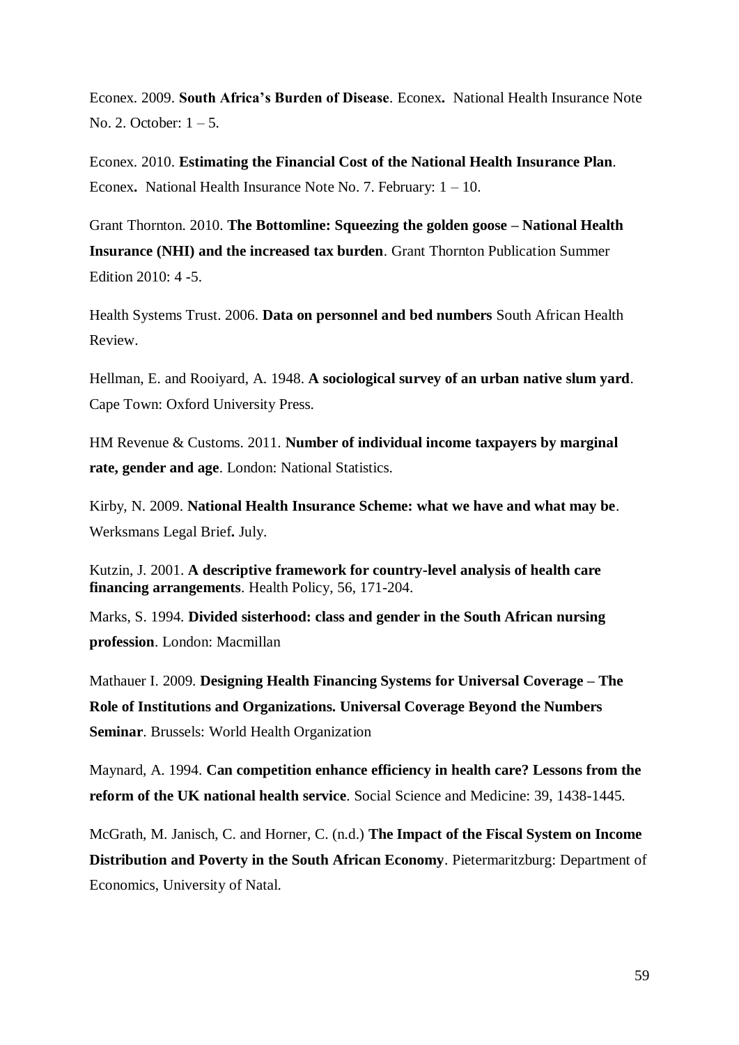Econex. 2009. **South Africa's Burden of Disease**. Econex**.** National Health Insurance Note No. 2. October: 1 – 5.

Econex. 2010. **Estimating the Financial Cost of the National Health Insurance Plan**. Econex**.** National Health Insurance Note No. 7. February: 1 – 10.

Grant Thornton. 2010. **The Bottomline: Squeezing the golden goose – National Health Insurance (NHI) and the increased tax burden**. Grant Thornton Publication Summer Edition 2010: 4 -5.

Health Systems Trust. 2006. **Data on personnel and bed numbers** South African Health Review.

Hellman, E. and Rooiyard, A. 1948. **A sociological survey of an urban native slum yard**. Cape Town: Oxford University Press.

HM Revenue & Customs. 2011. **Number of individual income taxpayers by marginal rate, gender and age**. London: National Statistics.

Kirby, N. 2009. **National Health Insurance Scheme: what we have and what may be**. Werksmans Legal Brief**.** July.

Kutzin, J. 2001. **A descriptive framework for country-level analysis of health care financing arrangements**. Health Policy, 56, 171-204.

Marks, S. 1994. **Divided sisterhood: class and gender in the South African nursing profession**. London: Macmillan

Mathauer I. 2009. **Designing Health Financing Systems for Universal Coverage – The Role of Institutions and Organizations. Universal Coverage Beyond the Numbers Seminar**. Brussels: World Health Organization

Maynard, A. 1994. **Can competition enhance efficiency in health care? Lessons from the reform of the UK national health service**. Social Science and Medicine: 39, 1438-1445.

McGrath, M. Janisch, C. and Horner, C. (n.d.) **The Impact of the Fiscal System on Income Distribution and Poverty in the South African Economy**. Pietermaritzburg: Department of Economics, University of Natal.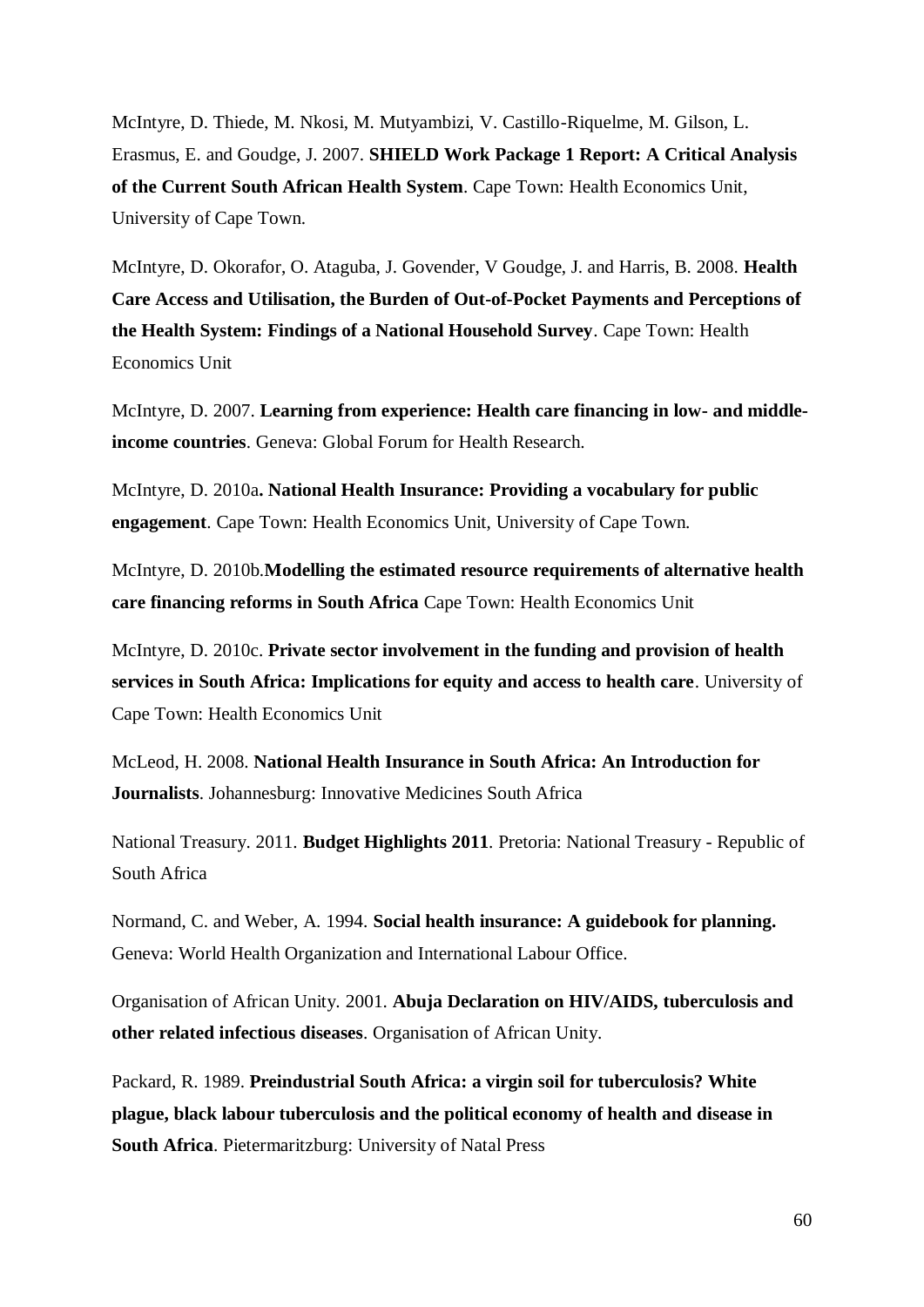McIntyre, D. Thiede, M. Nkosi, M. Mutyambizi, V. Castillo-Riquelme, M. Gilson, L. Erasmus, E. and Goudge, J. 2007. **SHIELD Work Package 1 Report: A Critical Analysis of the Current South African Health System**. Cape Town: Health Economics Unit, University of Cape Town.

McIntyre, D. Okorafor, O. Ataguba, J. Govender, V Goudge, J. and Harris, B. 2008. **Health Care Access and Utilisation, the Burden of Out-of-Pocket Payments and Perceptions of the Health System: Findings of a National Household Survey**. Cape Town: Health Economics Unit

McIntyre, D. 2007. **Learning from experience: Health care financing in low- and middle-income countries**. Geneva: Global Forum for Health Research.

McIntyre, D. 2010a**. National Health Insurance: Providing a vocabulary for public engagement**. Cape Town: Health Economics Unit, University of Cape Town.

McIntyre, D. 2010b.**Modelling the estimated resource requirements of alternative health care financing reforms in South Africa** Cape Town: Health Economics Unit

McIntyre, D. 2010c. **Private sector involvement in the funding and provision of health services in South Africa: Implications for equity and access to health care**. University of Cape Town: Health Economics Unit

McLeod, H. 2008. **National Health Insurance in South Africa: An Introduction for Journalists**. Johannesburg: Innovative Medicines South Africa

National Treasury. 2011. **Budget Highlights 2011**. Pretoria: National Treasury - Republic of South Africa

Normand, C. and Weber, A. 1994. **Social health insurance: A guidebook for planning.** Geneva: World Health Organization and International Labour Office.

Organisation of African Unity. 2001. **Abuja Declaration on HIV/AIDS, tuberculosis and other related infectious diseases**. Organisation of African Unity.

Packard, R. 1989. **Preindustrial South Africa: a virgin soil for tuberculosis? White plague, black labour tuberculosis and the political economy of health and disease in South Africa**. Pietermaritzburg: University of Natal Press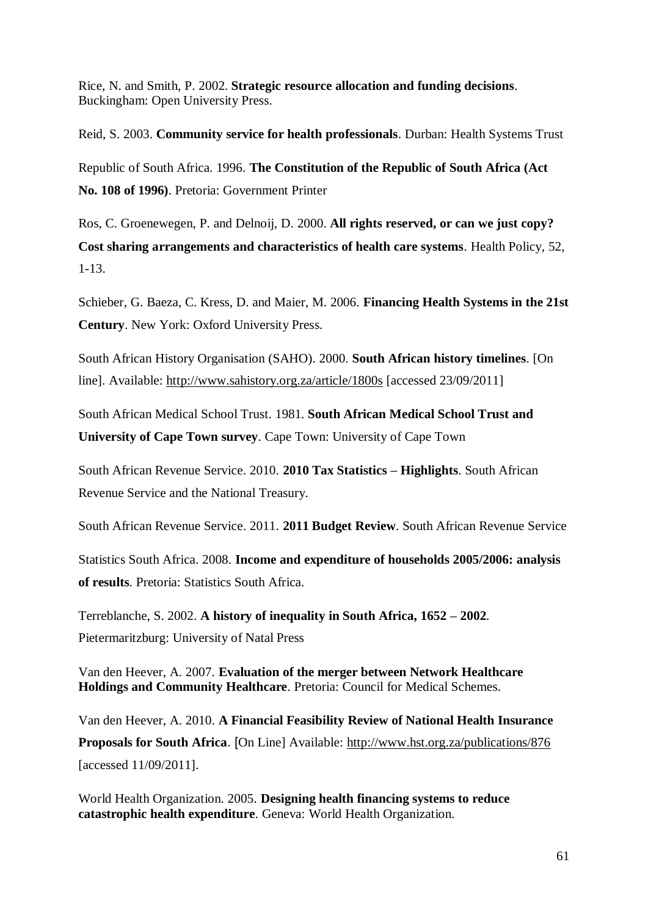Rice, N. and Smith, P. 2002. **Strategic resource allocation and funding decisions**. Buckingham: Open University Press.

Reid, S. 2003. **Community service for health professionals**. Durban: Health Systems Trust

Republic of South Africa. 1996. **The Constitution of the Republic of South Africa (Act No. 108 of 1996)**. Pretoria: Government Printer

Ros, C. Groenewegen, P. and Delnoij, D. 2000. **All rights reserved, or can we just copy? Cost sharing arrangements and characteristics of health care systems**. Health Policy, 52, 1-13.

Schieber, G. Baeza, C. Kress, D. and Maier, M. 2006. **Financing Health Systems in the 21st Century**. New York: Oxford University Press.

South African History Organisation (SAHO). 2000. **South African history timelines**. [On line]. Available: http://www.sahistory.org.za/article/1800s [accessed 23/09/2011]

South African Medical School Trust. 1981. **South African Medical School Trust and University of Cape Town survey**. Cape Town: University of Cape Town

South African Revenue Service. 2010. **2010 Tax Statistics – Highlights**. South African Revenue Service and the National Treasury.

South African Revenue Service. 2011. **2011 Budget Review**. South African Revenue Service

Statistics South Africa. 2008. **Income and expenditure of households 2005/2006: analysis of results**. Pretoria: Statistics South Africa.

Terreblanche, S. 2002. **A history of inequality in South Africa, 1652 – 2002**. Pietermaritzburg: University of Natal Press

Van den Heever, A. 2007. **Evaluation of the merger between Network Healthcare Holdings and Community Healthcare**. Pretoria: Council for Medical Schemes.

Van den Heever, A. 2010. **A Financial Feasibility Review of National Health Insurance Proposals for South Africa**. [On Line] Available: http://www.hst.org.za/publications/876 [accessed 11/09/2011].

World Health Organization. 2005. **Designing health financing systems to reduce catastrophic health expenditure**. Geneva: World Health Organization.